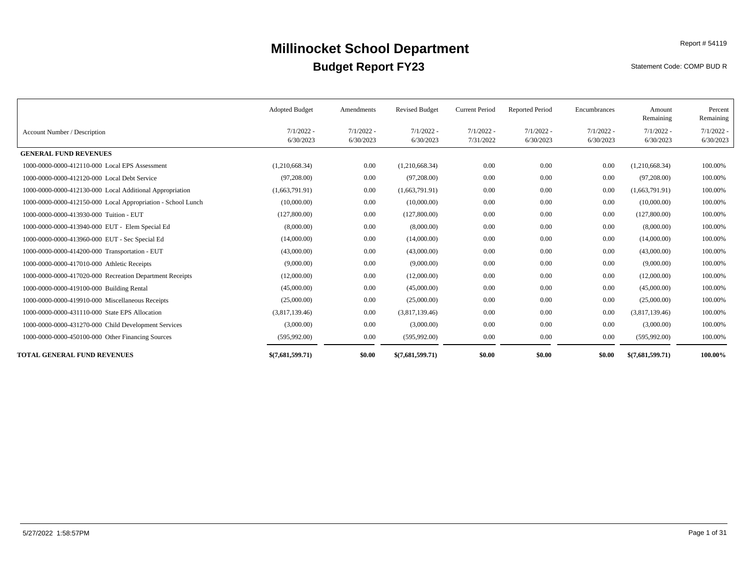# Millinocket School Department

## Budget Report FY23

Report # 54119

Statement Code: COMP BUD R

| Account Number / Description | Adopted Budget 7/1/2022 - 6/30/2023 | Amendments 7/1/2022 - 6/30/2023 | Revised Budget 7/1/2022 - 6/30/2023 | Current Period 7/1/2022 - 7/31/2022 | Reported Period 7/1/2022 - 6/30/2023 | Encumbrances 7/1/2022 - 6/30/2023 | Amount Remaining 7/1/2022 - 6/30/2023 | Percent Remaining 7/1/2022 - 6/30/2023 |
|---|---|---|---|---|---|---|---|---|
| **GENERAL FUND REVENUES** | | | | | | | | |
| 1000-0000-0000-412110-000 Local EPS Assessment | (1,210,668.34) | 0.00 | (1,210,668.34) | 0.00 | 0.00 | 0.00 | (1,210,668.34) | 100.00% |
| 1000-0000-0000-412120-000 Local Debt Service | (97,208.00) | 0.00 | (97,208.00) | 0.00 | 0.00 | 0.00 | (97,208.00) | 100.00% |
| 1000-0000-0000-412130-000 Local Additional Appropriation | (1,663,791.91) | 0.00 | (1,663,791.91) | 0.00 | 0.00 | 0.00 | (1,663,791.91) | 100.00% |
| 1000-0000-0000-412150-000 Local Appropriation - School Lunch | (10,000.00) | 0.00 | (10,000.00) | 0.00 | 0.00 | 0.00 | (10,000.00) | 100.00% |
| 1000-0000-0000-413930-000 Tuition - EUT | (127,800.00) | 0.00 | (127,800.00) | 0.00 | 0.00 | 0.00 | (127,800.00) | 100.00% |
| 1000-0000-0000-413940-000 EUT - Elem Special Ed | (8,000.00) | 0.00 | (8,000.00) | 0.00 | 0.00 | 0.00 | (8,000.00) | 100.00% |
| 1000-0000-0000-413960-000 EUT - Sec Special Ed | (14,000.00) | 0.00 | (14,000.00) | 0.00 | 0.00 | 0.00 | (14,000.00) | 100.00% |
| 1000-0000-0000-414200-000 Transportation - EUT | (43,000.00) | 0.00 | (43,000.00) | 0.00 | 0.00 | 0.00 | (43,000.00) | 100.00% |
| 1000-0000-0000-417010-000 Athletic Receipts | (9,000.00) | 0.00 | (9,000.00) | 0.00 | 0.00 | 0.00 | (9,000.00) | 100.00% |
| 1000-0000-0000-417020-000 Recreation Department Receipts | (12,000.00) | 0.00 | (12,000.00) | 0.00 | 0.00 | 0.00 | (12,000.00) | 100.00% |
| 1000-0000-0000-419100-000 Building Rental | (45,000.00) | 0.00 | (45,000.00) | 0.00 | 0.00 | 0.00 | (45,000.00) | 100.00% |
| 1000-0000-0000-419910-000 Miscellaneous Receipts | (25,000.00) | 0.00 | (25,000.00) | 0.00 | 0.00 | 0.00 | (25,000.00) | 100.00% |
| 1000-0000-0000-431110-000 State EPS Allocation | (3,817,139.46) | 0.00 | (3,817,139.46) | 0.00 | 0.00 | 0.00 | (3,817,139.46) | 100.00% |
| 1000-0000-0000-431270-000 Child Development Services | (3,000.00) | 0.00 | (3,000.00) | 0.00 | 0.00 | 0.00 | (3,000.00) | 100.00% |
| 1000-0000-0000-450100-000 Other Financing Sources | (595,992.00) | 0.00 | (595,992.00) | 0.00 | 0.00 | 0.00 | (595,992.00) | 100.00% |
| **TOTAL GENERAL FUND REVENUES** | **$(7,681,599.71)** | **$0.00** | **$(7,681,599.71)** | **$0.00** | **$0.00** | **$0.00** | **$(7,681,599.71)** | **100.00%** |

5/27/2022 1:58:57PM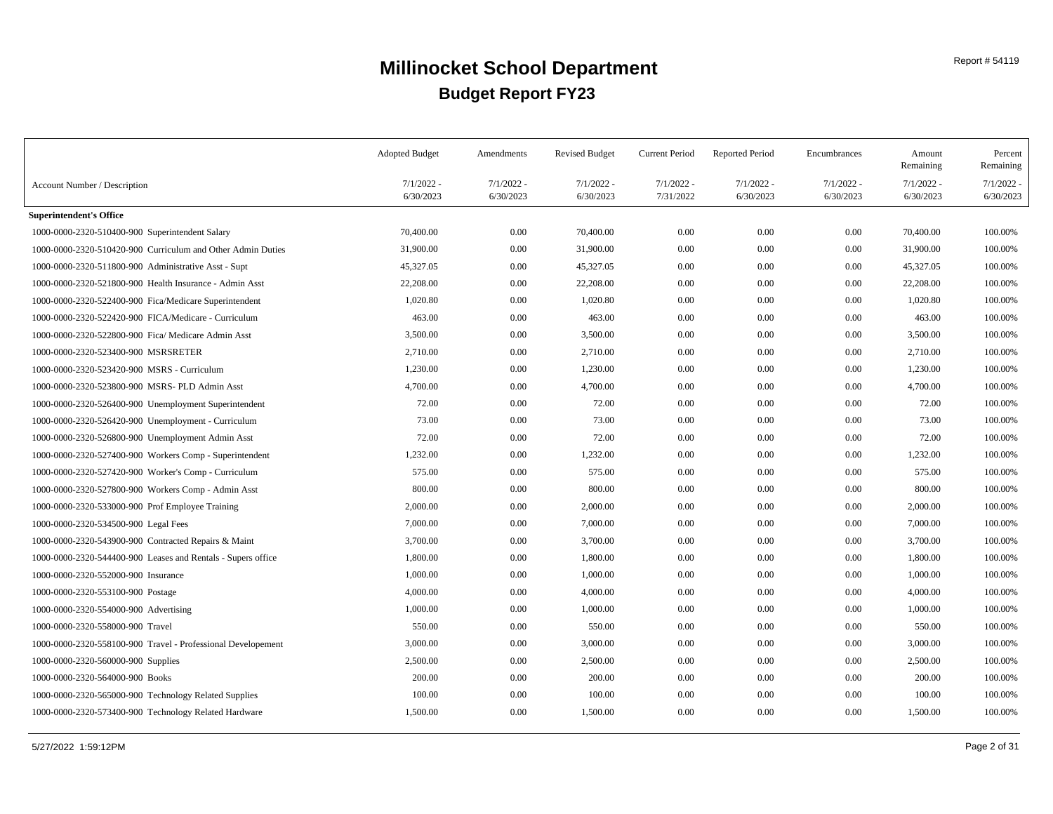# Millinocket School Department

## Budget Report FY23

Report # 54119

| Account Number / Description | Adopted Budget 7/1/2022 - 6/30/2023 | Amendments 7/1/2022 - 6/30/2023 | Revised Budget 7/1/2022 - 6/30/2023 | Current Period 7/1/2022 - 7/31/2022 | Reported Period 7/1/2022 - 6/30/2023 | Encumbrances 7/1/2022 - 6/30/2023 | Amount Remaining 7/1/2022 - 6/30/2023 | Percent Remaining 7/1/2022 - 6/30/2023 |
|---|---|---|---|---|---|---|---|---|
| **Superintendent's Office** | | | | | | | | |
| 1000-0000-2320-510400-900 Superintendent Salary | 70,400.00 | 0.00 | 70,400.00 | 0.00 | 0.00 | 0.00 | 70,400.00 | 100.00% |
| 1000-0000-2320-510420-900 Curriculum and Other Admin Duties | 31,900.00 | 0.00 | 31,900.00 | 0.00 | 0.00 | 0.00 | 31,900.00 | 100.00% |
| 1000-0000-2320-511800-900 Administrative Asst - Supt | 45,327.05 | 0.00 | 45,327.05 | 0.00 | 0.00 | 0.00 | 45,327.05 | 100.00% |
| 1000-0000-2320-521800-900 Health Insurance - Admin Asst | 22,208.00 | 0.00 | 22,208.00 | 0.00 | 0.00 | 0.00 | 22,208.00 | 100.00% |
| 1000-0000-2320-522400-900 Fica/Medicare Superintendent | 1,020.80 | 0.00 | 1,020.80 | 0.00 | 0.00 | 0.00 | 1,020.80 | 100.00% |
| 1000-0000-2320-522420-900 FICA/Medicare - Curriculum | 463.00 | 0.00 | 463.00 | 0.00 | 0.00 | 0.00 | 463.00 | 100.00% |
| 1000-0000-2320-522800-900 Fica/ Medicare Admin Asst | 3,500.00 | 0.00 | 3,500.00 | 0.00 | 0.00 | 0.00 | 3,500.00 | 100.00% |
| 1000-0000-2320-523400-900 MSRSRETER | 2,710.00 | 0.00 | 2,710.00 | 0.00 | 0.00 | 0.00 | 2,710.00 | 100.00% |
| 1000-0000-2320-523420-900 MSRS - Curriculum | 1,230.00 | 0.00 | 1,230.00 | 0.00 | 0.00 | 0.00 | 1,230.00 | 100.00% |
| 1000-0000-2320-523800-900 MSRS- PLD Admin Asst | 4,700.00 | 0.00 | 4,700.00 | 0.00 | 0.00 | 0.00 | 4,700.00 | 100.00% |
| 1000-0000-2320-526400-900 Unemployment Superintendent | 72.00 | 0.00 | 72.00 | 0.00 | 0.00 | 0.00 | 72.00 | 100.00% |
| 1000-0000-2320-526420-900 Unemployment - Curriculum | 73.00 | 0.00 | 73.00 | 0.00 | 0.00 | 0.00 | 73.00 | 100.00% |
| 1000-0000-2320-526800-900 Unemployment Admin Asst | 72.00 | 0.00 | 72.00 | 0.00 | 0.00 | 0.00 | 72.00 | 100.00% |
| 1000-0000-2320-527400-900 Workers Comp - Superintendent | 1,232.00 | 0.00 | 1,232.00 | 0.00 | 0.00 | 0.00 | 1,232.00 | 100.00% |
| 1000-0000-2320-527420-900 Worker's Comp - Curriculum | 575.00 | 0.00 | 575.00 | 0.00 | 0.00 | 0.00 | 575.00 | 100.00% |
| 1000-0000-2320-527800-900 Workers Comp - Admin Asst | 800.00 | 0.00 | 800.00 | 0.00 | 0.00 | 0.00 | 800.00 | 100.00% |
| 1000-0000-2320-533000-900 Prof Employee Training | 2,000.00 | 0.00 | 2,000.00 | 0.00 | 0.00 | 0.00 | 2,000.00 | 100.00% |
| 1000-0000-2320-534500-900 Legal Fees | 7,000.00 | 0.00 | 7,000.00 | 0.00 | 0.00 | 0.00 | 7,000.00 | 100.00% |
| 1000-0000-2320-543900-900 Contracted Repairs & Maint | 3,700.00 | 0.00 | 3,700.00 | 0.00 | 0.00 | 0.00 | 3,700.00 | 100.00% |
| 1000-0000-2320-544400-900 Leases and Rentals - Supers office | 1,800.00 | 0.00 | 1,800.00 | 0.00 | 0.00 | 0.00 | 1,800.00 | 100.00% |
| 1000-0000-2320-552000-900 Insurance | 1,000.00 | 0.00 | 1,000.00 | 0.00 | 0.00 | 0.00 | 1,000.00 | 100.00% |
| 1000-0000-2320-553100-900 Postage | 4,000.00 | 0.00 | 4,000.00 | 0.00 | 0.00 | 0.00 | 4,000.00 | 100.00% |
| 1000-0000-2320-554000-900 Advertising | 1,000.00 | 0.00 | 1,000.00 | 0.00 | 0.00 | 0.00 | 1,000.00 | 100.00% |
| 1000-0000-2320-558000-900 Travel | 550.00 | 0.00 | 550.00 | 0.00 | 0.00 | 0.00 | 550.00 | 100.00% |
| 1000-0000-2320-558100-900 Travel - Professional Developement | 3,000.00 | 0.00 | 3,000.00 | 0.00 | 0.00 | 0.00 | 3,000.00 | 100.00% |
| 1000-0000-2320-560000-900 Supplies | 2,500.00 | 0.00 | 2,500.00 | 0.00 | 0.00 | 0.00 | 2,500.00 | 100.00% |
| 1000-0000-2320-564000-900 Books | 200.00 | 0.00 | 200.00 | 0.00 | 0.00 | 0.00 | 200.00 | 100.00% |
| 1000-0000-2320-565000-900 Technology Related Supplies | 100.00 | 0.00 | 100.00 | 0.00 | 0.00 | 0.00 | 100.00 | 100.00% |
| 1000-0000-2320-573400-900 Technology Related Hardware | 1,500.00 | 0.00 | 1,500.00 | 0.00 | 0.00 | 0.00 | 1,500.00 | 100.00% |

5/27/2022 1:59:12PM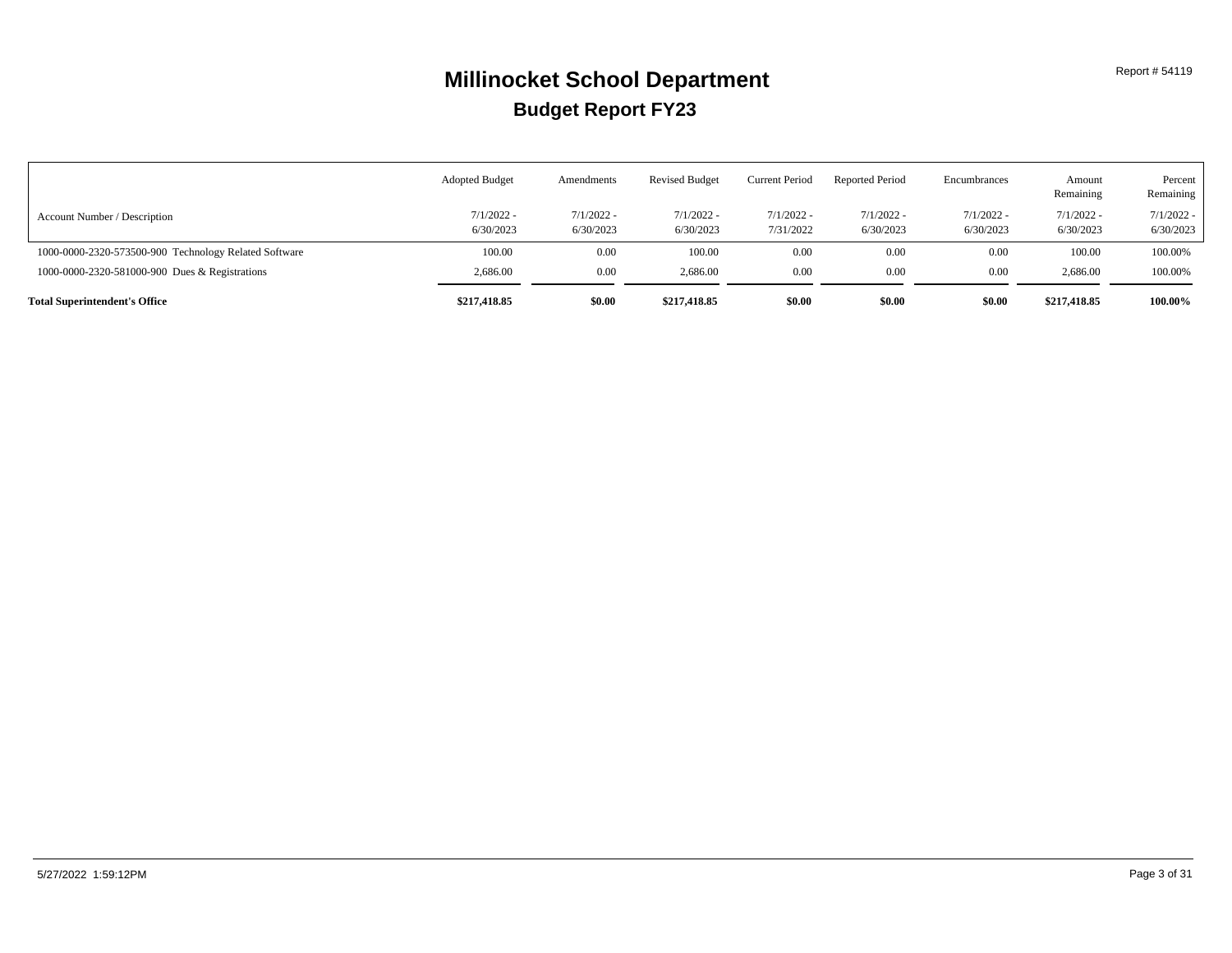# Millinocket School Department

## Budget Report FY23

Report # 54119

| Account Number / Description | Adopted Budget 7/1/2022 - 6/30/2023 | Amendments 7/1/2022 - 6/30/2023 | Revised Budget 7/1/2022 - 6/30/2023 | Current Period 7/1/2022 - 7/31/2022 | Reported Period 7/1/2022 - 6/30/2023 | Encumbrances 7/1/2022 - 6/30/2023 | Amount Remaining 7/1/2022 - 6/30/2023 | Percent Remaining 7/1/2022 - 6/30/2023 |
|---|---|---|---|---|---|---|---|---|
| 1000-0000-2320-573500-900 Technology Related Software | 100.00 | 0.00 | 100.00 | 0.00 | 0.00 | 0.00 | 100.00 | 100.00% |
| 1000-0000-2320-581000-900 Dues & Registrations | 2,686.00 | 0.00 | 2,686.00 | 0.00 | 0.00 | 0.00 | 2,686.00 | 100.00% |
| **Total Superintendent's Office** | **$217,418.85** | **$0.00** | **$217,418.85** | **$0.00** | **$0.00** | **$0.00** | **$217,418.85** | **100.00%** |

5/27/2022 1:59:12PM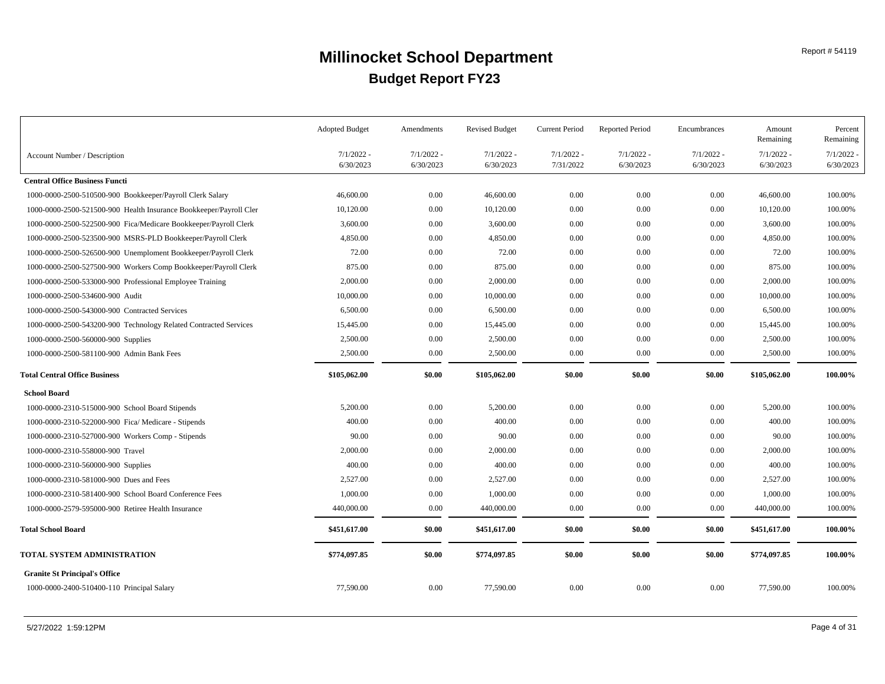# Millinocket School Department

## Budget Report FY23

Report # 54119

| Account Number / Description | Adopted Budget 7/1/2022 - 6/30/2023 | Amendments 7/1/2022 - 6/30/2023 | Revised Budget 7/1/2022 - 6/30/2023 | Current Period 7/1/2022 - 7/31/2022 | Reported Period 7/1/2022 - 6/30/2023 | Encumbrances 7/1/2022 - 6/30/2023 | Amount Remaining 7/1/2022 - 6/30/2023 | Percent Remaining 7/1/2022 - 6/30/2023 |
|---|---|---|---|---|---|---|---|---|
| **Central Office Business Functi** | | | | | | | | |
| 1000-0000-2500-510500-900 Bookkeeper/Payroll Clerk Salary | 46,600.00 | 0.00 | 46,600.00 | 0.00 | 0.00 | 0.00 | 46,600.00 | 100.00% |
| 1000-0000-2500-521500-900 Health Insurance Bookkeeper/Payroll Cler | 10,120.00 | 0.00 | 10,120.00 | 0.00 | 0.00 | 0.00 | 10,120.00 | 100.00% |
| 1000-0000-2500-522500-900 Fica/Medicare Bookkeeper/Payroll Clerk | 3,600.00 | 0.00 | 3,600.00 | 0.00 | 0.00 | 0.00 | 3,600.00 | 100.00% |
| 1000-0000-2500-523500-900 MSRS-PLD Bookkeeper/Payroll Clerk | 4,850.00 | 0.00 | 4,850.00 | 0.00 | 0.00 | 0.00 | 4,850.00 | 100.00% |
| 1000-0000-2500-526500-900 Unemploment Bookkeeper/Payroll Clerk | 72.00 | 0.00 | 72.00 | 0.00 | 0.00 | 0.00 | 72.00 | 100.00% |
| 1000-0000-2500-527500-900 Workers Comp Bookkeeper/Payroll Clerk | 875.00 | 0.00 | 875.00 | 0.00 | 0.00 | 0.00 | 875.00 | 100.00% |
| 1000-0000-2500-533000-900 Professional Employee Training | 2,000.00 | 0.00 | 2,000.00 | 0.00 | 0.00 | 0.00 | 2,000.00 | 100.00% |
| 1000-0000-2500-534600-900 Audit | 10,000.00 | 0.00 | 10,000.00 | 0.00 | 0.00 | 0.00 | 10,000.00 | 100.00% |
| 1000-0000-2500-543000-900 Contracted Services | 6,500.00 | 0.00 | 6,500.00 | 0.00 | 0.00 | 0.00 | 6,500.00 | 100.00% |
| 1000-0000-2500-543200-900 Technology Related Contracted Services | 15,445.00 | 0.00 | 15,445.00 | 0.00 | 0.00 | 0.00 | 15,445.00 | 100.00% |
| 1000-0000-2500-560000-900 Supplies | 2,500.00 | 0.00 | 2,500.00 | 0.00 | 0.00 | 0.00 | 2,500.00 | 100.00% |
| 1000-0000-2500-581100-900 Admin Bank Fees | 2,500.00 | 0.00 | 2,500.00 | 0.00 | 0.00 | 0.00 | 2,500.00 | 100.00% |
| **Total Central Office Business** | **$105,062.00** | **$0.00** | **$105,062.00** | **$0.00** | **$0.00** | **$0.00** | **$105,062.00** | **100.00%** |
| **School Board** | | | | | | | | |
| 1000-0000-2310-515000-900 School Board Stipends | 5,200.00 | 0.00 | 5,200.00 | 0.00 | 0.00 | 0.00 | 5,200.00 | 100.00% |
| 1000-0000-2310-522000-900 Fica/ Medicare - Stipends | 400.00 | 0.00 | 400.00 | 0.00 | 0.00 | 0.00 | 400.00 | 100.00% |
| 1000-0000-2310-527000-900 Workers Comp - Stipends | 90.00 | 0.00 | 90.00 | 0.00 | 0.00 | 0.00 | 90.00 | 100.00% |
| 1000-0000-2310-558000-900 Travel | 2,000.00 | 0.00 | 2,000.00 | 0.00 | 0.00 | 0.00 | 2,000.00 | 100.00% |
| 1000-0000-2310-560000-900 Supplies | 400.00 | 0.00 | 400.00 | 0.00 | 0.00 | 0.00 | 400.00 | 100.00% |
| 1000-0000-2310-581000-900 Dues and Fees | 2,527.00 | 0.00 | 2,527.00 | 0.00 | 0.00 | 0.00 | 2,527.00 | 100.00% |
| 1000-0000-2310-581400-900 School Board Conference Fees | 1,000.00 | 0.00 | 1,000.00 | 0.00 | 0.00 | 0.00 | 1,000.00 | 100.00% |
| 1000-0000-2579-595000-900 Retiree Health Insurance | 440,000.00 | 0.00 | 440,000.00 | 0.00 | 0.00 | 0.00 | 440,000.00 | 100.00% |
| **Total School Board** | **$451,617.00** | **$0.00** | **$451,617.00** | **$0.00** | **$0.00** | **$0.00** | **$451,617.00** | **100.00%** |
| **TOTAL SYSTEM ADMINISTRATION** | **$774,097.85** | **$0.00** | **$774,097.85** | **$0.00** | **$0.00** | **$0.00** | **$774,097.85** | **100.00%** |
| **Granite St Principal's Office** | | | | | | | | |
| 1000-0000-2400-510400-110 Principal Salary | 77,590.00 | 0.00 | 77,590.00 | 0.00 | 0.00 | 0.00 | 77,590.00 | 100.00% |

5/27/2022 1:59:12PM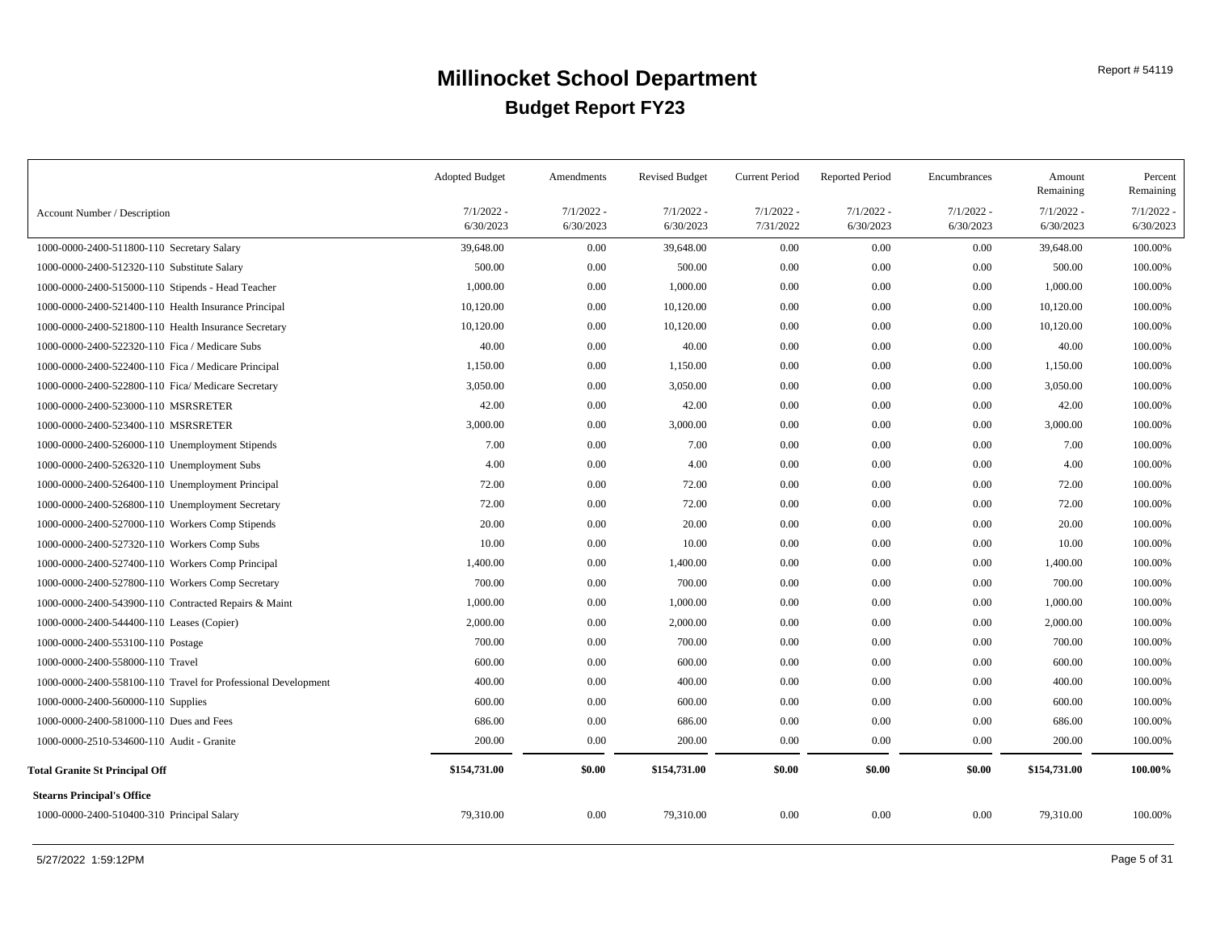# Millinocket School Department

## Budget Report FY23

Report # 54119

| Account Number / Description | Adopted Budget 7/1/2022 - 6/30/2023 | Amendments 7/1/2022 - 6/30/2023 | Revised Budget 7/1/2022 - 6/30/2023 | Current Period 7/1/2022 - 7/31/2022 | Reported Period 7/1/2022 - 6/30/2023 | Encumbrances 7/1/2022 - 6/30/2023 | Amount Remaining 7/1/2022 - 6/30/2023 | Percent Remaining 7/1/2022 - 6/30/2023 |
|---|---|---|---|---|---|---|---|---|
| 1000-0000-2400-511800-110 Secretary Salary | 39,648.00 | 0.00 | 39,648.00 | 0.00 | 0.00 | 0.00 | 39,648.00 | 100.00% |
| 1000-0000-2400-512320-110 Substitute Salary | 500.00 | 0.00 | 500.00 | 0.00 | 0.00 | 0.00 | 500.00 | 100.00% |
| 1000-0000-2400-515000-110 Stipends - Head Teacher | 1,000.00 | 0.00 | 1,000.00 | 0.00 | 0.00 | 0.00 | 1,000.00 | 100.00% |
| 1000-0000-2400-521400-110 Health Insurance Principal | 10,120.00 | 0.00 | 10,120.00 | 0.00 | 0.00 | 0.00 | 10,120.00 | 100.00% |
| 1000-0000-2400-521800-110 Health Insurance Secretary | 10,120.00 | 0.00 | 10,120.00 | 0.00 | 0.00 | 0.00 | 10,120.00 | 100.00% |
| 1000-0000-2400-522320-110 Fica / Medicare Subs | 40.00 | 0.00 | 40.00 | 0.00 | 0.00 | 0.00 | 40.00 | 100.00% |
| 1000-0000-2400-522400-110 Fica / Medicare Principal | 1,150.00 | 0.00 | 1,150.00 | 0.00 | 0.00 | 0.00 | 1,150.00 | 100.00% |
| 1000-0000-2400-522800-110 Fica/ Medicare Secretary | 3,050.00 | 0.00 | 3,050.00 | 0.00 | 0.00 | 0.00 | 3,050.00 | 100.00% |
| 1000-0000-2400-523000-110 MSRSRETER | 42.00 | 0.00 | 42.00 | 0.00 | 0.00 | 0.00 | 42.00 | 100.00% |
| 1000-0000-2400-523400-110 MSRSRETER | 3,000.00 | 0.00 | 3,000.00 | 0.00 | 0.00 | 0.00 | 3,000.00 | 100.00% |
| 1000-0000-2400-526000-110 Unemployment Stipends | 7.00 | 0.00 | 7.00 | 0.00 | 0.00 | 0.00 | 7.00 | 100.00% |
| 1000-0000-2400-526320-110 Unemployment Subs | 4.00 | 0.00 | 4.00 | 0.00 | 0.00 | 0.00 | 4.00 | 100.00% |
| 1000-0000-2400-526400-110 Unemployment Principal | 72.00 | 0.00 | 72.00 | 0.00 | 0.00 | 0.00 | 72.00 | 100.00% |
| 1000-0000-2400-526800-110 Unemployment Secretary | 72.00 | 0.00 | 72.00 | 0.00 | 0.00 | 0.00 | 72.00 | 100.00% |
| 1000-0000-2400-527000-110 Workers Comp Stipends | 20.00 | 0.00 | 20.00 | 0.00 | 0.00 | 0.00 | 20.00 | 100.00% |
| 1000-0000-2400-527320-110 Workers Comp Subs | 10.00 | 0.00 | 10.00 | 0.00 | 0.00 | 0.00 | 10.00 | 100.00% |
| 1000-0000-2400-527400-110 Workers Comp Principal | 1,400.00 | 0.00 | 1,400.00 | 0.00 | 0.00 | 0.00 | 1,400.00 | 100.00% |
| 1000-0000-2400-527800-110 Workers Comp Secretary | 700.00 | 0.00 | 700.00 | 0.00 | 0.00 | 0.00 | 700.00 | 100.00% |
| 1000-0000-2400-543900-110 Contracted Repairs & Maint | 1,000.00 | 0.00 | 1,000.00 | 0.00 | 0.00 | 0.00 | 1,000.00 | 100.00% |
| 1000-0000-2400-544400-110 Leases (Copier) | 2,000.00 | 0.00 | 2,000.00 | 0.00 | 0.00 | 0.00 | 2,000.00 | 100.00% |
| 1000-0000-2400-553100-110 Postage | 700.00 | 0.00 | 700.00 | 0.00 | 0.00 | 0.00 | 700.00 | 100.00% |
| 1000-0000-2400-558000-110 Travel | 600.00 | 0.00 | 600.00 | 0.00 | 0.00 | 0.00 | 600.00 | 100.00% |
| 1000-0000-2400-558100-110 Travel for Professional Development | 400.00 | 0.00 | 400.00 | 0.00 | 0.00 | 0.00 | 400.00 | 100.00% |
| 1000-0000-2400-560000-110 Supplies | 600.00 | 0.00 | 600.00 | 0.00 | 0.00 | 0.00 | 600.00 | 100.00% |
| 1000-0000-2400-581000-110 Dues and Fees | 686.00 | 0.00 | 686.00 | 0.00 | 0.00 | 0.00 | 686.00 | 100.00% |
| 1000-0000-2510-534600-110 Audit - Granite | 200.00 | 0.00 | 200.00 | 0.00 | 0.00 | 0.00 | 200.00 | 100.00% |
| **Total Granite St Principal Off** | **$154,731.00** | **$0.00** | **$154,731.00** | **$0.00** | **$0.00** | **$0.00** | **$154,731.00** | **100.00%** |
| **Stearns Principal's Office** | | | | | | | | |
| 1000-0000-2400-510400-310 Principal Salary | 79,310.00 | 0.00 | 79,310.00 | 0.00 | 0.00 | 0.00 | 79,310.00 | 100.00% |

5/27/2022 1:59:12PM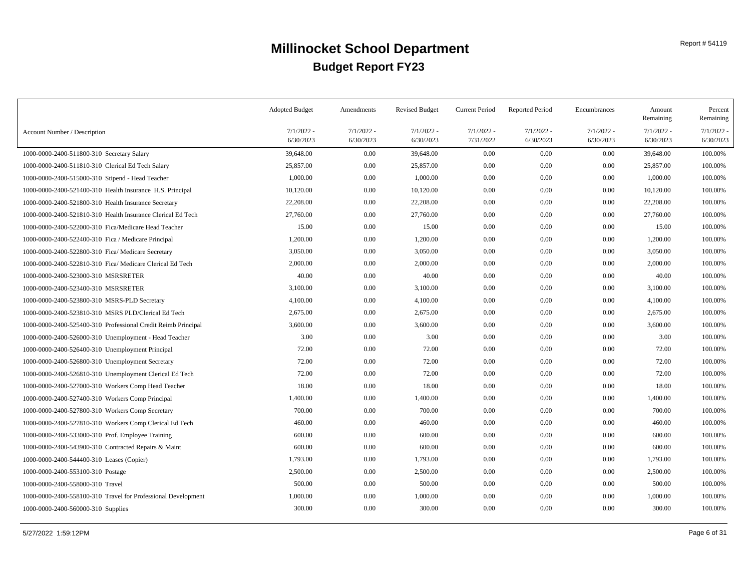# Millinocket School Department

## Budget Report FY23

Report # 54119

| Account Number / Description | Adopted Budget 7/1/2022 - 6/30/2023 | Amendments 7/1/2022 - 6/30/2023 | Revised Budget 7/1/2022 - 6/30/2023 | Current Period 7/1/2022 - 7/31/2022 | Reported Period 7/1/2022 - 6/30/2023 | Encumbrances 7/1/2022 - 6/30/2023 | Amount Remaining 7/1/2022 - 6/30/2023 | Percent Remaining 7/1/2022 - 6/30/2023 |
|---|---|---|---|---|---|---|---|---|
| 1000-0000-2400-511800-310 Secretary Salary | 39,648.00 | 0.00 | 39,648.00 | 0.00 | 0.00 | 0.00 | 39,648.00 | 100.00% |
| 1000-0000-2400-511810-310 Clerical Ed Tech Salary | 25,857.00 | 0.00 | 25,857.00 | 0.00 | 0.00 | 0.00 | 25,857.00 | 100.00% |
| 1000-0000-2400-515000-310 Stipend - Head Teacher | 1,000.00 | 0.00 | 1,000.00 | 0.00 | 0.00 | 0.00 | 1,000.00 | 100.00% |
| 1000-0000-2400-521400-310 Health Insurance H.S. Principal | 10,120.00 | 0.00 | 10,120.00 | 0.00 | 0.00 | 0.00 | 10,120.00 | 100.00% |
| 1000-0000-2400-521800-310 Health Insurance Secretary | 22,208.00 | 0.00 | 22,208.00 | 0.00 | 0.00 | 0.00 | 22,208.00 | 100.00% |
| 1000-0000-2400-521810-310 Health Insurance Clerical Ed Tech | 27,760.00 | 0.00 | 27,760.00 | 0.00 | 0.00 | 0.00 | 27,760.00 | 100.00% |
| 1000-0000-2400-522000-310 Fica/Medicare Head Teacher | 15.00 | 0.00 | 15.00 | 0.00 | 0.00 | 0.00 | 15.00 | 100.00% |
| 1000-0000-2400-522400-310 Fica / Medicare Principal | 1,200.00 | 0.00 | 1,200.00 | 0.00 | 0.00 | 0.00 | 1,200.00 | 100.00% |
| 1000-0000-2400-522800-310 Fica/ Medicare Secretary | 3,050.00 | 0.00 | 3,050.00 | 0.00 | 0.00 | 0.00 | 3,050.00 | 100.00% |
| 1000-0000-2400-522810-310 Fica/ Medicare Clerical Ed Tech | 2,000.00 | 0.00 | 2,000.00 | 0.00 | 0.00 | 0.00 | 2,000.00 | 100.00% |
| 1000-0000-2400-523000-310 MSRSRETER | 40.00 | 0.00 | 40.00 | 0.00 | 0.00 | 0.00 | 40.00 | 100.00% |
| 1000-0000-2400-523400-310 MSRSRETER | 3,100.00 | 0.00 | 3,100.00 | 0.00 | 0.00 | 0.00 | 3,100.00 | 100.00% |
| 1000-0000-2400-523800-310 MSRS-PLD Secretary | 4,100.00 | 0.00 | 4,100.00 | 0.00 | 0.00 | 0.00 | 4,100.00 | 100.00% |
| 1000-0000-2400-523810-310 MSRS PLD/Clerical Ed Tech | 2,675.00 | 0.00 | 2,675.00 | 0.00 | 0.00 | 0.00 | 2,675.00 | 100.00% |
| 1000-0000-2400-525400-310 Professional Credit Reimb Principal | 3,600.00 | 0.00 | 3,600.00 | 0.00 | 0.00 | 0.00 | 3,600.00 | 100.00% |
| 1000-0000-2400-526000-310 Unemployment - Head Teacher | 3.00 | 0.00 | 3.00 | 0.00 | 0.00 | 0.00 | 3.00 | 100.00% |
| 1000-0000-2400-526400-310 Unemployment Principal | 72.00 | 0.00 | 72.00 | 0.00 | 0.00 | 0.00 | 72.00 | 100.00% |
| 1000-0000-2400-526800-310 Unemployment Secretary | 72.00 | 0.00 | 72.00 | 0.00 | 0.00 | 0.00 | 72.00 | 100.00% |
| 1000-0000-2400-526810-310 Unemployment Clerical Ed Tech | 72.00 | 0.00 | 72.00 | 0.00 | 0.00 | 0.00 | 72.00 | 100.00% |
| 1000-0000-2400-527000-310 Workers Comp Head Teacher | 18.00 | 0.00 | 18.00 | 0.00 | 0.00 | 0.00 | 18.00 | 100.00% |
| 1000-0000-2400-527400-310 Workers Comp Principal | 1,400.00 | 0.00 | 1,400.00 | 0.00 | 0.00 | 0.00 | 1,400.00 | 100.00% |
| 1000-0000-2400-527800-310 Workers Comp Secretary | 700.00 | 0.00 | 700.00 | 0.00 | 0.00 | 0.00 | 700.00 | 100.00% |
| 1000-0000-2400-527810-310 Workers Comp Clerical Ed Tech | 460.00 | 0.00 | 460.00 | 0.00 | 0.00 | 0.00 | 460.00 | 100.00% |
| 1000-0000-2400-533000-310 Prof. Employee Training | 600.00 | 0.00 | 600.00 | 0.00 | 0.00 | 0.00 | 600.00 | 100.00% |
| 1000-0000-2400-543900-310 Contracted Repairs & Maint | 600.00 | 0.00 | 600.00 | 0.00 | 0.00 | 0.00 | 600.00 | 100.00% |
| 1000-0000-2400-544400-310 Leases (Copier) | 1,793.00 | 0.00 | 1,793.00 | 0.00 | 0.00 | 0.00 | 1,793.00 | 100.00% |
| 1000-0000-2400-553100-310 Postage | 2,500.00 | 0.00 | 2,500.00 | 0.00 | 0.00 | 0.00 | 2,500.00 | 100.00% |
| 1000-0000-2400-558000-310 Travel | 500.00 | 0.00 | 500.00 | 0.00 | 0.00 | 0.00 | 500.00 | 100.00% |
| 1000-0000-2400-558100-310 Travel for Professional Development | 1,000.00 | 0.00 | 1,000.00 | 0.00 | 0.00 | 0.00 | 1,000.00 | 100.00% |
| 1000-0000-2400-560000-310 Supplies | 300.00 | 0.00 | 300.00 | 0.00 | 0.00 | 0.00 | 300.00 | 100.00% |

5/27/2022 1:59:12PM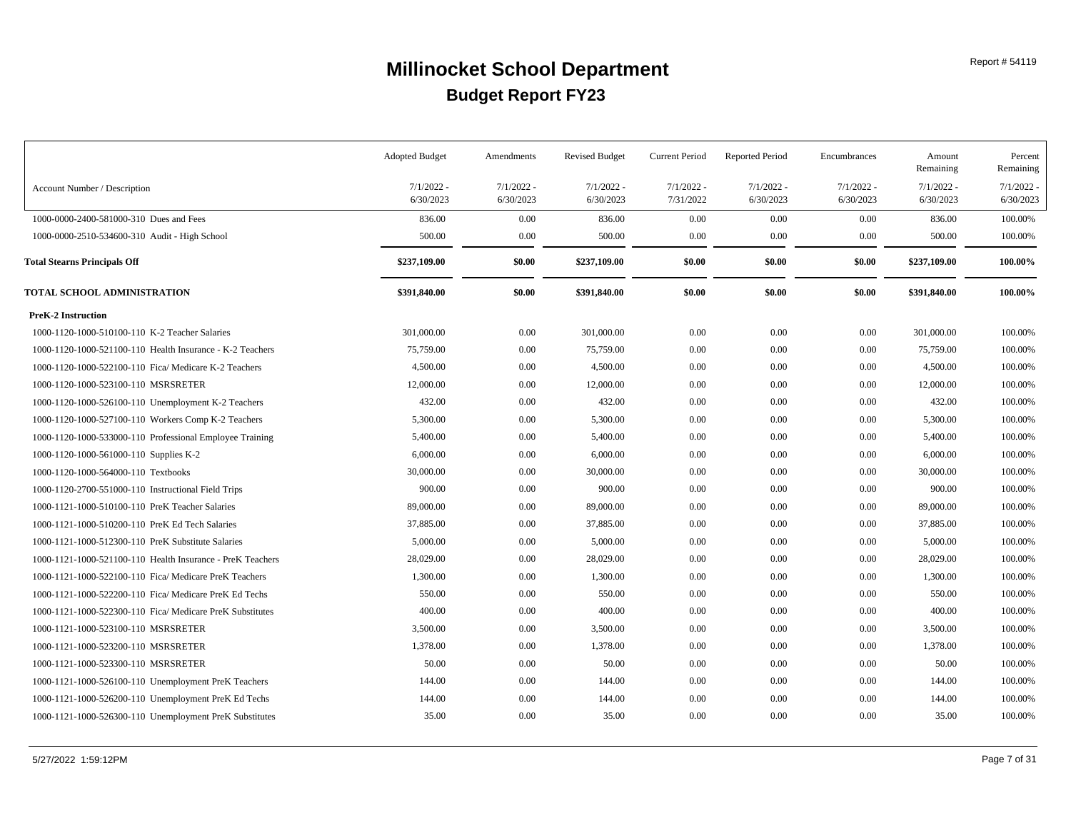# Millinocket School Department

## Budget Report FY23

Report # 54119

| Account Number / Description | Adopted Budget 7/1/2022 - 6/30/2023 | Amendments 7/1/2022 - 6/30/2023 | Revised Budget 7/1/2022 - 6/30/2023 | Current Period 7/1/2022 - 7/31/2022 | Reported Period 7/1/2022 - 6/30/2023 | Encumbrances 7/1/2022 - 6/30/2023 | Amount Remaining 7/1/2022 - 6/30/2023 | Percent Remaining 7/1/2022 - 6/30/2023 |
|---|---|---|---|---|---|---|---|---|
| 1000-0000-2400-581000-310 Dues and Fees | 836.00 | 0.00 | 836.00 | 0.00 | 0.00 | 0.00 | 836.00 | 100.00% |
| 1000-0000-2510-534600-310 Audit - High School | 500.00 | 0.00 | 500.00 | 0.00 | 0.00 | 0.00 | 500.00 | 100.00% |
| **Total Stearns Principals Off** | **$237,109.00** | **$0.00** | **$237,109.00** | **$0.00** | **$0.00** | **$0.00** | **$237,109.00** | **100.00%** |
| **TOTAL SCHOOL ADMINISTRATION** | **$391,840.00** | **$0.00** | **$391,840.00** | **$0.00** | **$0.00** | **$0.00** | **$391,840.00** | **100.00%** |
| **PreK-2 Instruction** | | | | | | | | |
| 1000-1120-1000-510100-110 K-2 Teacher Salaries | 301,000.00 | 0.00 | 301,000.00 | 0.00 | 0.00 | 0.00 | 301,000.00 | 100.00% |
| 1000-1120-1000-521100-110 Health Insurance - K-2 Teachers | 75,759.00 | 0.00 | 75,759.00 | 0.00 | 0.00 | 0.00 | 75,759.00 | 100.00% |
| 1000-1120-1000-522100-110 Fica/ Medicare K-2 Teachers | 4,500.00 | 0.00 | 4,500.00 | 0.00 | 0.00 | 0.00 | 4,500.00 | 100.00% |
| 1000-1120-1000-523100-110 MSRSRETER | 12,000.00 | 0.00 | 12,000.00 | 0.00 | 0.00 | 0.00 | 12,000.00 | 100.00% |
| 1000-1120-1000-526100-110 Unemployment K-2 Teachers | 432.00 | 0.00 | 432.00 | 0.00 | 0.00 | 0.00 | 432.00 | 100.00% |
| 1000-1120-1000-527100-110 Workers Comp K-2 Teachers | 5,300.00 | 0.00 | 5,300.00 | 0.00 | 0.00 | 0.00 | 5,300.00 | 100.00% |
| 1000-1120-1000-533000-110 Professional Employee Training | 5,400.00 | 0.00 | 5,400.00 | 0.00 | 0.00 | 0.00 | 5,400.00 | 100.00% |
| 1000-1120-1000-561000-110 Supplies K-2 | 6,000.00 | 0.00 | 6,000.00 | 0.00 | 0.00 | 0.00 | 6,000.00 | 100.00% |
| 1000-1120-1000-564000-110 Textbooks | 30,000.00 | 0.00 | 30,000.00 | 0.00 | 0.00 | 0.00 | 30,000.00 | 100.00% |
| 1000-1120-2700-551000-110 Instructional Field Trips | 900.00 | 0.00 | 900.00 | 0.00 | 0.00 | 0.00 | 900.00 | 100.00% |
| 1000-1121-1000-510100-110 PreK Teacher Salaries | 89,000.00 | 0.00 | 89,000.00 | 0.00 | 0.00 | 0.00 | 89,000.00 | 100.00% |
| 1000-1121-1000-510200-110 PreK Ed Tech Salaries | 37,885.00 | 0.00 | 37,885.00 | 0.00 | 0.00 | 0.00 | 37,885.00 | 100.00% |
| 1000-1121-1000-512300-110 PreK Substitute Salaries | 5,000.00 | 0.00 | 5,000.00 | 0.00 | 0.00 | 0.00 | 5,000.00 | 100.00% |
| 1000-1121-1000-521100-110 Health Insurance - PreK Teachers | 28,029.00 | 0.00 | 28,029.00 | 0.00 | 0.00 | 0.00 | 28,029.00 | 100.00% |
| 1000-1121-1000-522100-110 Fica/ Medicare PreK Teachers | 1,300.00 | 0.00 | 1,300.00 | 0.00 | 0.00 | 0.00 | 1,300.00 | 100.00% |
| 1000-1121-1000-522200-110 Fica/ Medicare PreK Ed Techs | 550.00 | 0.00 | 550.00 | 0.00 | 0.00 | 0.00 | 550.00 | 100.00% |
| 1000-1121-1000-522300-110 Fica/ Medicare PreK Substitutes | 400.00 | 0.00 | 400.00 | 0.00 | 0.00 | 0.00 | 400.00 | 100.00% |
| 1000-1121-1000-523100-110 MSRSRETER | 3,500.00 | 0.00 | 3,500.00 | 0.00 | 0.00 | 0.00 | 3,500.00 | 100.00% |
| 1000-1121-1000-523200-110 MSRSRETER | 1,378.00 | 0.00 | 1,378.00 | 0.00 | 0.00 | 0.00 | 1,378.00 | 100.00% |
| 1000-1121-1000-523300-110 MSRSRETER | 50.00 | 0.00 | 50.00 | 0.00 | 0.00 | 0.00 | 50.00 | 100.00% |
| 1000-1121-1000-526100-110 Unemployment PreK Teachers | 144.00 | 0.00 | 144.00 | 0.00 | 0.00 | 0.00 | 144.00 | 100.00% |
| 1000-1121-1000-526200-110 Unemployment PreK Ed Techs | 144.00 | 0.00 | 144.00 | 0.00 | 0.00 | 0.00 | 144.00 | 100.00% |
| 1000-1121-1000-526300-110 Unemployment PreK Substitutes | 35.00 | 0.00 | 35.00 | 0.00 | 0.00 | 0.00 | 35.00 | 100.00% |

5/27/2022 1:59:12PM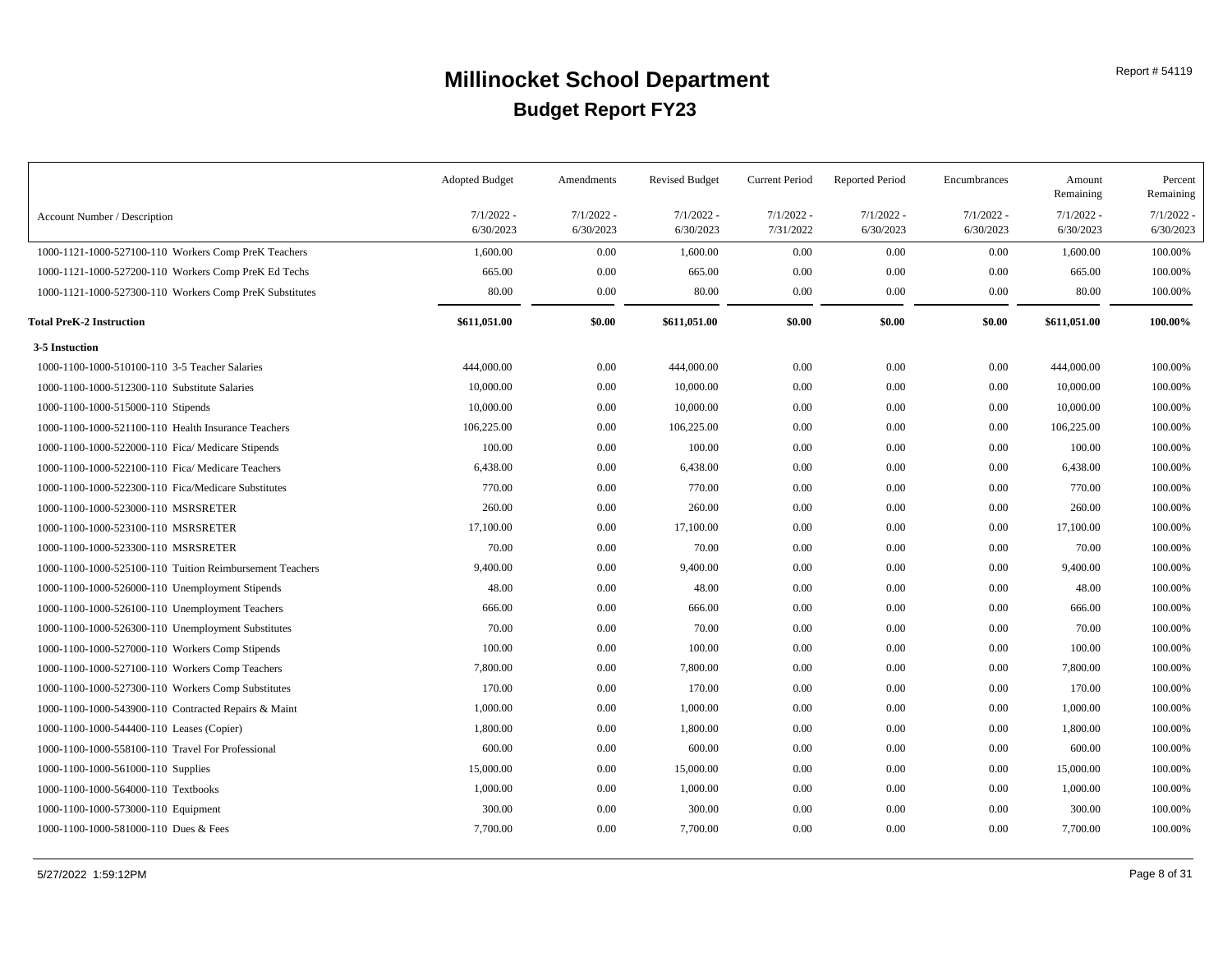# Millinocket School Department

## Budget Report FY23

| Account Number / Description | Adopted Budget 7/1/2022 - 6/30/2023 | Amendments 7/1/2022 - 6/30/2023 | Revised Budget 7/1/2022 - 6/30/2023 | Current Period 7/1/2022 - 7/31/2022 | Reported Period 7/1/2022 - 6/30/2023 | Encumbrances 7/1/2022 - 6/30/2023 | Amount Remaining 7/1/2022 - 6/30/2023 | Percent Remaining 7/1/2022 - 6/30/2023 |
|---|---|---|---|---|---|---|---|---|
| 1000-1121-1000-527100-110 Workers Comp PreK Teachers | 1,600.00 | 0.00 | 1,600.00 | 0.00 | 0.00 | 0.00 | 1,600.00 | 100.00% |
| 1000-1121-1000-527200-110 Workers Comp PreK Ed Techs | 665.00 | 0.00 | 665.00 | 0.00 | 0.00 | 0.00 | 665.00 | 100.00% |
| 1000-1121-1000-527300-110 Workers Comp PreK Substitutes | 80.00 | 0.00 | 80.00 | 0.00 | 0.00 | 0.00 | 80.00 | 100.00% |
| **Total PreK-2 Instruction** | **$611,051.00** | **$0.00** | **$611,051.00** | **$0.00** | **$0.00** | **$0.00** | **$611,051.00** | **100.00%** |
| **3-5 Instuction** | | | | | | | | |
| 1000-1100-1000-510100-110 3-5 Teacher Salaries | 444,000.00 | 0.00 | 444,000.00 | 0.00 | 0.00 | 0.00 | 444,000.00 | 100.00% |
| 1000-1100-1000-512300-110 Substitute Salaries | 10,000.00 | 0.00 | 10,000.00 | 0.00 | 0.00 | 0.00 | 10,000.00 | 100.00% |
| 1000-1100-1000-515000-110 Stipends | 10,000.00 | 0.00 | 10,000.00 | 0.00 | 0.00 | 0.00 | 10,000.00 | 100.00% |
| 1000-1100-1000-521100-110 Health Insurance Teachers | 106,225.00 | 0.00 | 106,225.00 | 0.00 | 0.00 | 0.00 | 106,225.00 | 100.00% |
| 1000-1100-1000-522000-110 Fica/ Medicare Stipends | 100.00 | 0.00 | 100.00 | 0.00 | 0.00 | 0.00 | 100.00 | 100.00% |
| 1000-1100-1000-522100-110 Fica/ Medicare Teachers | 6,438.00 | 0.00 | 6,438.00 | 0.00 | 0.00 | 0.00 | 6,438.00 | 100.00% |
| 1000-1100-1000-522300-110 Fica/Medicare Substitutes | 770.00 | 0.00 | 770.00 | 0.00 | 0.00 | 0.00 | 770.00 | 100.00% |
| 1000-1100-1000-523000-110 MSRSRETER | 260.00 | 0.00 | 260.00 | 0.00 | 0.00 | 0.00 | 260.00 | 100.00% |
| 1000-1100-1000-523100-110 MSRSRETER | 17,100.00 | 0.00 | 17,100.00 | 0.00 | 0.00 | 0.00 | 17,100.00 | 100.00% |
| 1000-1100-1000-523300-110 MSRSRETER | 70.00 | 0.00 | 70.00 | 0.00 | 0.00 | 0.00 | 70.00 | 100.00% |
| 1000-1100-1000-525100-110 Tuition Reimbursement Teachers | 9,400.00 | 0.00 | 9,400.00 | 0.00 | 0.00 | 0.00 | 9,400.00 | 100.00% |
| 1000-1100-1000-526000-110 Unemployment Stipends | 48.00 | 0.00 | 48.00 | 0.00 | 0.00 | 0.00 | 48.00 | 100.00% |
| 1000-1100-1000-526100-110 Unemployment Teachers | 666.00 | 0.00 | 666.00 | 0.00 | 0.00 | 0.00 | 666.00 | 100.00% |
| 1000-1100-1000-526300-110 Unemployment Substitutes | 70.00 | 0.00 | 70.00 | 0.00 | 0.00 | 0.00 | 70.00 | 100.00% |
| 1000-1100-1000-527000-110 Workers Comp Stipends | 100.00 | 0.00 | 100.00 | 0.00 | 0.00 | 0.00 | 100.00 | 100.00% |
| 1000-1100-1000-527100-110 Workers Comp Teachers | 7,800.00 | 0.00 | 7,800.00 | 0.00 | 0.00 | 0.00 | 7,800.00 | 100.00% |
| 1000-1100-1000-527300-110 Workers Comp Substitutes | 170.00 | 0.00 | 170.00 | 0.00 | 0.00 | 0.00 | 170.00 | 100.00% |
| 1000-1100-1000-543900-110 Contracted Repairs & Maint | 1,000.00 | 0.00 | 1,000.00 | 0.00 | 0.00 | 0.00 | 1,000.00 | 100.00% |
| 1000-1100-1000-544400-110 Leases (Copier) | 1,800.00 | 0.00 | 1,800.00 | 0.00 | 0.00 | 0.00 | 1,800.00 | 100.00% |
| 1000-1100-1000-558100-110 Travel For Professional | 600.00 | 0.00 | 600.00 | 0.00 | 0.00 | 0.00 | 600.00 | 100.00% |
| 1000-1100-1000-561000-110 Supplies | 15,000.00 | 0.00 | 15,000.00 | 0.00 | 0.00 | 0.00 | 15,000.00 | 100.00% |
| 1000-1100-1000-564000-110 Textbooks | 1,000.00 | 0.00 | 1,000.00 | 0.00 | 0.00 | 0.00 | 1,000.00 | 100.00% |
| 1000-1100-1000-573000-110 Equipment | 300.00 | 0.00 | 300.00 | 0.00 | 0.00 | 0.00 | 300.00 | 100.00% |
| 1000-1100-1000-581000-110 Dues & Fees | 7,700.00 | 0.00 | 7,700.00 | 0.00 | 0.00 | 0.00 | 7,700.00 | 100.00% |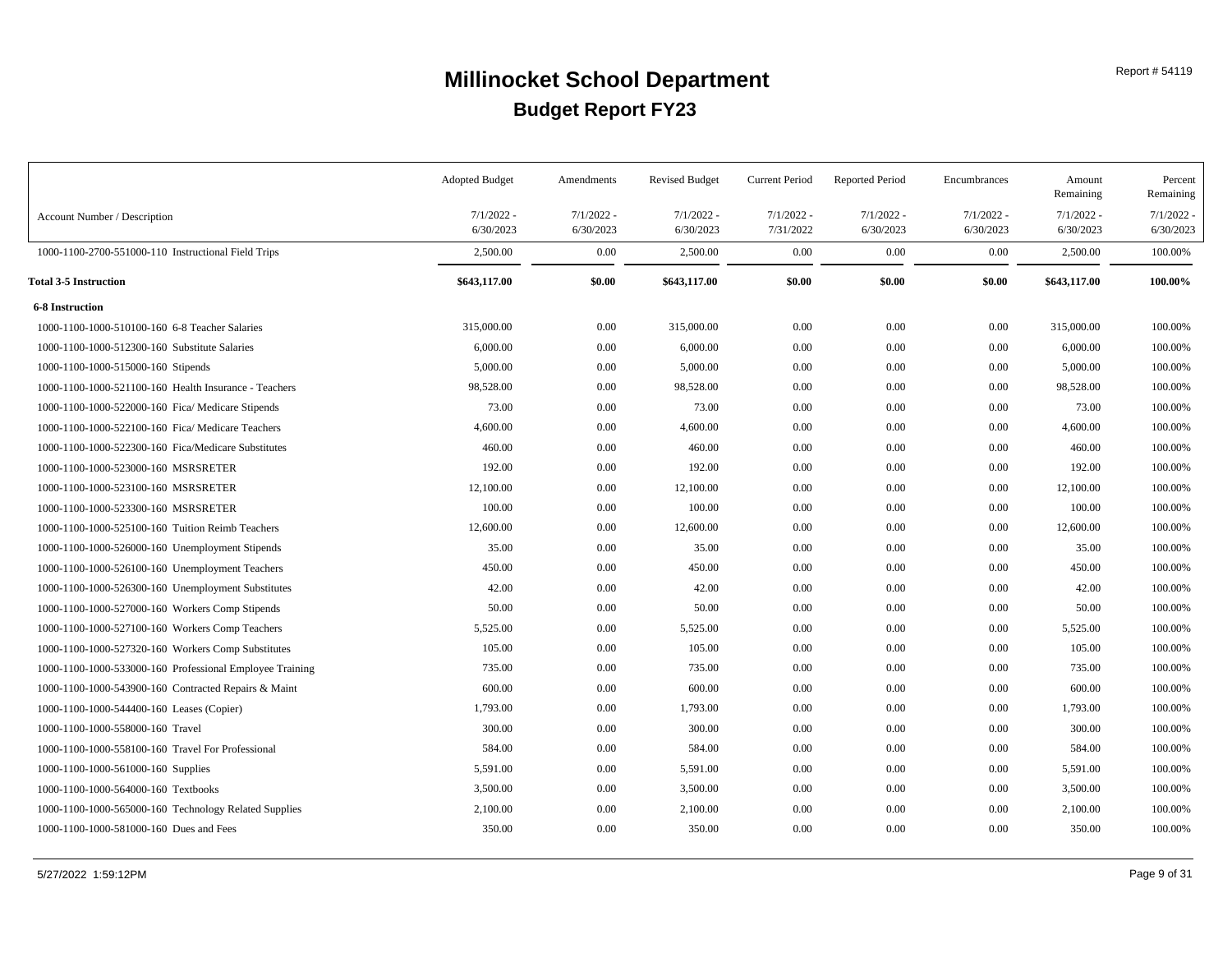# Millinocket School Department

## Budget Report FY23

Report # 54119

| Account Number / Description | Adopted Budget 7/1/2022 - 6/30/2023 | Amendments 7/1/2022 - 6/30/2023 | Revised Budget 7/1/2022 - 6/30/2023 | Current Period 7/1/2022 - 7/31/2022 | Reported Period 7/1/2022 - 6/30/2023 | Encumbrances 7/1/2022 - 6/30/2023 | Amount Remaining 7/1/2022 - 6/30/2023 | Percent Remaining 7/1/2022 - 6/30/2023 |
|---|---|---|---|---|---|---|---|---|
| 1000-1100-2700-551000-110 Instructional Field Trips | 2,500.00 | 0.00 | 2,500.00 | 0.00 | 0.00 | 0.00 | 2,500.00 | 100.00% |
| **Total 3-5 Instruction** | **$643,117.00** | **$0.00** | **$643,117.00** | **$0.00** | **$0.00** | **$0.00** | **$643,117.00** | **100.00%** |
| **6-8 Instruction** | | | | | | | | |
| 1000-1100-1000-510100-160 6-8 Teacher Salaries | 315,000.00 | 0.00 | 315,000.00 | 0.00 | 0.00 | 0.00 | 315,000.00 | 100.00% |
| 1000-1100-1000-512300-160 Substitute Salaries | 6,000.00 | 0.00 | 6,000.00 | 0.00 | 0.00 | 0.00 | 6,000.00 | 100.00% |
| 1000-1100-1000-515000-160 Stipends | 5,000.00 | 0.00 | 5,000.00 | 0.00 | 0.00 | 0.00 | 5,000.00 | 100.00% |
| 1000-1100-1000-521100-160 Health Insurance - Teachers | 98,528.00 | 0.00 | 98,528.00 | 0.00 | 0.00 | 0.00 | 98,528.00 | 100.00% |
| 1000-1100-1000-522000-160 Fica/ Medicare Stipends | 73.00 | 0.00 | 73.00 | 0.00 | 0.00 | 0.00 | 73.00 | 100.00% |
| 1000-1100-1000-522100-160 Fica/ Medicare Teachers | 4,600.00 | 0.00 | 4,600.00 | 0.00 | 0.00 | 0.00 | 4,600.00 | 100.00% |
| 1000-1100-1000-522300-160 Fica/Medicare Substitutes | 460.00 | 0.00 | 460.00 | 0.00 | 0.00 | 0.00 | 460.00 | 100.00% |
| 1000-1100-1000-523000-160 MSRSRETER | 192.00 | 0.00 | 192.00 | 0.00 | 0.00 | 0.00 | 192.00 | 100.00% |
| 1000-1100-1000-523100-160 MSRSRETER | 12,100.00 | 0.00 | 12,100.00 | 0.00 | 0.00 | 0.00 | 12,100.00 | 100.00% |
| 1000-1100-1000-523300-160 MSRSRETER | 100.00 | 0.00 | 100.00 | 0.00 | 0.00 | 0.00 | 100.00 | 100.00% |
| 1000-1100-1000-525100-160 Tuition Reimb Teachers | 12,600.00 | 0.00 | 12,600.00 | 0.00 | 0.00 | 0.00 | 12,600.00 | 100.00% |
| 1000-1100-1000-526000-160 Unemployment Stipends | 35.00 | 0.00 | 35.00 | 0.00 | 0.00 | 0.00 | 35.00 | 100.00% |
| 1000-1100-1000-526100-160 Unemployment Teachers | 450.00 | 0.00 | 450.00 | 0.00 | 0.00 | 0.00 | 450.00 | 100.00% |
| 1000-1100-1000-526300-160 Unemployment Substitutes | 42.00 | 0.00 | 42.00 | 0.00 | 0.00 | 0.00 | 42.00 | 100.00% |
| 1000-1100-1000-527000-160 Workers Comp Stipends | 50.00 | 0.00 | 50.00 | 0.00 | 0.00 | 0.00 | 50.00 | 100.00% |
| 1000-1100-1000-527100-160 Workers Comp Teachers | 5,525.00 | 0.00 | 5,525.00 | 0.00 | 0.00 | 0.00 | 5,525.00 | 100.00% |
| 1000-1100-1000-527320-160 Workers Comp Substitutes | 105.00 | 0.00 | 105.00 | 0.00 | 0.00 | 0.00 | 105.00 | 100.00% |
| 1000-1100-1000-533000-160 Professional Employee Training | 735.00 | 0.00 | 735.00 | 0.00 | 0.00 | 0.00 | 735.00 | 100.00% |
| 1000-1100-1000-543900-160 Contracted Repairs & Maint | 600.00 | 0.00 | 600.00 | 0.00 | 0.00 | 0.00 | 600.00 | 100.00% |
| 1000-1100-1000-544400-160 Leases (Copier) | 1,793.00 | 0.00 | 1,793.00 | 0.00 | 0.00 | 0.00 | 1,793.00 | 100.00% |
| 1000-1100-1000-558000-160 Travel | 300.00 | 0.00 | 300.00 | 0.00 | 0.00 | 0.00 | 300.00 | 100.00% |
| 1000-1100-1000-558100-160 Travel For Professional | 584.00 | 0.00 | 584.00 | 0.00 | 0.00 | 0.00 | 584.00 | 100.00% |
| 1000-1100-1000-561000-160 Supplies | 5,591.00 | 0.00 | 5,591.00 | 0.00 | 0.00 | 0.00 | 5,591.00 | 100.00% |
| 1000-1100-1000-564000-160 Textbooks | 3,500.00 | 0.00 | 3,500.00 | 0.00 | 0.00 | 0.00 | 3,500.00 | 100.00% |
| 1000-1100-1000-565000-160 Technology Related Supplies | 2,100.00 | 0.00 | 2,100.00 | 0.00 | 0.00 | 0.00 | 2,100.00 | 100.00% |
| 1000-1100-1000-581000-160 Dues and Fees | 350.00 | 0.00 | 350.00 | 0.00 | 0.00 | 0.00 | 350.00 | 100.00% |

5/27/2022 1:59:12PM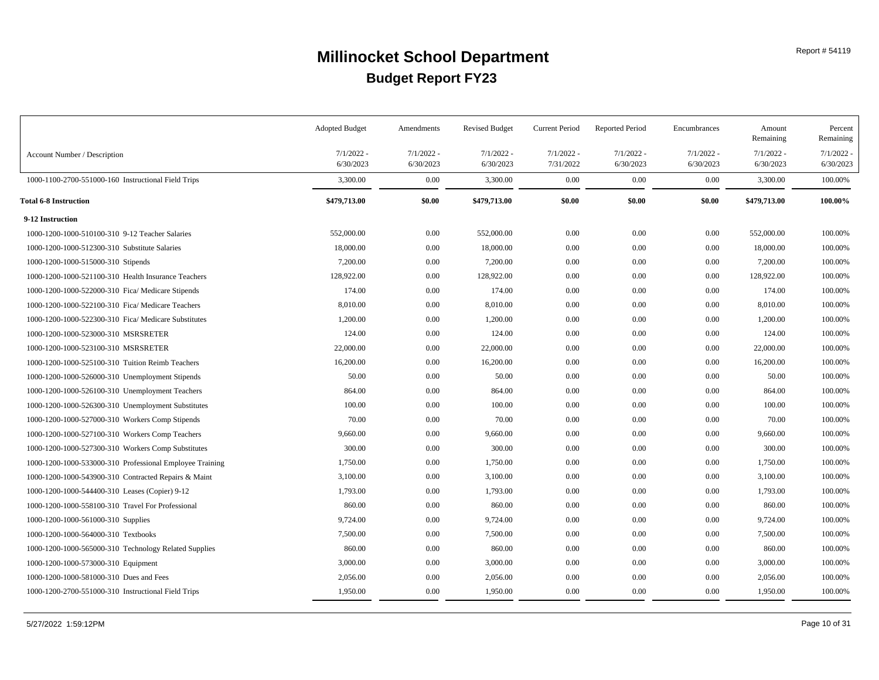# Millinocket School Department

## Budget Report FY23

Report # 54119

| Account Number / Description | Adopted Budget 7/1/2022 - 6/30/2023 | Amendments 7/1/2022 - 6/30/2023 | Revised Budget 7/1/2022 - 6/30/2023 | Current Period 7/1/2022 - 7/31/2022 | Reported Period 7/1/2022 - 6/30/2023 | Encumbrances 7/1/2022 - 6/30/2023 | Amount Remaining 7/1/2022 - 6/30/2023 | Percent Remaining 7/1/2022 - 6/30/2023 |
|---|---|---|---|---|---|---|---|---|
| 1000-1100-2700-551000-160 Instructional Field Trips | 3,300.00 | 0.00 | 3,300.00 | 0.00 | 0.00 | 0.00 | 3,300.00 | 100.00% |
| **Total 6-8 Instruction** | **$479,713.00** | **$0.00** | **$479,713.00** | **$0.00** | **$0.00** | **$0.00** | **$479,713.00** | **100.00%** |
| **9-12 Instruction** | | | | | | | | |
| 1000-1200-1000-510100-310 9-12 Teacher Salaries | 552,000.00 | 0.00 | 552,000.00 | 0.00 | 0.00 | 0.00 | 552,000.00 | 100.00% |
| 1000-1200-1000-512300-310 Substitute Salaries | 18,000.00 | 0.00 | 18,000.00 | 0.00 | 0.00 | 0.00 | 18,000.00 | 100.00% |
| 1000-1200-1000-515000-310 Stipends | 7,200.00 | 0.00 | 7,200.00 | 0.00 | 0.00 | 0.00 | 7,200.00 | 100.00% |
| 1000-1200-1000-521100-310 Health Insurance Teachers | 128,922.00 | 0.00 | 128,922.00 | 0.00 | 0.00 | 0.00 | 128,922.00 | 100.00% |
| 1000-1200-1000-522000-310 Fica/ Medicare Stipends | 174.00 | 0.00 | 174.00 | 0.00 | 0.00 | 0.00 | 174.00 | 100.00% |
| 1000-1200-1000-522100-310 Fica/ Medicare Teachers | 8,010.00 | 0.00 | 8,010.00 | 0.00 | 0.00 | 0.00 | 8,010.00 | 100.00% |
| 1000-1200-1000-522300-310 Fica/ Medicare Substitutes | 1,200.00 | 0.00 | 1,200.00 | 0.00 | 0.00 | 0.00 | 1,200.00 | 100.00% |
| 1000-1200-1000-523000-310 MSRSRETER | 124.00 | 0.00 | 124.00 | 0.00 | 0.00 | 0.00 | 124.00 | 100.00% |
| 1000-1200-1000-523100-310 MSRSRETER | 22,000.00 | 0.00 | 22,000.00 | 0.00 | 0.00 | 0.00 | 22,000.00 | 100.00% |
| 1000-1200-1000-525100-310 Tuition Reimb Teachers | 16,200.00 | 0.00 | 16,200.00 | 0.00 | 0.00 | 0.00 | 16,200.00 | 100.00% |
| 1000-1200-1000-526000-310 Unemployment Stipends | 50.00 | 0.00 | 50.00 | 0.00 | 0.00 | 0.00 | 50.00 | 100.00% |
| 1000-1200-1000-526100-310 Unemployment Teachers | 864.00 | 0.00 | 864.00 | 0.00 | 0.00 | 0.00 | 864.00 | 100.00% |
| 1000-1200-1000-526300-310 Unemployment Substitutes | 100.00 | 0.00 | 100.00 | 0.00 | 0.00 | 0.00 | 100.00 | 100.00% |
| 1000-1200-1000-527000-310 Workers Comp Stipends | 70.00 | 0.00 | 70.00 | 0.00 | 0.00 | 0.00 | 70.00 | 100.00% |
| 1000-1200-1000-527100-310 Workers Comp Teachers | 9,660.00 | 0.00 | 9,660.00 | 0.00 | 0.00 | 0.00 | 9,660.00 | 100.00% |
| 1000-1200-1000-527300-310 Workers Comp Substitutes | 300.00 | 0.00 | 300.00 | 0.00 | 0.00 | 0.00 | 300.00 | 100.00% |
| 1000-1200-1000-533000-310 Professional Employee Training | 1,750.00 | 0.00 | 1,750.00 | 0.00 | 0.00 | 0.00 | 1,750.00 | 100.00% |
| 1000-1200-1000-543900-310 Contracted Repairs & Maint | 3,100.00 | 0.00 | 3,100.00 | 0.00 | 0.00 | 0.00 | 3,100.00 | 100.00% |
| 1000-1200-1000-544400-310 Leases (Copier) 9-12 | 1,793.00 | 0.00 | 1,793.00 | 0.00 | 0.00 | 0.00 | 1,793.00 | 100.00% |
| 1000-1200-1000-558100-310 Travel For Professional | 860.00 | 0.00 | 860.00 | 0.00 | 0.00 | 0.00 | 860.00 | 100.00% |
| 1000-1200-1000-561000-310 Supplies | 9,724.00 | 0.00 | 9,724.00 | 0.00 | 0.00 | 0.00 | 9,724.00 | 100.00% |
| 1000-1200-1000-564000-310 Textbooks | 7,500.00 | 0.00 | 7,500.00 | 0.00 | 0.00 | 0.00 | 7,500.00 | 100.00% |
| 1000-1200-1000-565000-310 Technology Related Supplies | 860.00 | 0.00 | 860.00 | 0.00 | 0.00 | 0.00 | 860.00 | 100.00% |
| 1000-1200-1000-573000-310 Equipment | 3,000.00 | 0.00 | 3,000.00 | 0.00 | 0.00 | 0.00 | 3,000.00 | 100.00% |
| 1000-1200-1000-581000-310 Dues and Fees | 2,056.00 | 0.00 | 2,056.00 | 0.00 | 0.00 | 0.00 | 2,056.00 | 100.00% |
| 1000-1200-2700-551000-310 Instructional Field Trips | 1,950.00 | 0.00 | 1,950.00 | 0.00 | 0.00 | 0.00 | 1,950.00 | 100.00% |

5/27/2022 1:59:12PM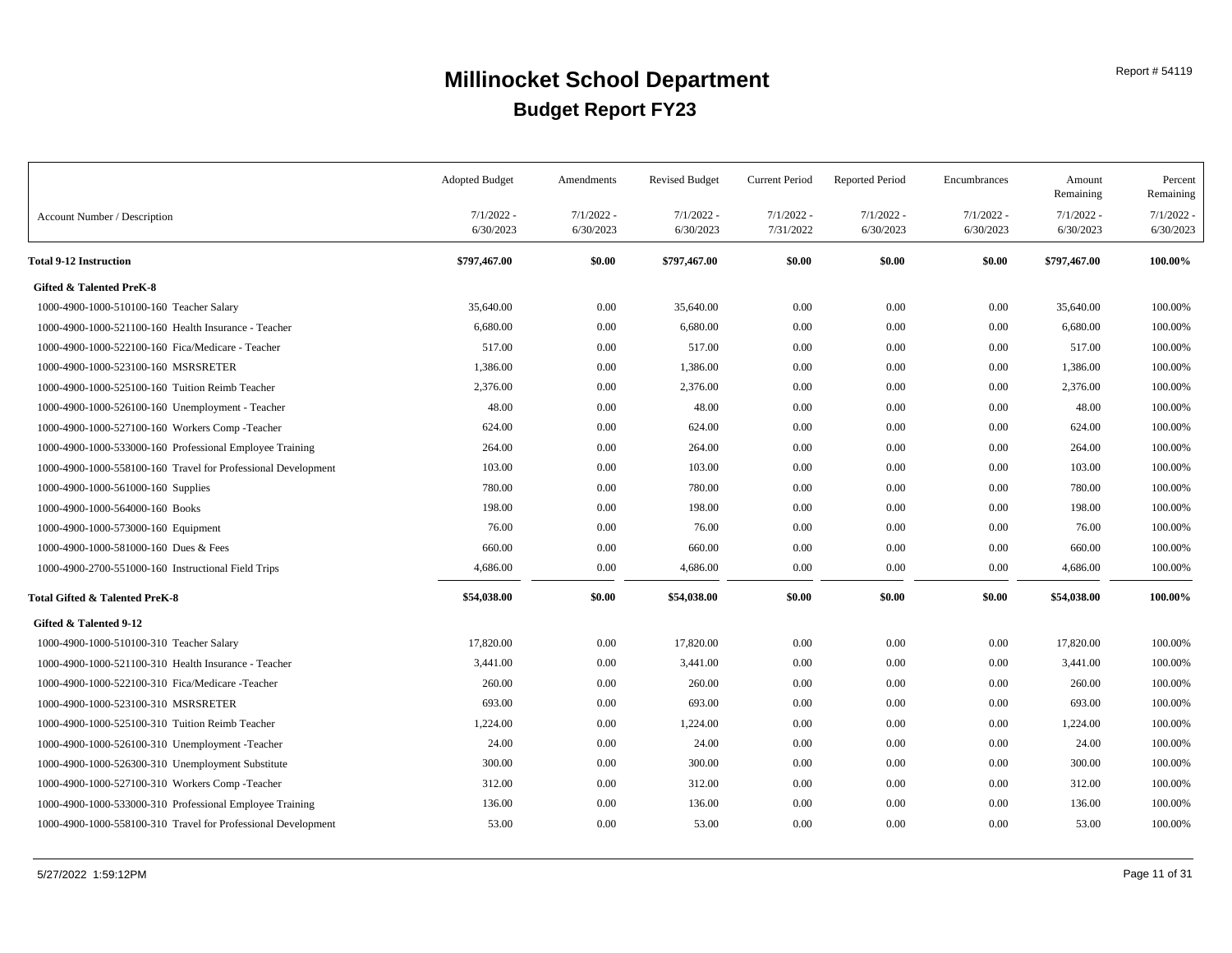# Millinocket School Department

## Budget Report FY23

Report # 54119

| Account Number / Description | Adopted Budget 7/1/2022 - 6/30/2023 | Amendments 7/1/2022 - 6/30/2023 | Revised Budget 7/1/2022 - 6/30/2023 | Current Period 7/1/2022 - 7/31/2022 | Reported Period 7/1/2022 - 6/30/2023 | Encumbrances 7/1/2022 - 6/30/2023 | Amount Remaining 7/1/2022 - 6/30/2023 | Percent Remaining 7/1/2022 - 6/30/2023 |
|---|---|---|---|---|---|---|---|---|
| **Total 9-12 Instruction** | **$797,467.00** | **$0.00** | **$797,467.00** | **$0.00** | **$0.00** | **$0.00** | **$797,467.00** | **100.00%** |
| **Gifted & Talented PreK-8** | | | | | | | | |
| 1000-4900-1000-510100-160 Teacher Salary | 35,640.00 | 0.00 | 35,640.00 | 0.00 | 0.00 | 0.00 | 35,640.00 | 100.00% |
| 1000-4900-1000-521100-160 Health Insurance - Teacher | 6,680.00 | 0.00 | 6,680.00 | 0.00 | 0.00 | 0.00 | 6,680.00 | 100.00% |
| 1000-4900-1000-522100-160 Fica/Medicare - Teacher | 517.00 | 0.00 | 517.00 | 0.00 | 0.00 | 0.00 | 517.00 | 100.00% |
| 1000-4900-1000-523100-160 MSRSRETER | 1,386.00 | 0.00 | 1,386.00 | 0.00 | 0.00 | 0.00 | 1,386.00 | 100.00% |
| 1000-4900-1000-525100-160 Tuition Reimb Teacher | 2,376.00 | 0.00 | 2,376.00 | 0.00 | 0.00 | 0.00 | 2,376.00 | 100.00% |
| 1000-4900-1000-526100-160 Unemployment - Teacher | 48.00 | 0.00 | 48.00 | 0.00 | 0.00 | 0.00 | 48.00 | 100.00% |
| 1000-4900-1000-527100-160 Workers Comp -Teacher | 624.00 | 0.00 | 624.00 | 0.00 | 0.00 | 0.00 | 624.00 | 100.00% |
| 1000-4900-1000-533000-160 Professional Employee Training | 264.00 | 0.00 | 264.00 | 0.00 | 0.00 | 0.00 | 264.00 | 100.00% |
| 1000-4900-1000-558100-160 Travel for Professional Development | 103.00 | 0.00 | 103.00 | 0.00 | 0.00 | 0.00 | 103.00 | 100.00% |
| 1000-4900-1000-561000-160 Supplies | 780.00 | 0.00 | 780.00 | 0.00 | 0.00 | 0.00 | 780.00 | 100.00% |
| 1000-4900-1000-564000-160 Books | 198.00 | 0.00 | 198.00 | 0.00 | 0.00 | 0.00 | 198.00 | 100.00% |
| 1000-4900-1000-573000-160 Equipment | 76.00 | 0.00 | 76.00 | 0.00 | 0.00 | 0.00 | 76.00 | 100.00% |
| 1000-4900-1000-581000-160 Dues & Fees | 660.00 | 0.00 | 660.00 | 0.00 | 0.00 | 0.00 | 660.00 | 100.00% |
| 1000-4900-2700-551000-160 Instructional Field Trips | 4,686.00 | 0.00 | 4,686.00 | 0.00 | 0.00 | 0.00 | 4,686.00 | 100.00% |
| **Total Gifted & Talented PreK-8** | **$54,038.00** | **$0.00** | **$54,038.00** | **$0.00** | **$0.00** | **$0.00** | **$54,038.00** | **100.00%** |
| **Gifted & Talented 9-12** | | | | | | | | |
| 1000-4900-1000-510100-310 Teacher Salary | 17,820.00 | 0.00 | 17,820.00 | 0.00 | 0.00 | 0.00 | 17,820.00 | 100.00% |
| 1000-4900-1000-521100-310 Health Insurance - Teacher | 3,441.00 | 0.00 | 3,441.00 | 0.00 | 0.00 | 0.00 | 3,441.00 | 100.00% |
| 1000-4900-1000-522100-310 Fica/Medicare -Teacher | 260.00 | 0.00 | 260.00 | 0.00 | 0.00 | 0.00 | 260.00 | 100.00% |
| 1000-4900-1000-523100-310 MSRSRETER | 693.00 | 0.00 | 693.00 | 0.00 | 0.00 | 0.00 | 693.00 | 100.00% |
| 1000-4900-1000-525100-310 Tuition Reimb Teacher | 1,224.00 | 0.00 | 1,224.00 | 0.00 | 0.00 | 0.00 | 1,224.00 | 100.00% |
| 1000-4900-1000-526100-310 Unemployment -Teacher | 24.00 | 0.00 | 24.00 | 0.00 | 0.00 | 0.00 | 24.00 | 100.00% |
| 1000-4900-1000-526300-310 Unemployment Substitute | 300.00 | 0.00 | 300.00 | 0.00 | 0.00 | 0.00 | 300.00 | 100.00% |
| 1000-4900-1000-527100-310 Workers Comp -Teacher | 312.00 | 0.00 | 312.00 | 0.00 | 0.00 | 0.00 | 312.00 | 100.00% |
| 1000-4900-1000-533000-310 Professional Employee Training | 136.00 | 0.00 | 136.00 | 0.00 | 0.00 | 0.00 | 136.00 | 100.00% |
| 1000-4900-1000-558100-310 Travel for Professional Development | 53.00 | 0.00 | 53.00 | 0.00 | 0.00 | 0.00 | 53.00 | 100.00% |

5/27/2022 1:59:12PM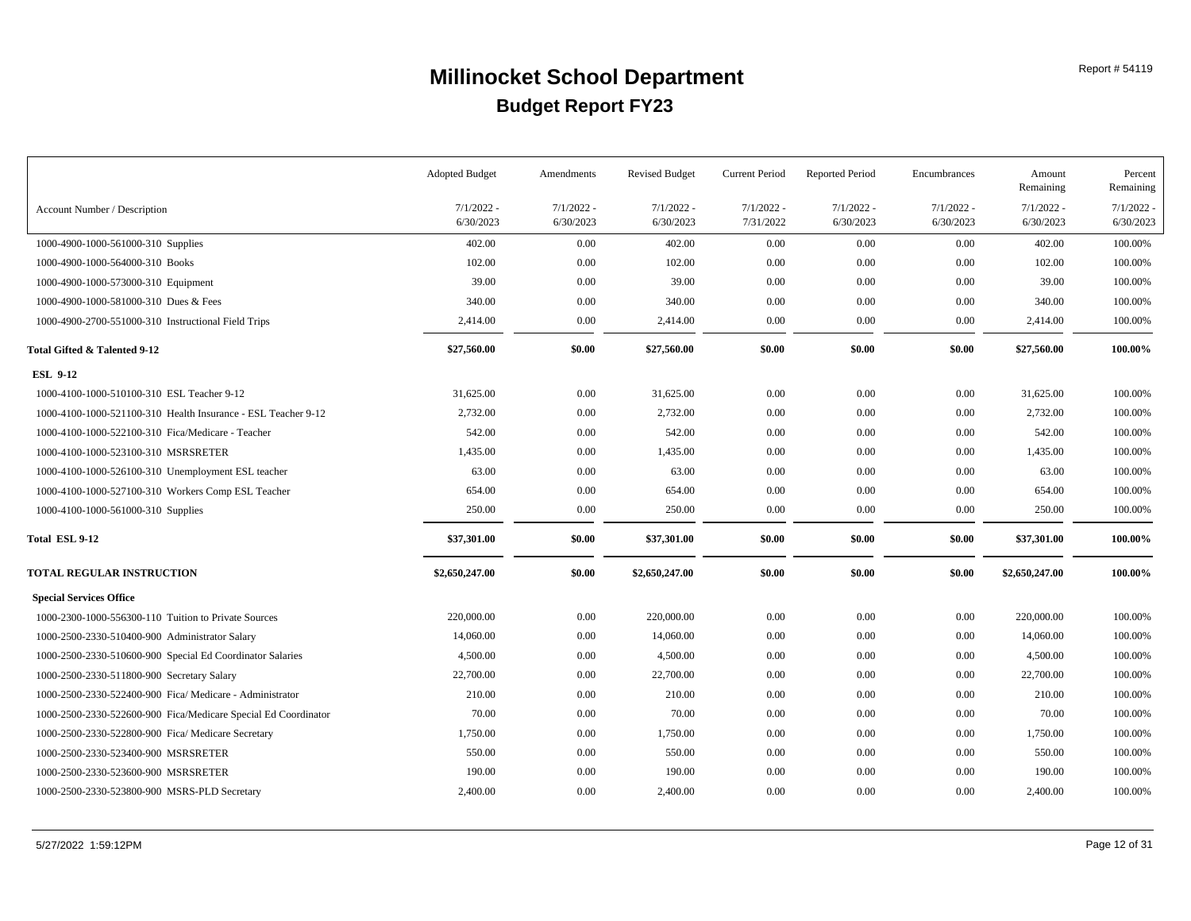# Millinocket School Department

## Budget Report FY23

Report # 54119

| Account Number / Description | Adopted Budget 7/1/2022 - 6/30/2023 | Amendments 7/1/2022 - 6/30/2023 | Revised Budget 7/1/2022 - 6/30/2023 | Current Period 7/1/2022 - 7/31/2022 | Reported Period 7/1/2022 - 6/30/2023 | Encumbrances 7/1/2022 - 6/30/2023 | Amount Remaining 7/1/2022 - 6/30/2023 | Percent Remaining 7/1/2022 - 6/30/2023 |
|---|---|---|---|---|---|---|---|---|
| 1000-4900-1000-561000-310 Supplies | 402.00 | 0.00 | 402.00 | 0.00 | 0.00 | 0.00 | 402.00 | 100.00% |
| 1000-4900-1000-564000-310 Books | 102.00 | 0.00 | 102.00 | 0.00 | 0.00 | 0.00 | 102.00 | 100.00% |
| 1000-4900-1000-573000-310 Equipment | 39.00 | 0.00 | 39.00 | 0.00 | 0.00 | 0.00 | 39.00 | 100.00% |
| 1000-4900-1000-581000-310 Dues & Fees | 340.00 | 0.00 | 340.00 | 0.00 | 0.00 | 0.00 | 340.00 | 100.00% |
| 1000-4900-2700-551000-310 Instructional Field Trips | 2,414.00 | 0.00 | 2,414.00 | 0.00 | 0.00 | 0.00 | 2,414.00 | 100.00% |
| **Total Gifted & Talented 9-12** | **$27,560.00** | **$0.00** | **$27,560.00** | **$0.00** | **$0.00** | **$0.00** | **$27,560.00** | **100.00%** |
| **ESL 9-12** | | | | | | | | |
| 1000-4100-1000-510100-310 ESL Teacher 9-12 | 31,625.00 | 0.00 | 31,625.00 | 0.00 | 0.00 | 0.00 | 31,625.00 | 100.00% |
| 1000-4100-1000-521100-310 Health Insurance - ESL Teacher 9-12 | 2,732.00 | 0.00 | 2,732.00 | 0.00 | 0.00 | 0.00 | 2,732.00 | 100.00% |
| 1000-4100-1000-522100-310 Fica/Medicare - Teacher | 542.00 | 0.00 | 542.00 | 0.00 | 0.00 | 0.00 | 542.00 | 100.00% |
| 1000-4100-1000-523100-310 MSRSRETER | 1,435.00 | 0.00 | 1,435.00 | 0.00 | 0.00 | 0.00 | 1,435.00 | 100.00% |
| 1000-4100-1000-526100-310 Unemployment ESL teacher | 63.00 | 0.00 | 63.00 | 0.00 | 0.00 | 0.00 | 63.00 | 100.00% |
| 1000-4100-1000-527100-310 Workers Comp ESL Teacher | 654.00 | 0.00 | 654.00 | 0.00 | 0.00 | 0.00 | 654.00 | 100.00% |
| 1000-4100-1000-561000-310 Supplies | 250.00 | 0.00 | 250.00 | 0.00 | 0.00 | 0.00 | 250.00 | 100.00% |
| **Total ESL 9-12** | **$37,301.00** | **$0.00** | **$37,301.00** | **$0.00** | **$0.00** | **$0.00** | **$37,301.00** | **100.00%** |
| **TOTAL REGULAR INSTRUCTION** | **$2,650,247.00** | **$0.00** | **$2,650,247.00** | **$0.00** | **$0.00** | **$0.00** | **$2,650,247.00** | **100.00%** |
| **Special Services Office** | | | | | | | | |
| 1000-2300-1000-556300-110 Tuition to Private Sources | 220,000.00 | 0.00 | 220,000.00 | 0.00 | 0.00 | 0.00 | 220,000.00 | 100.00% |
| 1000-2500-2330-510400-900 Administrator Salary | 14,060.00 | 0.00 | 14,060.00 | 0.00 | 0.00 | 0.00 | 14,060.00 | 100.00% |
| 1000-2500-2330-510600-900 Special Ed Coordinator Salaries | 4,500.00 | 0.00 | 4,500.00 | 0.00 | 0.00 | 0.00 | 4,500.00 | 100.00% |
| 1000-2500-2330-511800-900 Secretary Salary | 22,700.00 | 0.00 | 22,700.00 | 0.00 | 0.00 | 0.00 | 22,700.00 | 100.00% |
| 1000-2500-2330-522400-900 Fica/ Medicare - Administrator | 210.00 | 0.00 | 210.00 | 0.00 | 0.00 | 0.00 | 210.00 | 100.00% |
| 1000-2500-2330-522600-900 Fica/Medicare Special Ed Coordinator | 70.00 | 0.00 | 70.00 | 0.00 | 0.00 | 0.00 | 70.00 | 100.00% |
| 1000-2500-2330-522800-900 Fica/ Medicare Secretary | 1,750.00 | 0.00 | 1,750.00 | 0.00 | 0.00 | 0.00 | 1,750.00 | 100.00% |
| 1000-2500-2330-523400-900 MSRSRETER | 550.00 | 0.00 | 550.00 | 0.00 | 0.00 | 0.00 | 550.00 | 100.00% |
| 1000-2500-2330-523600-900 MSRSRETER | 190.00 | 0.00 | 190.00 | 0.00 | 0.00 | 0.00 | 190.00 | 100.00% |
| 1000-2500-2330-523800-900 MSRS-PLD Secretary | 2,400.00 | 0.00 | 2,400.00 | 0.00 | 0.00 | 0.00 | 2,400.00 | 100.00% |

5/27/2022 1:59:12PM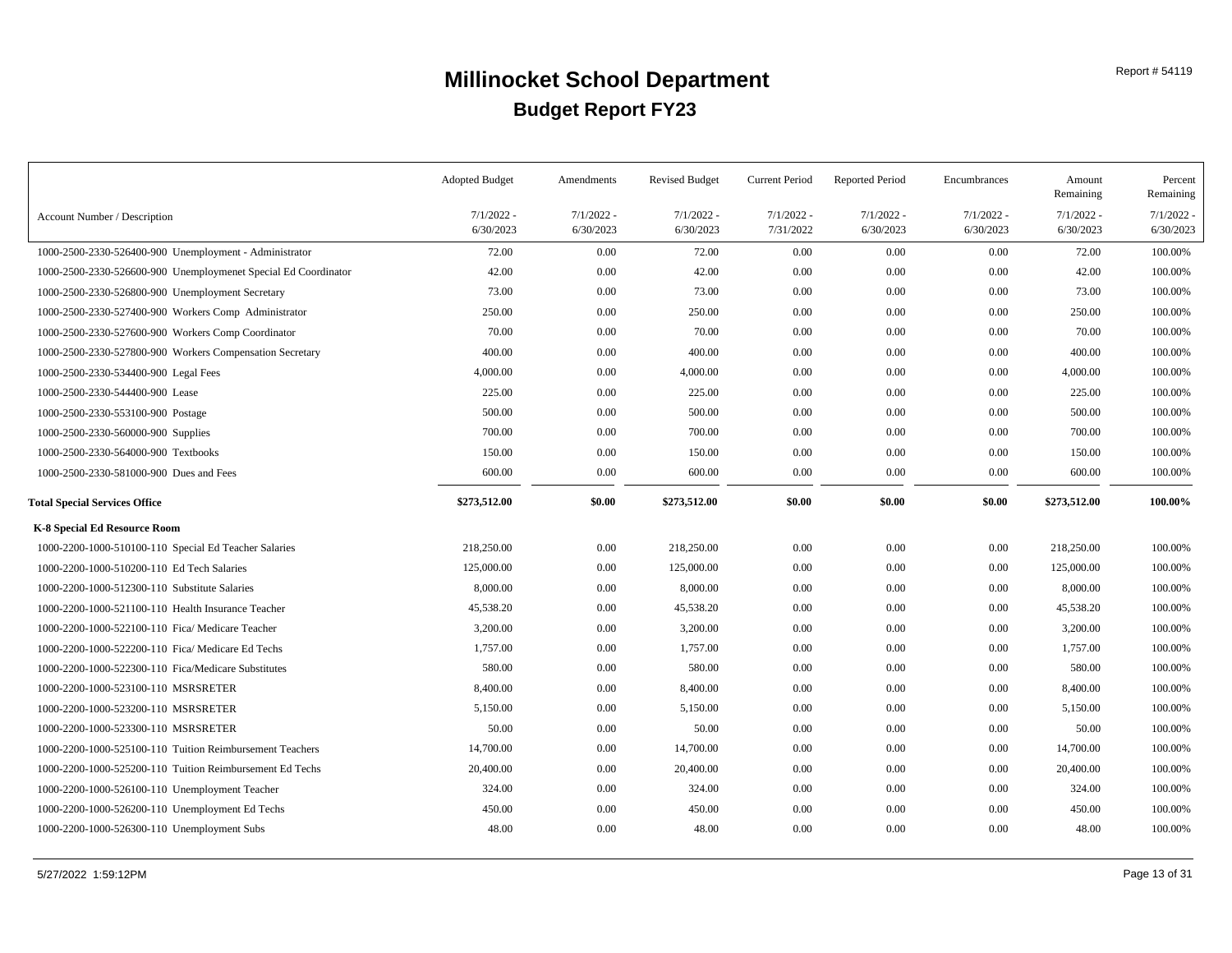# Millinocket School Department

## Budget Report FY23

Report # 54119

| Account Number / Description | Adopted Budget 7/1/2022 - 6/30/2023 | Amendments 7/1/2022 - 6/30/2023 | Revised Budget 7/1/2022 - 6/30/2023 | Current Period 7/1/2022 - 7/31/2022 | Reported Period 7/1/2022 - 6/30/2023 | Encumbrances 7/1/2022 - 6/30/2023 | Amount Remaining 7/1/2022 - 6/30/2023 | Percent Remaining 7/1/2022 - 6/30/2023 |
|---|---|---|---|---|---|---|---|---|
| 1000-2500-2330-526400-900 Unemployment - Administrator | 72.00 | 0.00 | 72.00 | 0.00 | 0.00 | 0.00 | 72.00 | 100.00% |
| 1000-2500-2330-526600-900 Unemploymenet Special Ed Coordinator | 42.00 | 0.00 | 42.00 | 0.00 | 0.00 | 0.00 | 42.00 | 100.00% |
| 1000-2500-2330-526800-900 Unemployment Secretary | 73.00 | 0.00 | 73.00 | 0.00 | 0.00 | 0.00 | 73.00 | 100.00% |
| 1000-2500-2330-527400-900 Workers Comp Administrator | 250.00 | 0.00 | 250.00 | 0.00 | 0.00 | 0.00 | 250.00 | 100.00% |
| 1000-2500-2330-527600-900 Workers Comp Coordinator | 70.00 | 0.00 | 70.00 | 0.00 | 0.00 | 0.00 | 70.00 | 100.00% |
| 1000-2500-2330-527800-900 Workers Compensation Secretary | 400.00 | 0.00 | 400.00 | 0.00 | 0.00 | 0.00 | 400.00 | 100.00% |
| 1000-2500-2330-534400-900 Legal Fees | 4,000.00 | 0.00 | 4,000.00 | 0.00 | 0.00 | 0.00 | 4,000.00 | 100.00% |
| 1000-2500-2330-544400-900 Lease | 225.00 | 0.00 | 225.00 | 0.00 | 0.00 | 0.00 | 225.00 | 100.00% |
| 1000-2500-2330-553100-900 Postage | 500.00 | 0.00 | 500.00 | 0.00 | 0.00 | 0.00 | 500.00 | 100.00% |
| 1000-2500-2330-560000-900 Supplies | 700.00 | 0.00 | 700.00 | 0.00 | 0.00 | 0.00 | 700.00 | 100.00% |
| 1000-2500-2330-564000-900 Textbooks | 150.00 | 0.00 | 150.00 | 0.00 | 0.00 | 0.00 | 150.00 | 100.00% |
| 1000-2500-2330-581000-900 Dues and Fees | 600.00 | 0.00 | 600.00 | 0.00 | 0.00 | 0.00 | 600.00 | 100.00% |
| **Total Special Services Office** | **$273,512.00** | **$0.00** | **$273,512.00** | **$0.00** | **$0.00** | **$0.00** | **$273,512.00** | **100.00%** |
| **K-8 Special Ed Resource Room** | | | | | | | | |
| 1000-2200-1000-510100-110 Special Ed Teacher Salaries | 218,250.00 | 0.00 | 218,250.00 | 0.00 | 0.00 | 0.00 | 218,250.00 | 100.00% |
| 1000-2200-1000-510200-110 Ed Tech Salaries | 125,000.00 | 0.00 | 125,000.00 | 0.00 | 0.00 | 0.00 | 125,000.00 | 100.00% |
| 1000-2200-1000-512300-110 Substitute Salaries | 8,000.00 | 0.00 | 8,000.00 | 0.00 | 0.00 | 0.00 | 8,000.00 | 100.00% |
| 1000-2200-1000-521100-110 Health Insurance Teacher | 45,538.20 | 0.00 | 45,538.20 | 0.00 | 0.00 | 0.00 | 45,538.20 | 100.00% |
| 1000-2200-1000-522100-110 Fica/ Medicare Teacher | 3,200.00 | 0.00 | 3,200.00 | 0.00 | 0.00 | 0.00 | 3,200.00 | 100.00% |
| 1000-2200-1000-522200-110 Fica/ Medicare Ed Techs | 1,757.00 | 0.00 | 1,757.00 | 0.00 | 0.00 | 0.00 | 1,757.00 | 100.00% |
| 1000-2200-1000-522300-110 Fica/Medicare Substitutes | 580.00 | 0.00 | 580.00 | 0.00 | 0.00 | 0.00 | 580.00 | 100.00% |
| 1000-2200-1000-523100-110 MSRSRETER | 8,400.00 | 0.00 | 8,400.00 | 0.00 | 0.00 | 0.00 | 8,400.00 | 100.00% |
| 1000-2200-1000-523200-110 MSRSRETER | 5,150.00 | 0.00 | 5,150.00 | 0.00 | 0.00 | 0.00 | 5,150.00 | 100.00% |
| 1000-2200-1000-523300-110 MSRSRETER | 50.00 | 0.00 | 50.00 | 0.00 | 0.00 | 0.00 | 50.00 | 100.00% |
| 1000-2200-1000-525100-110 Tuition Reimbursement Teachers | 14,700.00 | 0.00 | 14,700.00 | 0.00 | 0.00 | 0.00 | 14,700.00 | 100.00% |
| 1000-2200-1000-525200-110 Tuition Reimbursement Ed Techs | 20,400.00 | 0.00 | 20,400.00 | 0.00 | 0.00 | 0.00 | 20,400.00 | 100.00% |
| 1000-2200-1000-526100-110 Unemployment Teacher | 324.00 | 0.00 | 324.00 | 0.00 | 0.00 | 0.00 | 324.00 | 100.00% |
| 1000-2200-1000-526200-110 Unemployment Ed Techs | 450.00 | 0.00 | 450.00 | 0.00 | 0.00 | 0.00 | 450.00 | 100.00% |
| 1000-2200-1000-526300-110 Unemployment Subs | 48.00 | 0.00 | 48.00 | 0.00 | 0.00 | 0.00 | 48.00 | 100.00% |

5/27/2022 1:59:12PM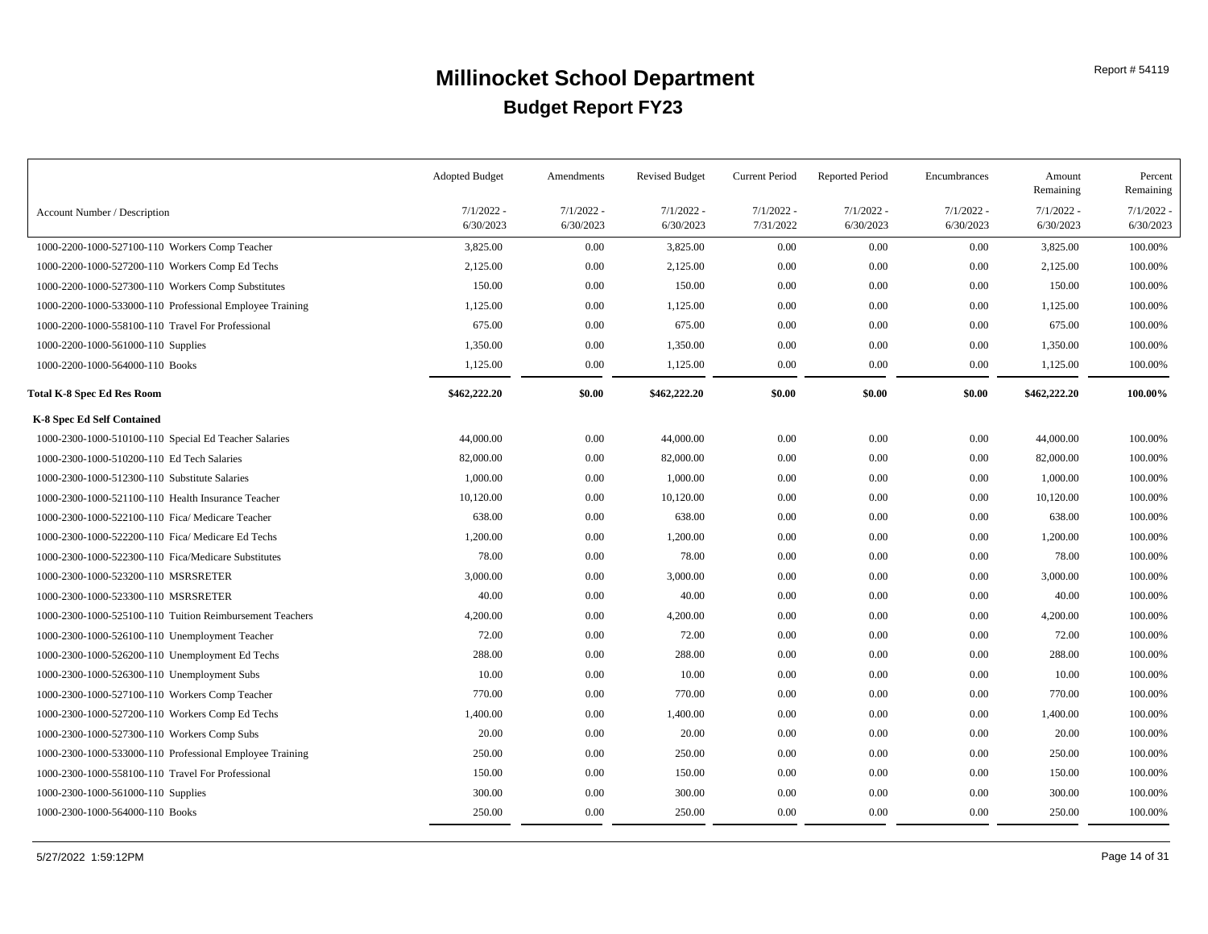# Millinocket School Department

## Budget Report FY23

| Account Number / Description | Adopted Budget 7/1/2022 - 6/30/2023 | Amendments 7/1/2022 - 6/30/2023 | Revised Budget 7/1/2022 - 6/30/2023 | Current Period 7/1/2022 - 7/31/2022 | Reported Period 7/1/2022 - 6/30/2023 | Encumbrances 7/1/2022 - 6/30/2023 | Amount Remaining 7/1/2022 - 6/30/2023 | Percent Remaining 7/1/2022 - 6/30/2023 |
|---|---|---|---|---|---|---|---|---|
| 1000-2200-1000-527100-110 Workers Comp Teacher | 3,825.00 | 0.00 | 3,825.00 | 0.00 | 0.00 | 0.00 | 3,825.00 | 100.00% |
| 1000-2200-1000-527200-110 Workers Comp Ed Techs | 2,125.00 | 0.00 | 2,125.00 | 0.00 | 0.00 | 0.00 | 2,125.00 | 100.00% |
| 1000-2200-1000-527300-110 Workers Comp Substitutes | 150.00 | 0.00 | 150.00 | 0.00 | 0.00 | 0.00 | 150.00 | 100.00% |
| 1000-2200-1000-533000-110 Professional Employee Training | 1,125.00 | 0.00 | 1,125.00 | 0.00 | 0.00 | 0.00 | 1,125.00 | 100.00% |
| 1000-2200-1000-558100-110 Travel For Professional | 675.00 | 0.00 | 675.00 | 0.00 | 0.00 | 0.00 | 675.00 | 100.00% |
| 1000-2200-1000-561000-110 Supplies | 1,350.00 | 0.00 | 1,350.00 | 0.00 | 0.00 | 0.00 | 1,350.00 | 100.00% |
| 1000-2200-1000-564000-110 Books | 1,125.00 | 0.00 | 1,125.00 | 0.00 | 0.00 | 0.00 | 1,125.00 | 100.00% |
| **Total K-8 Spec Ed Res Room** | **$462,222.20** | **$0.00** | **$462,222.20** | **$0.00** | **$0.00** | **$0.00** | **$462,222.20** | **100.00%** |
| **K-8 Spec Ed Self Contained** | | | | | | | | |
| 1000-2300-1000-510100-110 Special Ed Teacher Salaries | 44,000.00 | 0.00 | 44,000.00 | 0.00 | 0.00 | 0.00 | 44,000.00 | 100.00% |
| 1000-2300-1000-510200-110 Ed Tech Salaries | 82,000.00 | 0.00 | 82,000.00 | 0.00 | 0.00 | 0.00 | 82,000.00 | 100.00% |
| 1000-2300-1000-512300-110 Substitute Salaries | 1,000.00 | 0.00 | 1,000.00 | 0.00 | 0.00 | 0.00 | 1,000.00 | 100.00% |
| 1000-2300-1000-521100-110 Health Insurance Teacher | 10,120.00 | 0.00 | 10,120.00 | 0.00 | 0.00 | 0.00 | 10,120.00 | 100.00% |
| 1000-2300-1000-522100-110 Fica/ Medicare Teacher | 638.00 | 0.00 | 638.00 | 0.00 | 0.00 | 0.00 | 638.00 | 100.00% |
| 1000-2300-1000-522200-110 Fica/ Medicare Ed Techs | 1,200.00 | 0.00 | 1,200.00 | 0.00 | 0.00 | 0.00 | 1,200.00 | 100.00% |
| 1000-2300-1000-522300-110 Fica/Medicare Substitutes | 78.00 | 0.00 | 78.00 | 0.00 | 0.00 | 0.00 | 78.00 | 100.00% |
| 1000-2300-1000-523200-110 MSRSRETER | 3,000.00 | 0.00 | 3,000.00 | 0.00 | 0.00 | 0.00 | 3,000.00 | 100.00% |
| 1000-2300-1000-523300-110 MSRSRETER | 40.00 | 0.00 | 40.00 | 0.00 | 0.00 | 0.00 | 40.00 | 100.00% |
| 1000-2300-1000-525100-110 Tuition Reimbursement Teachers | 4,200.00 | 0.00 | 4,200.00 | 0.00 | 0.00 | 0.00 | 4,200.00 | 100.00% |
| 1000-2300-1000-526100-110 Unemployment Teacher | 72.00 | 0.00 | 72.00 | 0.00 | 0.00 | 0.00 | 72.00 | 100.00% |
| 1000-2300-1000-526200-110 Unemployment Ed Techs | 288.00 | 0.00 | 288.00 | 0.00 | 0.00 | 0.00 | 288.00 | 100.00% |
| 1000-2300-1000-526300-110 Unemployment Subs | 10.00 | 0.00 | 10.00 | 0.00 | 0.00 | 0.00 | 10.00 | 100.00% |
| 1000-2300-1000-527100-110 Workers Comp Teacher | 770.00 | 0.00 | 770.00 | 0.00 | 0.00 | 0.00 | 770.00 | 100.00% |
| 1000-2300-1000-527200-110 Workers Comp Ed Techs | 1,400.00 | 0.00 | 1,400.00 | 0.00 | 0.00 | 0.00 | 1,400.00 | 100.00% |
| 1000-2300-1000-527300-110 Workers Comp Subs | 20.00 | 0.00 | 20.00 | 0.00 | 0.00 | 0.00 | 20.00 | 100.00% |
| 1000-2300-1000-533000-110 Professional Employee Training | 250.00 | 0.00 | 250.00 | 0.00 | 0.00 | 0.00 | 250.00 | 100.00% |
| 1000-2300-1000-558100-110 Travel For Professional | 150.00 | 0.00 | 150.00 | 0.00 | 0.00 | 0.00 | 150.00 | 100.00% |
| 1000-2300-1000-561000-110 Supplies | 300.00 | 0.00 | 300.00 | 0.00 | 0.00 | 0.00 | 300.00 | 100.00% |
| 1000-2300-1000-564000-110 Books | 250.00 | 0.00 | 250.00 | 0.00 | 0.00 | 0.00 | 250.00 | 100.00% |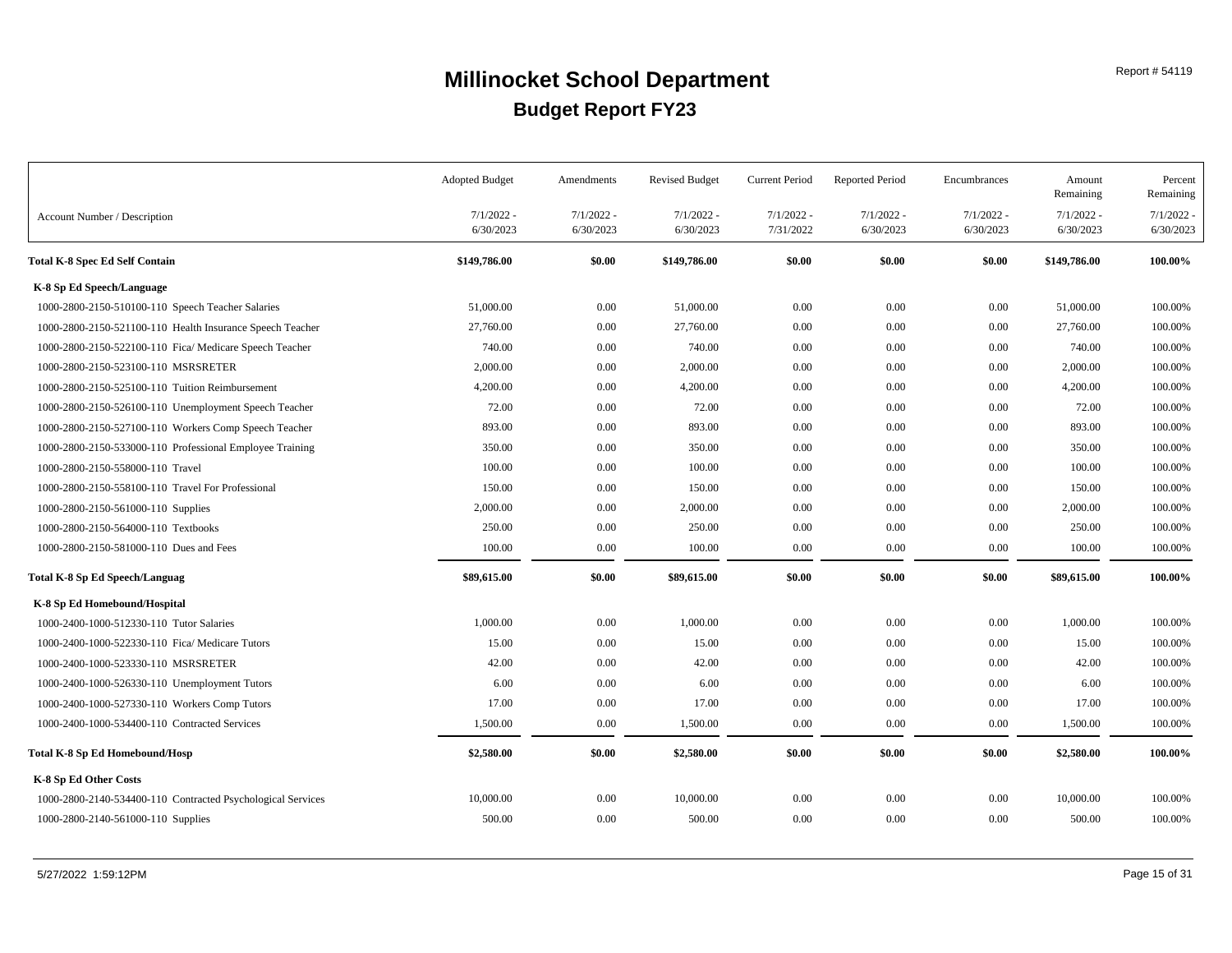# Millinocket School Department

## Budget Report FY23

Report # 54119

| Account Number / Description | Adopted Budget 7/1/2022 - 6/30/2023 | Amendments 7/1/2022 - 6/30/2023 | Revised Budget 7/1/2022 - 6/30/2023 | Current Period 7/1/2022 - 7/31/2022 | Reported Period 7/1/2022 - 6/30/2023 | Encumbrances 7/1/2022 - 6/30/2023 | Amount Remaining 7/1/2022 - 6/30/2023 | Percent Remaining 7/1/2022 - 6/30/2023 |
|---|---|---|---|---|---|---|---|---|
| **Total K-8 Spec Ed Self Contain** | **$149,786.00** | **$0.00** | **$149,786.00** | **$0.00** | **$0.00** | **$0.00** | **$149,786.00** | **100.00%** |
| **K-8 Sp Ed Speech/Language** | | | | | | | | |
| 1000-2800-2150-510100-110 Speech Teacher Salaries | 51,000.00 | 0.00 | 51,000.00 | 0.00 | 0.00 | 0.00 | 51,000.00 | 100.00% |
| 1000-2800-2150-521100-110 Health Insurance Speech Teacher | 27,760.00 | 0.00 | 27,760.00 | 0.00 | 0.00 | 0.00 | 27,760.00 | 100.00% |
| 1000-2800-2150-522100-110 Fica/ Medicare Speech Teacher | 740.00 | 0.00 | 740.00 | 0.00 | 0.00 | 0.00 | 740.00 | 100.00% |
| 1000-2800-2150-523100-110 MSRSRETER | 2,000.00 | 0.00 | 2,000.00 | 0.00 | 0.00 | 0.00 | 2,000.00 | 100.00% |
| 1000-2800-2150-525100-110 Tuition Reimbursement | 4,200.00 | 0.00 | 4,200.00 | 0.00 | 0.00 | 0.00 | 4,200.00 | 100.00% |
| 1000-2800-2150-526100-110 Unemployment Speech Teacher | 72.00 | 0.00 | 72.00 | 0.00 | 0.00 | 0.00 | 72.00 | 100.00% |
| 1000-2800-2150-527100-110 Workers Comp Speech Teacher | 893.00 | 0.00 | 893.00 | 0.00 | 0.00 | 0.00 | 893.00 | 100.00% |
| 1000-2800-2150-533000-110 Professional Employee Training | 350.00 | 0.00 | 350.00 | 0.00 | 0.00 | 0.00 | 350.00 | 100.00% |
| 1000-2800-2150-558000-110 Travel | 100.00 | 0.00 | 100.00 | 0.00 | 0.00 | 0.00 | 100.00 | 100.00% |
| 1000-2800-2150-558100-110 Travel For Professional | 150.00 | 0.00 | 150.00 | 0.00 | 0.00 | 0.00 | 150.00 | 100.00% |
| 1000-2800-2150-561000-110 Supplies | 2,000.00 | 0.00 | 2,000.00 | 0.00 | 0.00 | 0.00 | 2,000.00 | 100.00% |
| 1000-2800-2150-564000-110 Textbooks | 250.00 | 0.00 | 250.00 | 0.00 | 0.00 | 0.00 | 250.00 | 100.00% |
| 1000-2800-2150-581000-110 Dues and Fees | 100.00 | 0.00 | 100.00 | 0.00 | 0.00 | 0.00 | 100.00 | 100.00% |
| **Total K-8 Sp Ed Speech/Languag** | **$89,615.00** | **$0.00** | **$89,615.00** | **$0.00** | **$0.00** | **$0.00** | **$89,615.00** | **100.00%** |
| **K-8 Sp Ed Homebound/Hospital** | | | | | | | | |
| 1000-2400-1000-512330-110 Tutor Salaries | 1,000.00 | 0.00 | 1,000.00 | 0.00 | 0.00 | 0.00 | 1,000.00 | 100.00% |
| 1000-2400-1000-522330-110 Fica/ Medicare Tutors | 15.00 | 0.00 | 15.00 | 0.00 | 0.00 | 0.00 | 15.00 | 100.00% |
| 1000-2400-1000-523330-110 MSRSRETER | 42.00 | 0.00 | 42.00 | 0.00 | 0.00 | 0.00 | 42.00 | 100.00% |
| 1000-2400-1000-526330-110 Unemployment Tutors | 6.00 | 0.00 | 6.00 | 0.00 | 0.00 | 0.00 | 6.00 | 100.00% |
| 1000-2400-1000-527330-110 Workers Comp Tutors | 17.00 | 0.00 | 17.00 | 0.00 | 0.00 | 0.00 | 17.00 | 100.00% |
| 1000-2400-1000-534400-110 Contracted Services | 1,500.00 | 0.00 | 1,500.00 | 0.00 | 0.00 | 0.00 | 1,500.00 | 100.00% |
| **Total K-8 Sp Ed Homebound/Hosp** | **$2,580.00** | **$0.00** | **$2,580.00** | **$0.00** | **$0.00** | **$0.00** | **$2,580.00** | **100.00%** |
| **K-8 Sp Ed Other Costs** | | | | | | | | |
| 1000-2800-2140-534400-110 Contracted Psychological Services | 10,000.00 | 0.00 | 10,000.00 | 0.00 | 0.00 | 0.00 | 10,000.00 | 100.00% |
| 1000-2800-2140-561000-110 Supplies | 500.00 | 0.00 | 500.00 | 0.00 | 0.00 | 0.00 | 500.00 | 100.00% |

5/27/2022 1:59:12PM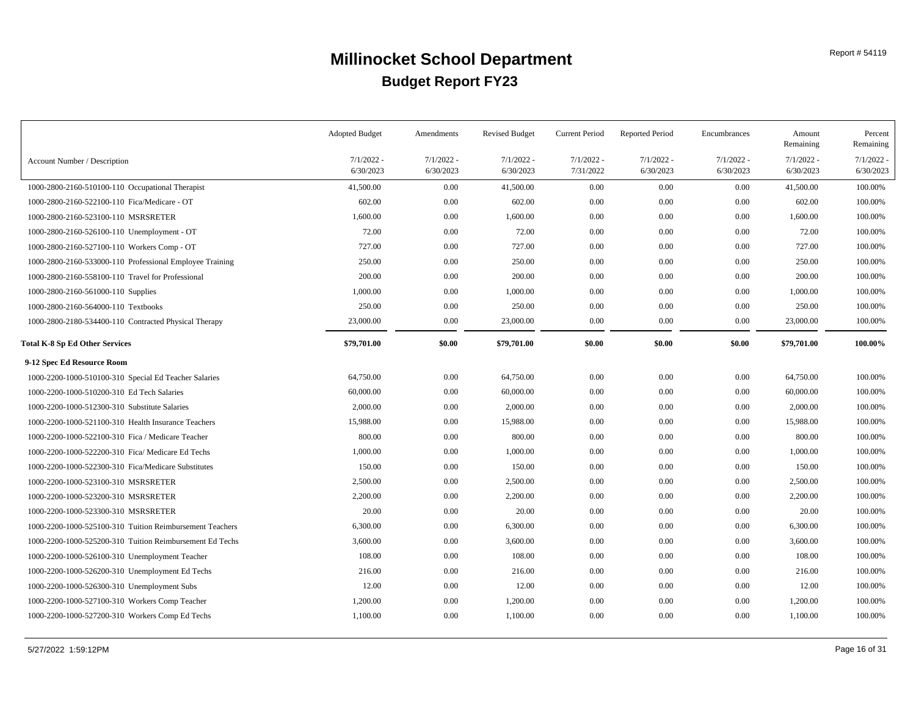# Millinocket School Department

## Budget Report FY23

Report # 54119

| Account Number / Description | Adopted Budget 7/1/2022 - 6/30/2023 | Amendments 7/1/2022 - 6/30/2023 | Revised Budget 7/1/2022 - 6/30/2023 | Current Period 7/1/2022 - 7/31/2022 | Reported Period 7/1/2022 - 6/30/2023 | Encumbrances 7/1/2022 - 6/30/2023 | Amount Remaining 7/1/2022 - 6/30/2023 | Percent Remaining 7/1/2022 - 6/30/2023 |
|---|---|---|---|---|---|---|---|---|
| 1000-2800-2160-510100-110 Occupational Therapist | 41,500.00 | 0.00 | 41,500.00 | 0.00 | 0.00 | 0.00 | 41,500.00 | 100.00% |
| 1000-2800-2160-522100-110 Fica/Medicare - OT | 602.00 | 0.00 | 602.00 | 0.00 | 0.00 | 0.00 | 602.00 | 100.00% |
| 1000-2800-2160-523100-110 MSRSRETER | 1,600.00 | 0.00 | 1,600.00 | 0.00 | 0.00 | 0.00 | 1,600.00 | 100.00% |
| 1000-2800-2160-526100-110 Unemployment - OT | 72.00 | 0.00 | 72.00 | 0.00 | 0.00 | 0.00 | 72.00 | 100.00% |
| 1000-2800-2160-527100-110 Workers Comp - OT | 727.00 | 0.00 | 727.00 | 0.00 | 0.00 | 0.00 | 727.00 | 100.00% |
| 1000-2800-2160-533000-110 Professional Employee Training | 250.00 | 0.00 | 250.00 | 0.00 | 0.00 | 0.00 | 250.00 | 100.00% |
| 1000-2800-2160-558100-110 Travel for Professional | 200.00 | 0.00 | 200.00 | 0.00 | 0.00 | 0.00 | 200.00 | 100.00% |
| 1000-2800-2160-561000-110 Supplies | 1,000.00 | 0.00 | 1,000.00 | 0.00 | 0.00 | 0.00 | 1,000.00 | 100.00% |
| 1000-2800-2160-564000-110 Textbooks | 250.00 | 0.00 | 250.00 | 0.00 | 0.00 | 0.00 | 250.00 | 100.00% |
| 1000-2800-2180-534400-110 Contracted Physical Therapy | 23,000.00 | 0.00 | 23,000.00 | 0.00 | 0.00 | 0.00 | 23,000.00 | 100.00% |
| **Total K-8 Sp Ed Other Services** | **$79,701.00** | **$0.00** | **$79,701.00** | **$0.00** | **$0.00** | **$0.00** | **$79,701.00** | **100.00%** |
| **9-12 Spec Ed Resource Room** | | | | | | | | |
| 1000-2200-1000-510100-310 Special Ed Teacher Salaries | 64,750.00 | 0.00 | 64,750.00 | 0.00 | 0.00 | 0.00 | 64,750.00 | 100.00% |
| 1000-2200-1000-510200-310 Ed Tech Salaries | 60,000.00 | 0.00 | 60,000.00 | 0.00 | 0.00 | 0.00 | 60,000.00 | 100.00% |
| 1000-2200-1000-512300-310 Substitute Salaries | 2,000.00 | 0.00 | 2,000.00 | 0.00 | 0.00 | 0.00 | 2,000.00 | 100.00% |
| 1000-2200-1000-521100-310 Health Insurance Teachers | 15,988.00 | 0.00 | 15,988.00 | 0.00 | 0.00 | 0.00 | 15,988.00 | 100.00% |
| 1000-2200-1000-522100-310 Fica / Medicare Teacher | 800.00 | 0.00 | 800.00 | 0.00 | 0.00 | 0.00 | 800.00 | 100.00% |
| 1000-2200-1000-522200-310 Fica/ Medicare Ed Techs | 1,000.00 | 0.00 | 1,000.00 | 0.00 | 0.00 | 0.00 | 1,000.00 | 100.00% |
| 1000-2200-1000-522300-310 Fica/Medicare Substitutes | 150.00 | 0.00 | 150.00 | 0.00 | 0.00 | 0.00 | 150.00 | 100.00% |
| 1000-2200-1000-523100-310 MSRSRETER | 2,500.00 | 0.00 | 2,500.00 | 0.00 | 0.00 | 0.00 | 2,500.00 | 100.00% |
| 1000-2200-1000-523200-310 MSRSRETER | 2,200.00 | 0.00 | 2,200.00 | 0.00 | 0.00 | 0.00 | 2,200.00 | 100.00% |
| 1000-2200-1000-523300-310 MSRSRETER | 20.00 | 0.00 | 20.00 | 0.00 | 0.00 | 0.00 | 20.00 | 100.00% |
| 1000-2200-1000-525100-310 Tuition Reimbursement Teachers | 6,300.00 | 0.00 | 6,300.00 | 0.00 | 0.00 | 0.00 | 6,300.00 | 100.00% |
| 1000-2200-1000-525200-310 Tuition Reimbursement Ed Techs | 3,600.00 | 0.00 | 3,600.00 | 0.00 | 0.00 | 0.00 | 3,600.00 | 100.00% |
| 1000-2200-1000-526100-310 Unemployment Teacher | 108.00 | 0.00 | 108.00 | 0.00 | 0.00 | 0.00 | 108.00 | 100.00% |
| 1000-2200-1000-526200-310 Unemployment Ed Techs | 216.00 | 0.00 | 216.00 | 0.00 | 0.00 | 0.00 | 216.00 | 100.00% |
| 1000-2200-1000-526300-310 Unemployment Subs | 12.00 | 0.00 | 12.00 | 0.00 | 0.00 | 0.00 | 12.00 | 100.00% |
| 1000-2200-1000-527100-310 Workers Comp Teacher | 1,200.00 | 0.00 | 1,200.00 | 0.00 | 0.00 | 0.00 | 1,200.00 | 100.00% |
| 1000-2200-1000-527200-310 Workers Comp Ed Techs | 1,100.00 | 0.00 | 1,100.00 | 0.00 | 0.00 | 0.00 | 1,100.00 | 100.00% |

5/27/2022 1:59:12PM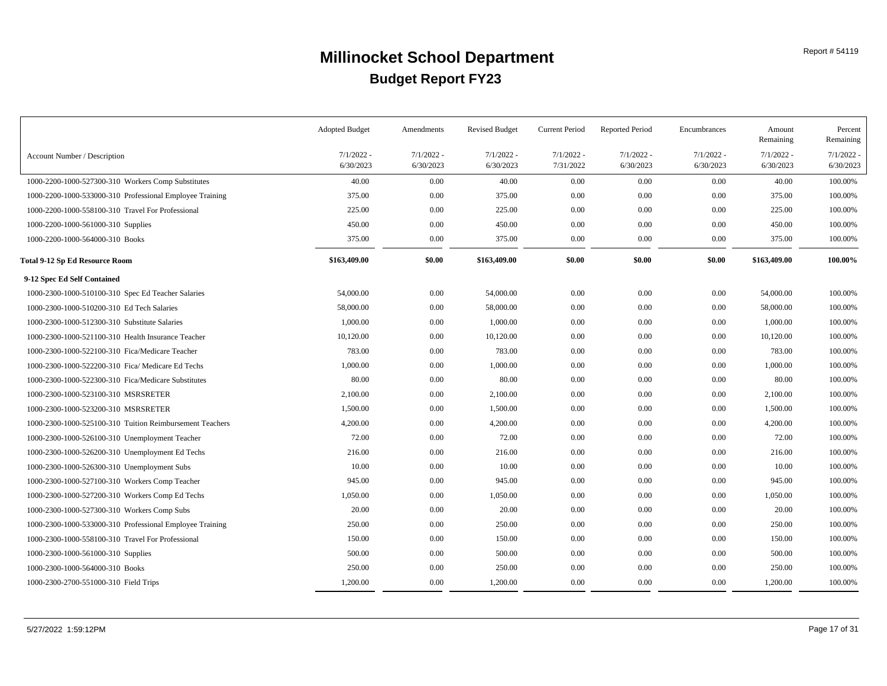# Millinocket School Department

## Budget Report FY23

| Account Number / Description | Adopted Budget 7/1/2022 - 6/30/2023 | Amendments 7/1/2022 - 6/30/2023 | Revised Budget 7/1/2022 - 6/30/2023 | Current Period 7/1/2022 - 7/31/2022 | Reported Period 7/1/2022 - 6/30/2023 | Encumbrances 7/1/2022 - 6/30/2023 | Amount Remaining 7/1/2022 - 6/30/2023 | Percent Remaining 7/1/2022 - 6/30/2023 |
|---|---|---|---|---|---|---|---|---|
| 1000-2200-1000-527300-310 Workers Comp Substitutes | 40.00 | 0.00 | 40.00 | 0.00 | 0.00 | 0.00 | 40.00 | 100.00% |
| 1000-2200-1000-533000-310 Professional Employee Training | 375.00 | 0.00 | 375.00 | 0.00 | 0.00 | 0.00 | 375.00 | 100.00% |
| 1000-2200-1000-558100-310 Travel For Professional | 225.00 | 0.00 | 225.00 | 0.00 | 0.00 | 0.00 | 225.00 | 100.00% |
| 1000-2200-1000-561000-310 Supplies | 450.00 | 0.00 | 450.00 | 0.00 | 0.00 | 0.00 | 450.00 | 100.00% |
| 1000-2200-1000-564000-310 Books | 375.00 | 0.00 | 375.00 | 0.00 | 0.00 | 0.00 | 375.00 | 100.00% |
| **Total 9-12 Sp Ed Resource Room** | **$163,409.00** | **$0.00** | **$163,409.00** | **$0.00** | **$0.00** | **$0.00** | **$163,409.00** | **100.00%** |
| **9-12 Spec Ed Self Contained** | | | | | | | | |
| 1000-2300-1000-510100-310 Spec Ed Teacher Salaries | 54,000.00 | 0.00 | 54,000.00 | 0.00 | 0.00 | 0.00 | 54,000.00 | 100.00% |
| 1000-2300-1000-510200-310 Ed Tech Salaries | 58,000.00 | 0.00 | 58,000.00 | 0.00 | 0.00 | 0.00 | 58,000.00 | 100.00% |
| 1000-2300-1000-512300-310 Substitute Salaries | 1,000.00 | 0.00 | 1,000.00 | 0.00 | 0.00 | 0.00 | 1,000.00 | 100.00% |
| 1000-2300-1000-521100-310 Health Insurance Teacher | 10,120.00 | 0.00 | 10,120.00 | 0.00 | 0.00 | 0.00 | 10,120.00 | 100.00% |
| 1000-2300-1000-522100-310 Fica/Medicare Teacher | 783.00 | 0.00 | 783.00 | 0.00 | 0.00 | 0.00 | 783.00 | 100.00% |
| 1000-2300-1000-522200-310 Fica/ Medicare Ed Techs | 1,000.00 | 0.00 | 1,000.00 | 0.00 | 0.00 | 0.00 | 1,000.00 | 100.00% |
| 1000-2300-1000-522300-310 Fica/Medicare Substitutes | 80.00 | 0.00 | 80.00 | 0.00 | 0.00 | 0.00 | 80.00 | 100.00% |
| 1000-2300-1000-523100-310 MSRSRETER | 2,100.00 | 0.00 | 2,100.00 | 0.00 | 0.00 | 0.00 | 2,100.00 | 100.00% |
| 1000-2300-1000-523200-310 MSRSRETER | 1,500.00 | 0.00 | 1,500.00 | 0.00 | 0.00 | 0.00 | 1,500.00 | 100.00% |
| 1000-2300-1000-525100-310 Tuition Reimbursement Teachers | 4,200.00 | 0.00 | 4,200.00 | 0.00 | 0.00 | 0.00 | 4,200.00 | 100.00% |
| 1000-2300-1000-526100-310 Unemployment Teacher | 72.00 | 0.00 | 72.00 | 0.00 | 0.00 | 0.00 | 72.00 | 100.00% |
| 1000-2300-1000-526200-310 Unemployment Ed Techs | 216.00 | 0.00 | 216.00 | 0.00 | 0.00 | 0.00 | 216.00 | 100.00% |
| 1000-2300-1000-526300-310 Unemployment Subs | 10.00 | 0.00 | 10.00 | 0.00 | 0.00 | 0.00 | 10.00 | 100.00% |
| 1000-2300-1000-527100-310 Workers Comp Teacher | 945.00 | 0.00 | 945.00 | 0.00 | 0.00 | 0.00 | 945.00 | 100.00% |
| 1000-2300-1000-527200-310 Workers Comp Ed Techs | 1,050.00 | 0.00 | 1,050.00 | 0.00 | 0.00 | 0.00 | 1,050.00 | 100.00% |
| 1000-2300-1000-527300-310 Workers Comp Subs | 20.00 | 0.00 | 20.00 | 0.00 | 0.00 | 0.00 | 20.00 | 100.00% |
| 1000-2300-1000-533000-310 Professional Employee Training | 250.00 | 0.00 | 250.00 | 0.00 | 0.00 | 0.00 | 250.00 | 100.00% |
| 1000-2300-1000-558100-310 Travel For Professional | 150.00 | 0.00 | 150.00 | 0.00 | 0.00 | 0.00 | 150.00 | 100.00% |
| 1000-2300-1000-561000-310 Supplies | 500.00 | 0.00 | 500.00 | 0.00 | 0.00 | 0.00 | 500.00 | 100.00% |
| 1000-2300-1000-564000-310 Books | 250.00 | 0.00 | 250.00 | 0.00 | 0.00 | 0.00 | 250.00 | 100.00% |
| 1000-2300-2700-551000-310 Field Trips | 1,200.00 | 0.00 | 1,200.00 | 0.00 | 0.00 | 0.00 | 1,200.00 | 100.00% |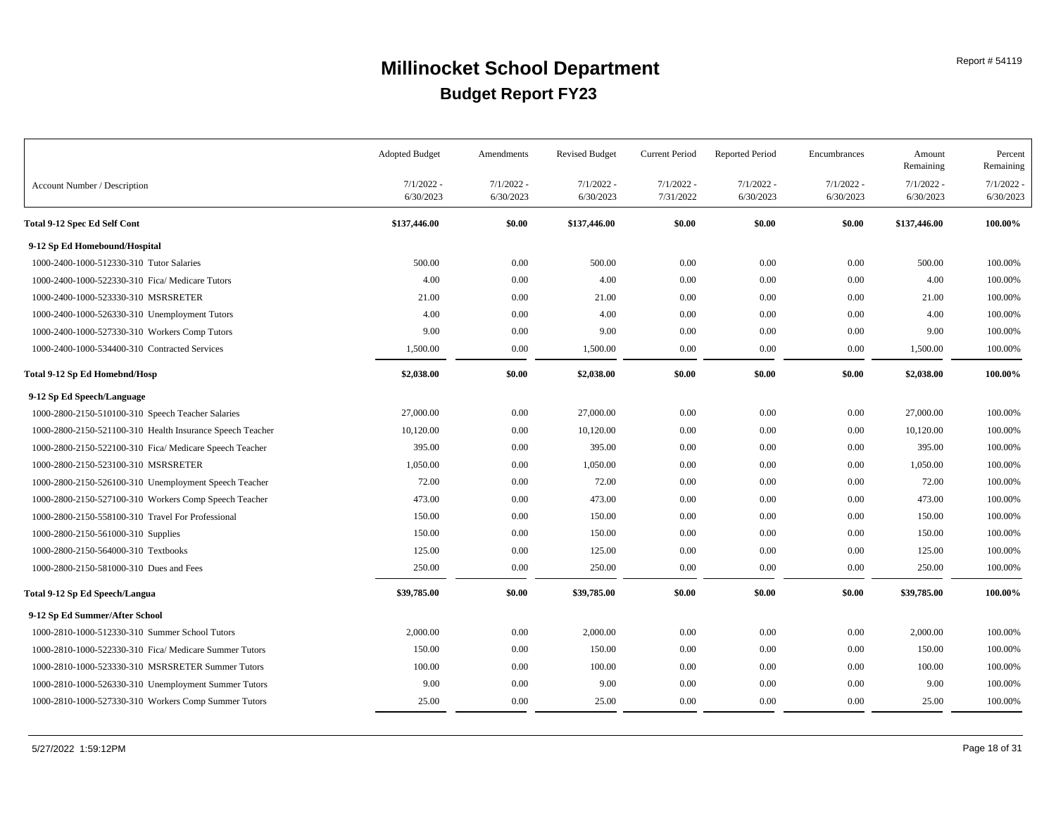# Millinocket School Department

## Budget Report FY23

| Account Number / Description | Adopted Budget 7/1/2022 - 6/30/2023 | Amendments 7/1/2022 - 6/30/2023 | Revised Budget 7/1/2022 - 6/30/2023 | Current Period 7/1/2022 - 7/31/2022 | Reported Period 7/1/2022 - 6/30/2023 | Encumbrances 7/1/2022 - 6/30/2023 | Amount Remaining 7/1/2022 - 6/30/2023 | Percent Remaining 7/1/2022 - 6/30/2023 |
|---|---|---|---|---|---|---|---|---|
| **Total 9-12 Spec Ed Self Cont** | **$137,446.00** | **$0.00** | **$137,446.00** | **$0.00** | **$0.00** | **$0.00** | **$137,446.00** | **100.00%** |
| **9-12 Sp Ed Homebound/Hospital** | | | | | | | | |
| 1000-2400-1000-512330-310 Tutor Salaries | 500.00 | 0.00 | 500.00 | 0.00 | 0.00 | 0.00 | 500.00 | 100.00% |
| 1000-2400-1000-522330-310 Fica/ Medicare Tutors | 4.00 | 0.00 | 4.00 | 0.00 | 0.00 | 0.00 | 4.00 | 100.00% |
| 1000-2400-1000-523330-310 MSRSRETER | 21.00 | 0.00 | 21.00 | 0.00 | 0.00 | 0.00 | 21.00 | 100.00% |
| 1000-2400-1000-526330-310 Unemployment Tutors | 4.00 | 0.00 | 4.00 | 0.00 | 0.00 | 0.00 | 4.00 | 100.00% |
| 1000-2400-1000-527330-310 Workers Comp Tutors | 9.00 | 0.00 | 9.00 | 0.00 | 0.00 | 0.00 | 9.00 | 100.00% |
| 1000-2400-1000-534400-310 Contracted Services | 1,500.00 | 0.00 | 1,500.00 | 0.00 | 0.00 | 0.00 | 1,500.00 | 100.00% |
| **Total 9-12 Sp Ed Homebnd/Hosp** | **$2,038.00** | **$0.00** | **$2,038.00** | **$0.00** | **$0.00** | **$0.00** | **$2,038.00** | **100.00%** |
| **9-12 Sp Ed Speech/Language** | | | | | | | | |
| 1000-2800-2150-510100-310 Speech Teacher Salaries | 27,000.00 | 0.00 | 27,000.00 | 0.00 | 0.00 | 0.00 | 27,000.00 | 100.00% |
| 1000-2800-2150-521100-310 Health Insurance Speech Teacher | 10,120.00 | 0.00 | 10,120.00 | 0.00 | 0.00 | 0.00 | 10,120.00 | 100.00% |
| 1000-2800-2150-522100-310 Fica/ Medicare Speech Teacher | 395.00 | 0.00 | 395.00 | 0.00 | 0.00 | 0.00 | 395.00 | 100.00% |
| 1000-2800-2150-523100-310 MSRSRETER | 1,050.00 | 0.00 | 1,050.00 | 0.00 | 0.00 | 0.00 | 1,050.00 | 100.00% |
| 1000-2800-2150-526100-310 Unemployment Speech Teacher | 72.00 | 0.00 | 72.00 | 0.00 | 0.00 | 0.00 | 72.00 | 100.00% |
| 1000-2800-2150-527100-310 Workers Comp Speech Teacher | 473.00 | 0.00 | 473.00 | 0.00 | 0.00 | 0.00 | 473.00 | 100.00% |
| 1000-2800-2150-558100-310 Travel For Professional | 150.00 | 0.00 | 150.00 | 0.00 | 0.00 | 0.00 | 150.00 | 100.00% |
| 1000-2800-2150-561000-310 Supplies | 150.00 | 0.00 | 150.00 | 0.00 | 0.00 | 0.00 | 150.00 | 100.00% |
| 1000-2800-2150-564000-310 Textbooks | 125.00 | 0.00 | 125.00 | 0.00 | 0.00 | 0.00 | 125.00 | 100.00% |
| 1000-2800-2150-581000-310 Dues and Fees | 250.00 | 0.00 | 250.00 | 0.00 | 0.00 | 0.00 | 250.00 | 100.00% |
| **Total 9-12 Sp Ed Speech/Langua** | **$39,785.00** | **$0.00** | **$39,785.00** | **$0.00** | **$0.00** | **$0.00** | **$39,785.00** | **100.00%** |
| **9-12 Sp Ed Summer/After School** | | | | | | | | |
| 1000-2810-1000-512330-310 Summer School Tutors | 2,000.00 | 0.00 | 2,000.00 | 0.00 | 0.00 | 0.00 | 2,000.00 | 100.00% |
| 1000-2810-1000-522330-310 Fica/ Medicare Summer Tutors | 150.00 | 0.00 | 150.00 | 0.00 | 0.00 | 0.00 | 150.00 | 100.00% |
| 1000-2810-1000-523330-310 MSRSRETER Summer Tutors | 100.00 | 0.00 | 100.00 | 0.00 | 0.00 | 0.00 | 100.00 | 100.00% |
| 1000-2810-1000-526330-310 Unemployment Summer Tutors | 9.00 | 0.00 | 9.00 | 0.00 | 0.00 | 0.00 | 9.00 | 100.00% |
| 1000-2810-1000-527330-310 Workers Comp Summer Tutors | 25.00 | 0.00 | 25.00 | 0.00 | 0.00 | 0.00 | 25.00 | 100.00% |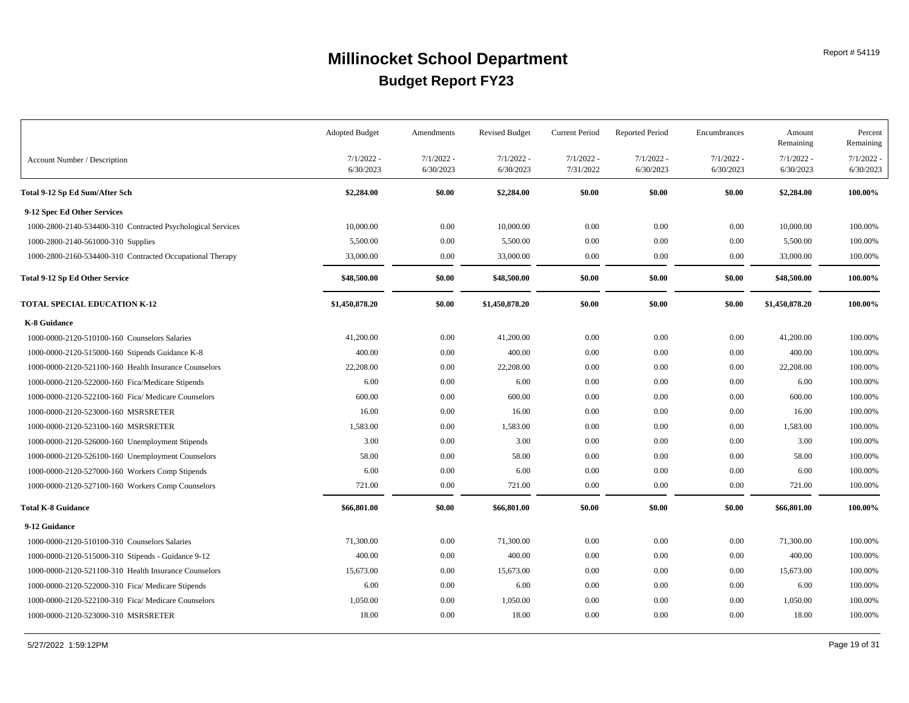# Millinocket School Department
## Budget Report FY23

Report # 54119

| Account Number / Description | Adopted Budget 7/1/2022 - 6/30/2023 | Amendments 7/1/2022 - 6/30/2023 | Revised Budget 7/1/2022 - 6/30/2023 | Current Period 7/1/2022 - 7/31/2022 | Reported Period 7/1/2022 - 6/30/2023 | Encumbrances 7/1/2022 - 6/30/2023 | Amount Remaining 7/1/2022 - 6/30/2023 | Percent Remaining 7/1/2022 - 6/30/2023 |
|---|---|---|---|---|---|---|---|---|
| **Total 9-12 Sp Ed Sum/After Sch** | **$2,284.00** | **$0.00** | **$2,284.00** | **$0.00** | **$0.00** | **$0.00** | **$2,284.00** | **100.00%** |
| **9-12 Spec Ed Other Services** | | | | | | | | |
| 1000-2800-2140-534400-310 Contracted Psychological Services | 10,000.00 | 0.00 | 10,000.00 | 0.00 | 0.00 | 0.00 | 10,000.00 | 100.00% |
| 1000-2800-2140-561000-310 Supplies | 5,500.00 | 0.00 | 5,500.00 | 0.00 | 0.00 | 0.00 | 5,500.00 | 100.00% |
| 1000-2800-2160-534400-310 Contracted Occupational Therapy | 33,000.00 | 0.00 | 33,000.00 | 0.00 | 0.00 | 0.00 | 33,000.00 | 100.00% |
| **Total 9-12 Sp Ed Other Service** | **$48,500.00** | **$0.00** | **$48,500.00** | **$0.00** | **$0.00** | **$0.00** | **$48,500.00** | **100.00%** |
| **TOTAL SPECIAL EDUCATION K-12** | **$1,450,878.20** | **$0.00** | **$1,450,878.20** | **$0.00** | **$0.00** | **$0.00** | **$1,450,878.20** | **100.00%** |
| **K-8 Guidance** | | | | | | | | |
| 1000-0000-2120-510100-160 Counselors Salaries | 41,200.00 | 0.00 | 41,200.00 | 0.00 | 0.00 | 0.00 | 41,200.00 | 100.00% |
| 1000-0000-2120-515000-160 Stipends Guidance K-8 | 400.00 | 0.00 | 400.00 | 0.00 | 0.00 | 0.00 | 400.00 | 100.00% |
| 1000-0000-2120-521100-160 Health Insurance Counselors | 22,208.00 | 0.00 | 22,208.00 | 0.00 | 0.00 | 0.00 | 22,208.00 | 100.00% |
| 1000-0000-2120-522000-160 Fica/Medicare Stipends | 6.00 | 0.00 | 6.00 | 0.00 | 0.00 | 0.00 | 6.00 | 100.00% |
| 1000-0000-2120-522100-160 Fica/ Medicare Counselors | 600.00 | 0.00 | 600.00 | 0.00 | 0.00 | 0.00 | 600.00 | 100.00% |
| 1000-0000-2120-523000-160 MSRSRETER | 16.00 | 0.00 | 16.00 | 0.00 | 0.00 | 0.00 | 16.00 | 100.00% |
| 1000-0000-2120-523100-160 MSRSRETER | 1,583.00 | 0.00 | 1,583.00 | 0.00 | 0.00 | 0.00 | 1,583.00 | 100.00% |
| 1000-0000-2120-526000-160 Unemployment Stipends | 3.00 | 0.00 | 3.00 | 0.00 | 0.00 | 0.00 | 3.00 | 100.00% |
| 1000-0000-2120-526100-160 Unemployment Counselors | 58.00 | 0.00 | 58.00 | 0.00 | 0.00 | 0.00 | 58.00 | 100.00% |
| 1000-0000-2120-527000-160 Workers Comp Stipends | 6.00 | 0.00 | 6.00 | 0.00 | 0.00 | 0.00 | 6.00 | 100.00% |
| 1000-0000-2120-527100-160 Workers Comp Counselors | 721.00 | 0.00 | 721.00 | 0.00 | 0.00 | 0.00 | 721.00 | 100.00% |
| **Total K-8 Guidance** | **$66,801.00** | **$0.00** | **$66,801.00** | **$0.00** | **$0.00** | **$0.00** | **$66,801.00** | **100.00%** |
| **9-12 Guidance** | | | | | | | | |
| 1000-0000-2120-510100-310 Counselors Salaries | 71,300.00 | 0.00 | 71,300.00 | 0.00 | 0.00 | 0.00 | 71,300.00 | 100.00% |
| 1000-0000-2120-515000-310 Stipends - Guidance 9-12 | 400.00 | 0.00 | 400.00 | 0.00 | 0.00 | 0.00 | 400.00 | 100.00% |
| 1000-0000-2120-521100-310 Health Insurance Counselors | 15,673.00 | 0.00 | 15,673.00 | 0.00 | 0.00 | 0.00 | 15,673.00 | 100.00% |
| 1000-0000-2120-522000-310 Fica/ Medicare Stipends | 6.00 | 0.00 | 6.00 | 0.00 | 0.00 | 0.00 | 6.00 | 100.00% |
| 1000-0000-2120-522100-310 Fica/ Medicare Counselors | 1,050.00 | 0.00 | 1,050.00 | 0.00 | 0.00 | 0.00 | 1,050.00 | 100.00% |
| 1000-0000-2120-523000-310 MSRSRETER | 18.00 | 0.00 | 18.00 | 0.00 | 0.00 | 0.00 | 18.00 | 100.00% |

5/27/2022 1:59:12PM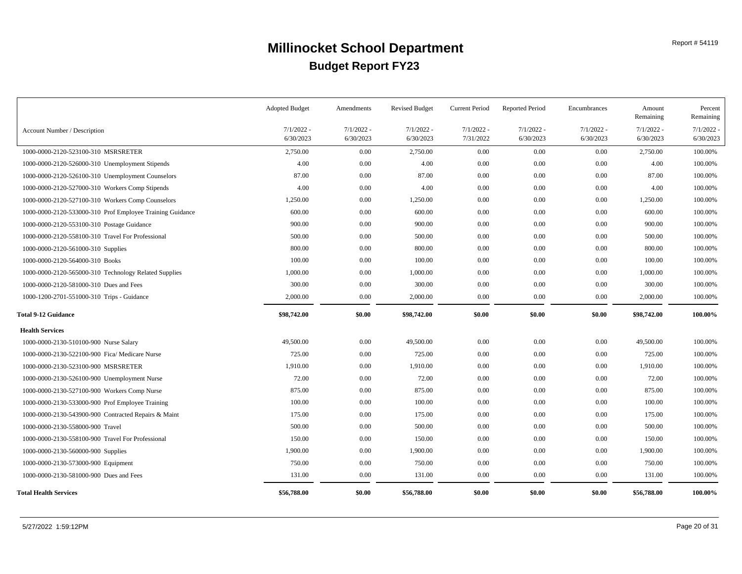# Millinocket School Department

## Budget Report FY23

Report # 54119

| Account Number / Description | Adopted Budget 7/1/2022 - 6/30/2023 | Amendments 7/1/2022 - 6/30/2023 | Revised Budget 7/1/2022 - 6/30/2023 | Current Period 7/1/2022 - 7/31/2022 | Reported Period 7/1/2022 - 6/30/2023 | Encumbrances 7/1/2022 - 6/30/2023 | Amount Remaining 7/1/2022 - 6/30/2023 | Percent Remaining 7/1/2022 - 6/30/2023 |
|---|---|---|---|---|---|---|---|---|
| 1000-0000-2120-523100-310 MSRSRETER | 2,750.00 | 0.00 | 2,750.00 | 0.00 | 0.00 | 0.00 | 2,750.00 | 100.00% |
| 1000-0000-2120-526000-310 Unemployment Stipends | 4.00 | 0.00 | 4.00 | 0.00 | 0.00 | 0.00 | 4.00 | 100.00% |
| 1000-0000-2120-526100-310 Unemployment Counselors | 87.00 | 0.00 | 87.00 | 0.00 | 0.00 | 0.00 | 87.00 | 100.00% |
| 1000-0000-2120-527000-310 Workers Comp Stipends | 4.00 | 0.00 | 4.00 | 0.00 | 0.00 | 0.00 | 4.00 | 100.00% |
| 1000-0000-2120-527100-310 Workers Comp Counselors | 1,250.00 | 0.00 | 1,250.00 | 0.00 | 0.00 | 0.00 | 1,250.00 | 100.00% |
| 1000-0000-2120-533000-310 Prof Employee Training Guidance | 600.00 | 0.00 | 600.00 | 0.00 | 0.00 | 0.00 | 600.00 | 100.00% |
| 1000-0000-2120-553100-310 Postage Guidance | 900.00 | 0.00 | 900.00 | 0.00 | 0.00 | 0.00 | 900.00 | 100.00% |
| 1000-0000-2120-558100-310 Travel For Professional | 500.00 | 0.00 | 500.00 | 0.00 | 0.00 | 0.00 | 500.00 | 100.00% |
| 1000-0000-2120-561000-310 Supplies | 800.00 | 0.00 | 800.00 | 0.00 | 0.00 | 0.00 | 800.00 | 100.00% |
| 1000-0000-2120-564000-310 Books | 100.00 | 0.00 | 100.00 | 0.00 | 0.00 | 0.00 | 100.00 | 100.00% |
| 1000-0000-2120-565000-310 Technology Related Supplies | 1,000.00 | 0.00 | 1,000.00 | 0.00 | 0.00 | 0.00 | 1,000.00 | 100.00% |
| 1000-0000-2120-581000-310 Dues and Fees | 300.00 | 0.00 | 300.00 | 0.00 | 0.00 | 0.00 | 300.00 | 100.00% |
| 1000-1200-2701-551000-310 Trips - Guidance | 2,000.00 | 0.00 | 2,000.00 | 0.00 | 0.00 | 0.00 | 2,000.00 | 100.00% |
| **Total 9-12 Guidance** | **$98,742.00** | **$0.00** | **$98,742.00** | **$0.00** | **$0.00** | **$0.00** | **$98,742.00** | **100.00%** |
| **Health Services** | | | | | | | | |
| 1000-0000-2130-510100-900 Nurse Salary | 49,500.00 | 0.00 | 49,500.00 | 0.00 | 0.00 | 0.00 | 49,500.00 | 100.00% |
| 1000-0000-2130-522100-900 Fica/ Medicare Nurse | 725.00 | 0.00 | 725.00 | 0.00 | 0.00 | 0.00 | 725.00 | 100.00% |
| 1000-0000-2130-523100-900 MSRSRETER | 1,910.00 | 0.00 | 1,910.00 | 0.00 | 0.00 | 0.00 | 1,910.00 | 100.00% |
| 1000-0000-2130-526100-900 Unemployment Nurse | 72.00 | 0.00 | 72.00 | 0.00 | 0.00 | 0.00 | 72.00 | 100.00% |
| 1000-0000-2130-527100-900 Workers Comp Nurse | 875.00 | 0.00 | 875.00 | 0.00 | 0.00 | 0.00 | 875.00 | 100.00% |
| 1000-0000-2130-533000-900 Prof Employee Training | 100.00 | 0.00 | 100.00 | 0.00 | 0.00 | 0.00 | 100.00 | 100.00% |
| 1000-0000-2130-543900-900 Contracted Repairs & Maint | 175.00 | 0.00 | 175.00 | 0.00 | 0.00 | 0.00 | 175.00 | 100.00% |
| 1000-0000-2130-558000-900 Travel | 500.00 | 0.00 | 500.00 | 0.00 | 0.00 | 0.00 | 500.00 | 100.00% |
| 1000-0000-2130-558100-900 Travel For Professional | 150.00 | 0.00 | 150.00 | 0.00 | 0.00 | 0.00 | 150.00 | 100.00% |
| 1000-0000-2130-560000-900 Supplies | 1,900.00 | 0.00 | 1,900.00 | 0.00 | 0.00 | 0.00 | 1,900.00 | 100.00% |
| 1000-0000-2130-573000-900 Equipment | 750.00 | 0.00 | 750.00 | 0.00 | 0.00 | 0.00 | 750.00 | 100.00% |
| 1000-0000-2130-581000-900 Dues and Fees | 131.00 | 0.00 | 131.00 | 0.00 | 0.00 | 0.00 | 131.00 | 100.00% |
| **Total Health Services** | **$56,788.00** | **$0.00** | **$56,788.00** | **$0.00** | **$0.00** | **$0.00** | **$56,788.00** | **100.00%** |

5/27/2022 1:59:12PM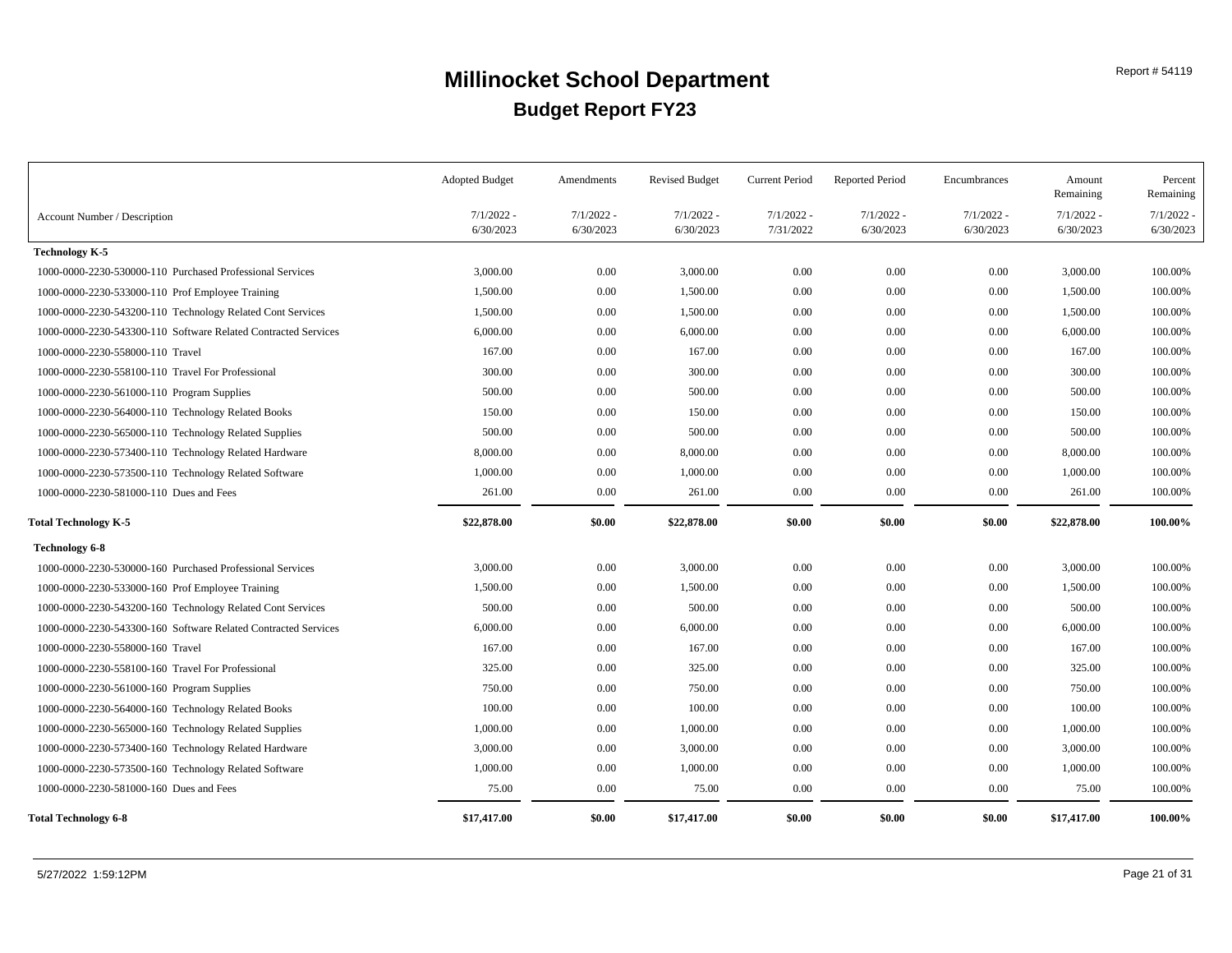# Millinocket School Department

## Budget Report FY23

Report # 54119

| Account Number / Description | Adopted Budget 7/1/2022 - 6/30/2023 | Amendments 7/1/2022 - 6/30/2023 | Revised Budget 7/1/2022 - 6/30/2023 | Current Period 7/1/2022 - 7/31/2022 | Reported Period 7/1/2022 - 6/30/2023 | Encumbrances 7/1/2022 - 6/30/2023 | Amount Remaining 7/1/2022 - 6/30/2023 | Percent Remaining 7/1/2022 - 6/30/2023 |
|---|---|---|---|---|---|---|---|---|
| **Technology K-5** | | | | | | | | |
| 1000-0000-2230-530000-110 Purchased Professional Services | 3,000.00 | 0.00 | 3,000.00 | 0.00 | 0.00 | 0.00 | 3,000.00 | 100.00% |
| 1000-0000-2230-533000-110 Prof Employee Training | 1,500.00 | 0.00 | 1,500.00 | 0.00 | 0.00 | 0.00 | 1,500.00 | 100.00% |
| 1000-0000-2230-543200-110 Technology Related Cont Services | 1,500.00 | 0.00 | 1,500.00 | 0.00 | 0.00 | 0.00 | 1,500.00 | 100.00% |
| 1000-0000-2230-543300-110 Software Related Contracted Services | 6,000.00 | 0.00 | 6,000.00 | 0.00 | 0.00 | 0.00 | 6,000.00 | 100.00% |
| 1000-0000-2230-558000-110 Travel | 167.00 | 0.00 | 167.00 | 0.00 | 0.00 | 0.00 | 167.00 | 100.00% |
| 1000-0000-2230-558100-110 Travel For Professional | 300.00 | 0.00 | 300.00 | 0.00 | 0.00 | 0.00 | 300.00 | 100.00% |
| 1000-0000-2230-561000-110 Program Supplies | 500.00 | 0.00 | 500.00 | 0.00 | 0.00 | 0.00 | 500.00 | 100.00% |
| 1000-0000-2230-564000-110 Technology Related Books | 150.00 | 0.00 | 150.00 | 0.00 | 0.00 | 0.00 | 150.00 | 100.00% |
| 1000-0000-2230-565000-110 Technology Related Supplies | 500.00 | 0.00 | 500.00 | 0.00 | 0.00 | 0.00 | 500.00 | 100.00% |
| 1000-0000-2230-573400-110 Technology Related Hardware | 8,000.00 | 0.00 | 8,000.00 | 0.00 | 0.00 | 0.00 | 8,000.00 | 100.00% |
| 1000-0000-2230-573500-110 Technology Related Software | 1,000.00 | 0.00 | 1,000.00 | 0.00 | 0.00 | 0.00 | 1,000.00 | 100.00% |
| 1000-0000-2230-581000-110 Dues and Fees | 261.00 | 0.00 | 261.00 | 0.00 | 0.00 | 0.00 | 261.00 | 100.00% |
| **Total Technology K-5** | **$22,878.00** | **$0.00** | **$22,878.00** | **$0.00** | **$0.00** | **$0.00** | **$22,878.00** | **100.00%** |
| **Technology 6-8** | | | | | | | | |
| 1000-0000-2230-530000-160 Purchased Professional Services | 3,000.00 | 0.00 | 3,000.00 | 0.00 | 0.00 | 0.00 | 3,000.00 | 100.00% |
| 1000-0000-2230-533000-160 Prof Employee Training | 1,500.00 | 0.00 | 1,500.00 | 0.00 | 0.00 | 0.00 | 1,500.00 | 100.00% |
| 1000-0000-2230-543200-160 Technology Related Cont Services | 500.00 | 0.00 | 500.00 | 0.00 | 0.00 | 0.00 | 500.00 | 100.00% |
| 1000-0000-2230-543300-160 Software Related Contracted Services | 6,000.00 | 0.00 | 6,000.00 | 0.00 | 0.00 | 0.00 | 6,000.00 | 100.00% |
| 1000-0000-2230-558000-160 Travel | 167.00 | 0.00 | 167.00 | 0.00 | 0.00 | 0.00 | 167.00 | 100.00% |
| 1000-0000-2230-558100-160 Travel For Professional | 325.00 | 0.00 | 325.00 | 0.00 | 0.00 | 0.00 | 325.00 | 100.00% |
| 1000-0000-2230-561000-160 Program Supplies | 750.00 | 0.00 | 750.00 | 0.00 | 0.00 | 0.00 | 750.00 | 100.00% |
| 1000-0000-2230-564000-160 Technology Related Books | 100.00 | 0.00 | 100.00 | 0.00 | 0.00 | 0.00 | 100.00 | 100.00% |
| 1000-0000-2230-565000-160 Technology Related Supplies | 1,000.00 | 0.00 | 1,000.00 | 0.00 | 0.00 | 0.00 | 1,000.00 | 100.00% |
| 1000-0000-2230-573400-160 Technology Related Hardware | 3,000.00 | 0.00 | 3,000.00 | 0.00 | 0.00 | 0.00 | 3,000.00 | 100.00% |
| 1000-0000-2230-573500-160 Technology Related Software | 1,000.00 | 0.00 | 1,000.00 | 0.00 | 0.00 | 0.00 | 1,000.00 | 100.00% |
| 1000-0000-2230-581000-160 Dues and Fees | 75.00 | 0.00 | 75.00 | 0.00 | 0.00 | 0.00 | 75.00 | 100.00% |
| **Total Technology 6-8** | **$17,417.00** | **$0.00** | **$17,417.00** | **$0.00** | **$0.00** | **$0.00** | **$17,417.00** | **100.00%** |

5/27/2022 1:59:12PM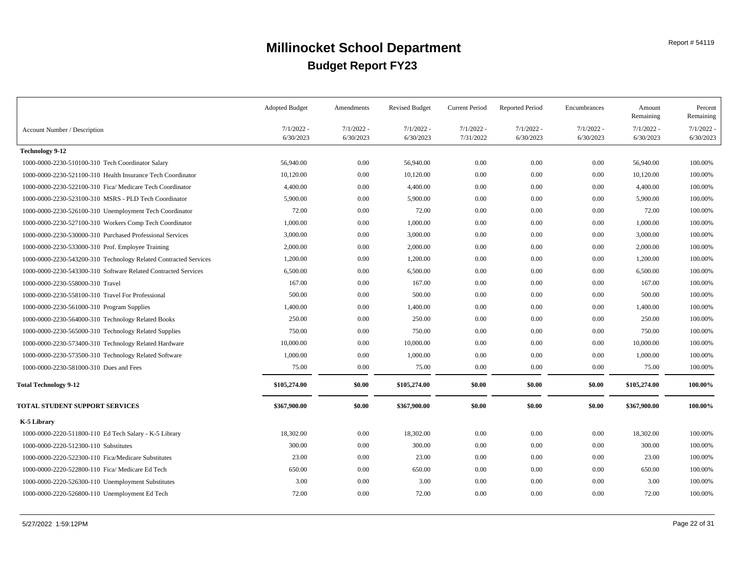# Millinocket School Department

## Budget Report FY23

Report # 54119

| Account Number / Description | Adopted Budget 7/1/2022 - 6/30/2023 | Amendments 7/1/2022 - 6/30/2023 | Revised Budget 7/1/2022 - 6/30/2023 | Current Period 7/1/2022 - 7/31/2022 | Reported Period 7/1/2022 - 6/30/2023 | Encumbrances 7/1/2022 - 6/30/2023 | Amount Remaining 7/1/2022 - 6/30/2023 | Percent Remaining 7/1/2022 - 6/30/2023 |
|---|---|---|---|---|---|---|---|---|
| **Technology 9-12** | | | | | | | | |
| 1000-0000-2230-510100-310 Tech Coordinator Salary | 56,940.00 | 0.00 | 56,940.00 | 0.00 | 0.00 | 0.00 | 56,940.00 | 100.00% |
| 1000-0000-2230-521100-310 Health Insurance Tech Coordinator | 10,120.00 | 0.00 | 10,120.00 | 0.00 | 0.00 | 0.00 | 10,120.00 | 100.00% |
| 1000-0000-2230-522100-310 Fica/ Medicare Tech Coordinator | 4,400.00 | 0.00 | 4,400.00 | 0.00 | 0.00 | 0.00 | 4,400.00 | 100.00% |
| 1000-0000-2230-523100-310 MSRS - PLD Tech Coordinator | 5,900.00 | 0.00 | 5,900.00 | 0.00 | 0.00 | 0.00 | 5,900.00 | 100.00% |
| 1000-0000-2230-526100-310 Unemployment Tech Coordinator | 72.00 | 0.00 | 72.00 | 0.00 | 0.00 | 0.00 | 72.00 | 100.00% |
| 1000-0000-2230-527100-310 Workers Comp Tech Coordinator | 1,000.00 | 0.00 | 1,000.00 | 0.00 | 0.00 | 0.00 | 1,000.00 | 100.00% |
| 1000-0000-2230-530000-310 Purchased Professional Services | 3,000.00 | 0.00 | 3,000.00 | 0.00 | 0.00 | 0.00 | 3,000.00 | 100.00% |
| 1000-0000-2230-533000-310 Prof. Employee Training | 2,000.00 | 0.00 | 2,000.00 | 0.00 | 0.00 | 0.00 | 2,000.00 | 100.00% |
| 1000-0000-2230-543200-310 Technology Related Contracted Services | 1,200.00 | 0.00 | 1,200.00 | 0.00 | 0.00 | 0.00 | 1,200.00 | 100.00% |
| 1000-0000-2230-543300-310 Software Related Contracted Services | 6,500.00 | 0.00 | 6,500.00 | 0.00 | 0.00 | 0.00 | 6,500.00 | 100.00% |
| 1000-0000-2230-558000-310 Travel | 167.00 | 0.00 | 167.00 | 0.00 | 0.00 | 0.00 | 167.00 | 100.00% |
| 1000-0000-2230-558100-310 Travel For Professional | 500.00 | 0.00 | 500.00 | 0.00 | 0.00 | 0.00 | 500.00 | 100.00% |
| 1000-0000-2230-561000-310 Program Supplies | 1,400.00 | 0.00 | 1,400.00 | 0.00 | 0.00 | 0.00 | 1,400.00 | 100.00% |
| 1000-0000-2230-564000-310 Technology Related Books | 250.00 | 0.00 | 250.00 | 0.00 | 0.00 | 0.00 | 250.00 | 100.00% |
| 1000-0000-2230-565000-310 Technology Related Supplies | 750.00 | 0.00 | 750.00 | 0.00 | 0.00 | 0.00 | 750.00 | 100.00% |
| 1000-0000-2230-573400-310 Technology Related Hardware | 10,000.00 | 0.00 | 10,000.00 | 0.00 | 0.00 | 0.00 | 10,000.00 | 100.00% |
| 1000-0000-2230-573500-310 Technology Related Software | 1,000.00 | 0.00 | 1,000.00 | 0.00 | 0.00 | 0.00 | 1,000.00 | 100.00% |
| 1000-0000-2230-581000-310 Dues and Fees | 75.00 | 0.00 | 75.00 | 0.00 | 0.00 | 0.00 | 75.00 | 100.00% |
| **Total Technology 9-12** | **$105,274.00** | **$0.00** | **$105,274.00** | **$0.00** | **$0.00** | **$0.00** | **$105,274.00** | **100.00%** |
| **TOTAL STUDENT SUPPORT SERVICES** | **$367,900.00** | **$0.00** | **$367,900.00** | **$0.00** | **$0.00** | **$0.00** | **$367,900.00** | **100.00%** |
| **K-5 Library** | | | | | | | | |
| 1000-0000-2220-511800-110 Ed Tech Salary - K-5 Library | 18,302.00 | 0.00 | 18,302.00 | 0.00 | 0.00 | 0.00 | 18,302.00 | 100.00% |
| 1000-0000-2220-512300-110 Substitutes | 300.00 | 0.00 | 300.00 | 0.00 | 0.00 | 0.00 | 300.00 | 100.00% |
| 1000-0000-2220-522300-110 Fica/Medicare Substitutes | 23.00 | 0.00 | 23.00 | 0.00 | 0.00 | 0.00 | 23.00 | 100.00% |
| 1000-0000-2220-522800-110 Fica/ Medicare Ed Tech | 650.00 | 0.00 | 650.00 | 0.00 | 0.00 | 0.00 | 650.00 | 100.00% |
| 1000-0000-2220-526300-110 Unemployment Substitutes | 3.00 | 0.00 | 3.00 | 0.00 | 0.00 | 0.00 | 3.00 | 100.00% |
| 1000-0000-2220-526800-110 Unemployment Ed Tech | 72.00 | 0.00 | 72.00 | 0.00 | 0.00 | 0.00 | 72.00 | 100.00% |

5/27/2022 1:59:12PM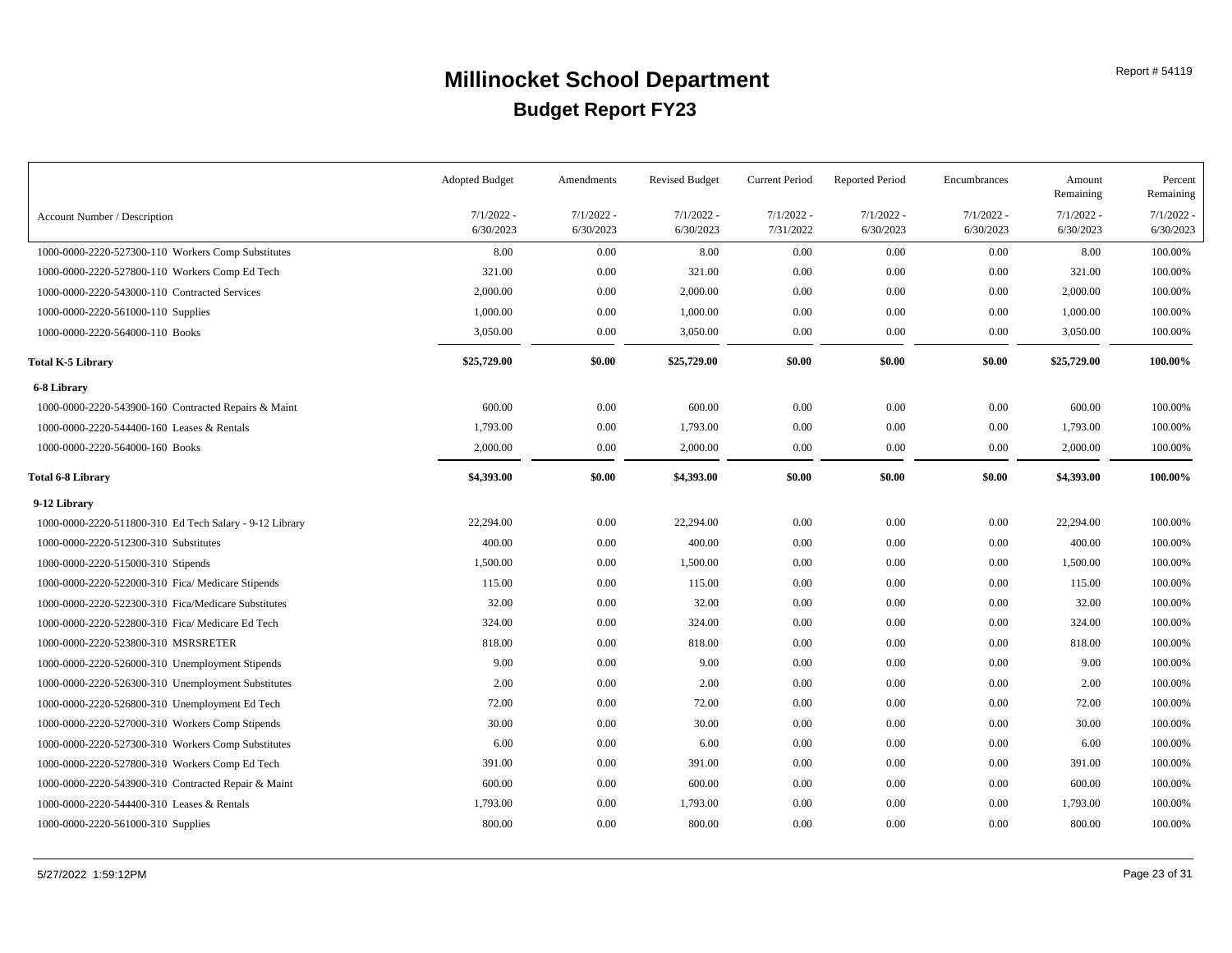# Millinocket School Department

## Budget Report FY23

Report # 54119

| Account Number / Description | Adopted Budget 7/1/2022 - 6/30/2023 | Amendments 7/1/2022 - 6/30/2023 | Revised Budget 7/1/2022 - 6/30/2023 | Current Period 7/1/2022 - 7/31/2022 | Reported Period 7/1/2022 - 6/30/2023 | Encumbrances 7/1/2022 - 6/30/2023 | Amount Remaining 7/1/2022 - 6/30/2023 | Percent Remaining 7/1/2022 - 6/30/2023 |
|---|---|---|---|---|---|---|---|---|
| 1000-0000-2220-527300-110 Workers Comp Substitutes | 8.00 | 0.00 | 8.00 | 0.00 | 0.00 | 0.00 | 8.00 | 100.00% |
| 1000-0000-2220-527800-110 Workers Comp Ed Tech | 321.00 | 0.00 | 321.00 | 0.00 | 0.00 | 0.00 | 321.00 | 100.00% |
| 1000-0000-2220-543000-110 Contracted Services | 2,000.00 | 0.00 | 2,000.00 | 0.00 | 0.00 | 0.00 | 2,000.00 | 100.00% |
| 1000-0000-2220-561000-110 Supplies | 1,000.00 | 0.00 | 1,000.00 | 0.00 | 0.00 | 0.00 | 1,000.00 | 100.00% |
| 1000-0000-2220-564000-110 Books | 3,050.00 | 0.00 | 3,050.00 | 0.00 | 0.00 | 0.00 | 3,050.00 | 100.00% |
| **Total K-5 Library** | **$25,729.00** | **$0.00** | **$25,729.00** | **$0.00** | **$0.00** | **$0.00** | **$25,729.00** | **100.00%** |
| **6-8 Library** | | | | | | | | |
| 1000-0000-2220-543900-160 Contracted Repairs & Maint | 600.00 | 0.00 | 600.00 | 0.00 | 0.00 | 0.00 | 600.00 | 100.00% |
| 1000-0000-2220-544400-160 Leases & Rentals | 1,793.00 | 0.00 | 1,793.00 | 0.00 | 0.00 | 0.00 | 1,793.00 | 100.00% |
| 1000-0000-2220-564000-160 Books | 2,000.00 | 0.00 | 2,000.00 | 0.00 | 0.00 | 0.00 | 2,000.00 | 100.00% |
| **Total 6-8 Library** | **$4,393.00** | **$0.00** | **$4,393.00** | **$0.00** | **$0.00** | **$0.00** | **$4,393.00** | **100.00%** |
| **9-12 Library** | | | | | | | | |
| 1000-0000-2220-511800-310 Ed Tech Salary - 9-12 Library | 22,294.00 | 0.00 | 22,294.00 | 0.00 | 0.00 | 0.00 | 22,294.00 | 100.00% |
| 1000-0000-2220-512300-310 Substitutes | 400.00 | 0.00 | 400.00 | 0.00 | 0.00 | 0.00 | 400.00 | 100.00% |
| 1000-0000-2220-515000-310 Stipends | 1,500.00 | 0.00 | 1,500.00 | 0.00 | 0.00 | 0.00 | 1,500.00 | 100.00% |
| 1000-0000-2220-522000-310 Fica/ Medicare Stipends | 115.00 | 0.00 | 115.00 | 0.00 | 0.00 | 0.00 | 115.00 | 100.00% |
| 1000-0000-2220-522300-310 Fica/Medicare Substitutes | 32.00 | 0.00 | 32.00 | 0.00 | 0.00 | 0.00 | 32.00 | 100.00% |
| 1000-0000-2220-522800-310 Fica/ Medicare Ed Tech | 324.00 | 0.00 | 324.00 | 0.00 | 0.00 | 0.00 | 324.00 | 100.00% |
| 1000-0000-2220-523800-310 MSRSRETER | 818.00 | 0.00 | 818.00 | 0.00 | 0.00 | 0.00 | 818.00 | 100.00% |
| 1000-0000-2220-526000-310 Unemployment Stipends | 9.00 | 0.00 | 9.00 | 0.00 | 0.00 | 0.00 | 9.00 | 100.00% |
| 1000-0000-2220-526300-310 Unemployment Substitutes | 2.00 | 0.00 | 2.00 | 0.00 | 0.00 | 0.00 | 2.00 | 100.00% |
| 1000-0000-2220-526800-310 Unemployment Ed Tech | 72.00 | 0.00 | 72.00 | 0.00 | 0.00 | 0.00 | 72.00 | 100.00% |
| 1000-0000-2220-527000-310 Workers Comp Stipends | 30.00 | 0.00 | 30.00 | 0.00 | 0.00 | 0.00 | 30.00 | 100.00% |
| 1000-0000-2220-527300-310 Workers Comp Substitutes | 6.00 | 0.00 | 6.00 | 0.00 | 0.00 | 0.00 | 6.00 | 100.00% |
| 1000-0000-2220-527800-310 Workers Comp Ed Tech | 391.00 | 0.00 | 391.00 | 0.00 | 0.00 | 0.00 | 391.00 | 100.00% |
| 1000-0000-2220-543900-310 Contracted Repair & Maint | 600.00 | 0.00 | 600.00 | 0.00 | 0.00 | 0.00 | 600.00 | 100.00% |
| 1000-0000-2220-544400-310 Leases & Rentals | 1,793.00 | 0.00 | 1,793.00 | 0.00 | 0.00 | 0.00 | 1,793.00 | 100.00% |
| 1000-0000-2220-561000-310 Supplies | 800.00 | 0.00 | 800.00 | 0.00 | 0.00 | 0.00 | 800.00 | 100.00% |

5/27/2022 1:59:12PM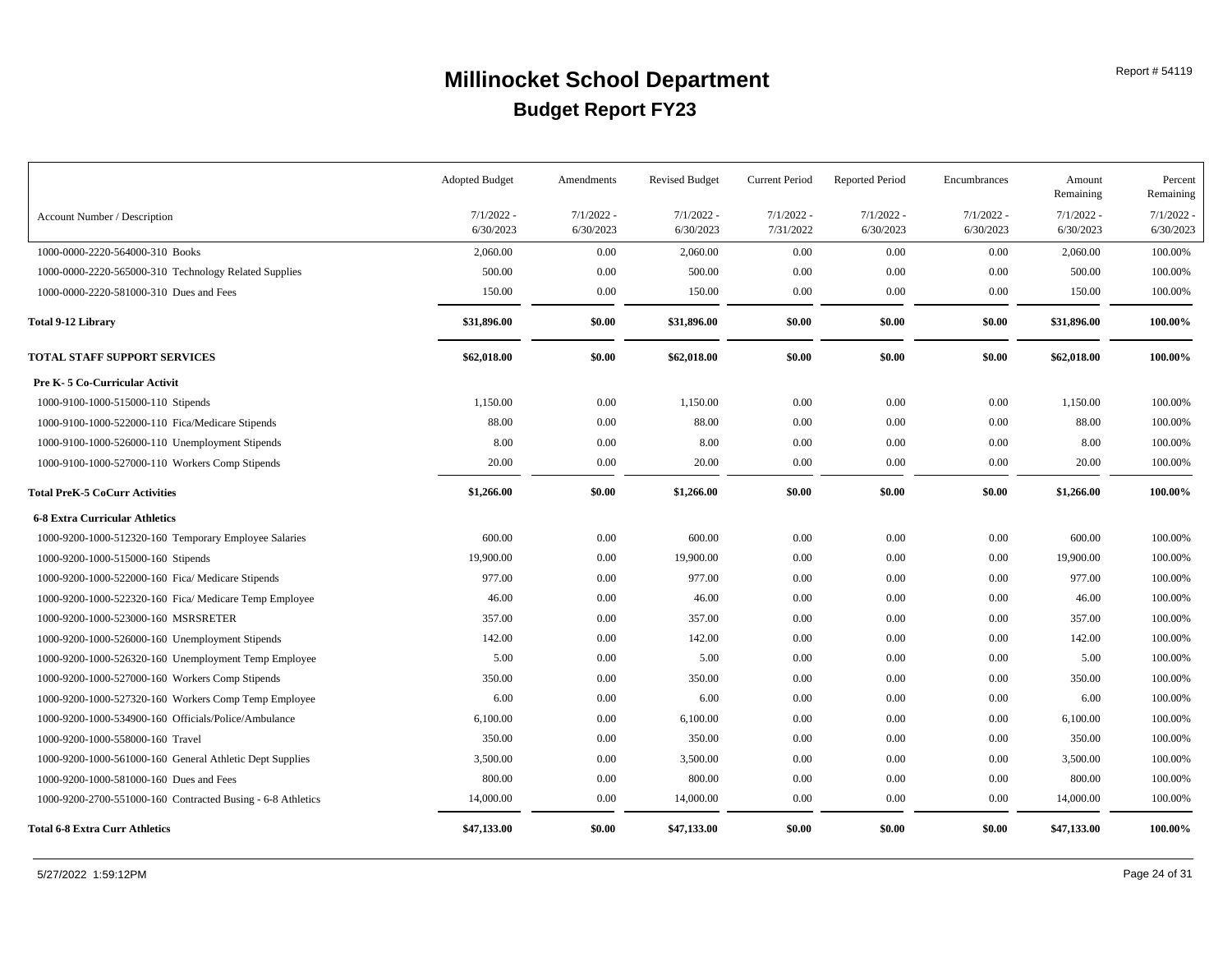# Millinocket School Department

## Budget Report FY23

Report # 54119

| Account Number / Description | Adopted Budget 7/1/2022 - 6/30/2023 | Amendments 7/1/2022 - 6/30/2023 | Revised Budget 7/1/2022 - 6/30/2023 | Current Period 7/1/2022 - 7/31/2022 | Reported Period 7/1/2022 - 6/30/2023 | Encumbrances 7/1/2022 - 6/30/2023 | Amount Remaining 7/1/2022 - 6/30/2023 | Percent Remaining 7/1/2022 - 6/30/2023 |
|---|---|---|---|---|---|---|---|---|
| 1000-0000-2220-564000-310 Books | 2,060.00 | 0.00 | 2,060.00 | 0.00 | 0.00 | 0.00 | 2,060.00 | 100.00% |
| 1000-0000-2220-565000-310 Technology Related Supplies | 500.00 | 0.00 | 500.00 | 0.00 | 0.00 | 0.00 | 500.00 | 100.00% |
| 1000-0000-2220-581000-310 Dues and Fees | 150.00 | 0.00 | 150.00 | 0.00 | 0.00 | 0.00 | 150.00 | 100.00% |
| **Total 9-12 Library** | **$31,896.00** | **$0.00** | **$31,896.00** | **$0.00** | **$0.00** | **$0.00** | **$31,896.00** | **100.00%** |
| **TOTAL STAFF SUPPORT SERVICES** | **$62,018.00** | **$0.00** | **$62,018.00** | **$0.00** | **$0.00** | **$0.00** | **$62,018.00** | **100.00%** |
| **Pre K- 5 Co-Curricular Activit** | | | | | | | | |
| 1000-9100-1000-515000-110 Stipends | 1,150.00 | 0.00 | 1,150.00 | 0.00 | 0.00 | 0.00 | 1,150.00 | 100.00% |
| 1000-9100-1000-522000-110 Fica/Medicare Stipends | 88.00 | 0.00 | 88.00 | 0.00 | 0.00 | 0.00 | 88.00 | 100.00% |
| 1000-9100-1000-526000-110 Unemployment Stipends | 8.00 | 0.00 | 8.00 | 0.00 | 0.00 | 0.00 | 8.00 | 100.00% |
| 1000-9100-1000-527000-110 Workers Comp Stipends | 20.00 | 0.00 | 20.00 | 0.00 | 0.00 | 0.00 | 20.00 | 100.00% |
| **Total PreK-5 CoCurr Activities** | **$1,266.00** | **$0.00** | **$1,266.00** | **$0.00** | **$0.00** | **$0.00** | **$1,266.00** | **100.00%** |
| **6-8 Extra Curricular Athletics** | | | | | | | | |
| 1000-9200-1000-512320-160 Temporary Employee Salaries | 600.00 | 0.00 | 600.00 | 0.00 | 0.00 | 0.00 | 600.00 | 100.00% |
| 1000-9200-1000-515000-160 Stipends | 19,900.00 | 0.00 | 19,900.00 | 0.00 | 0.00 | 0.00 | 19,900.00 | 100.00% |
| 1000-9200-1000-522000-160 Fica/ Medicare Stipends | 977.00 | 0.00 | 977.00 | 0.00 | 0.00 | 0.00 | 977.00 | 100.00% |
| 1000-9200-1000-522320-160 Fica/ Medicare Temp Employee | 46.00 | 0.00 | 46.00 | 0.00 | 0.00 | 0.00 | 46.00 | 100.00% |
| 1000-9200-1000-523000-160 MSRSRETER | 357.00 | 0.00 | 357.00 | 0.00 | 0.00 | 0.00 | 357.00 | 100.00% |
| 1000-9200-1000-526000-160 Unemployment Stipends | 142.00 | 0.00 | 142.00 | 0.00 | 0.00 | 0.00 | 142.00 | 100.00% |
| 1000-9200-1000-526320-160 Unemployment Temp Employee | 5.00 | 0.00 | 5.00 | 0.00 | 0.00 | 0.00 | 5.00 | 100.00% |
| 1000-9200-1000-527000-160 Workers Comp Stipends | 350.00 | 0.00 | 350.00 | 0.00 | 0.00 | 0.00 | 350.00 | 100.00% |
| 1000-9200-1000-527320-160 Workers Comp Temp Employee | 6.00 | 0.00 | 6.00 | 0.00 | 0.00 | 0.00 | 6.00 | 100.00% |
| 1000-9200-1000-534900-160 Officials/Police/Ambulance | 6,100.00 | 0.00 | 6,100.00 | 0.00 | 0.00 | 0.00 | 6,100.00 | 100.00% |
| 1000-9200-1000-558000-160 Travel | 350.00 | 0.00 | 350.00 | 0.00 | 0.00 | 0.00 | 350.00 | 100.00% |
| 1000-9200-1000-561000-160 General Athletic Dept Supplies | 3,500.00 | 0.00 | 3,500.00 | 0.00 | 0.00 | 0.00 | 3,500.00 | 100.00% |
| 1000-9200-1000-581000-160 Dues and Fees | 800.00 | 0.00 | 800.00 | 0.00 | 0.00 | 0.00 | 800.00 | 100.00% |
| 1000-9200-2700-551000-160 Contracted Busing - 6-8 Athletics | 14,000.00 | 0.00 | 14,000.00 | 0.00 | 0.00 | 0.00 | 14,000.00 | 100.00% |
| **Total 6-8 Extra Curr Athletics** | **$47,133.00** | **$0.00** | **$47,133.00** | **$0.00** | **$0.00** | **$0.00** | **$47,133.00** | **100.00%** |

5/27/2022 1:59:12PM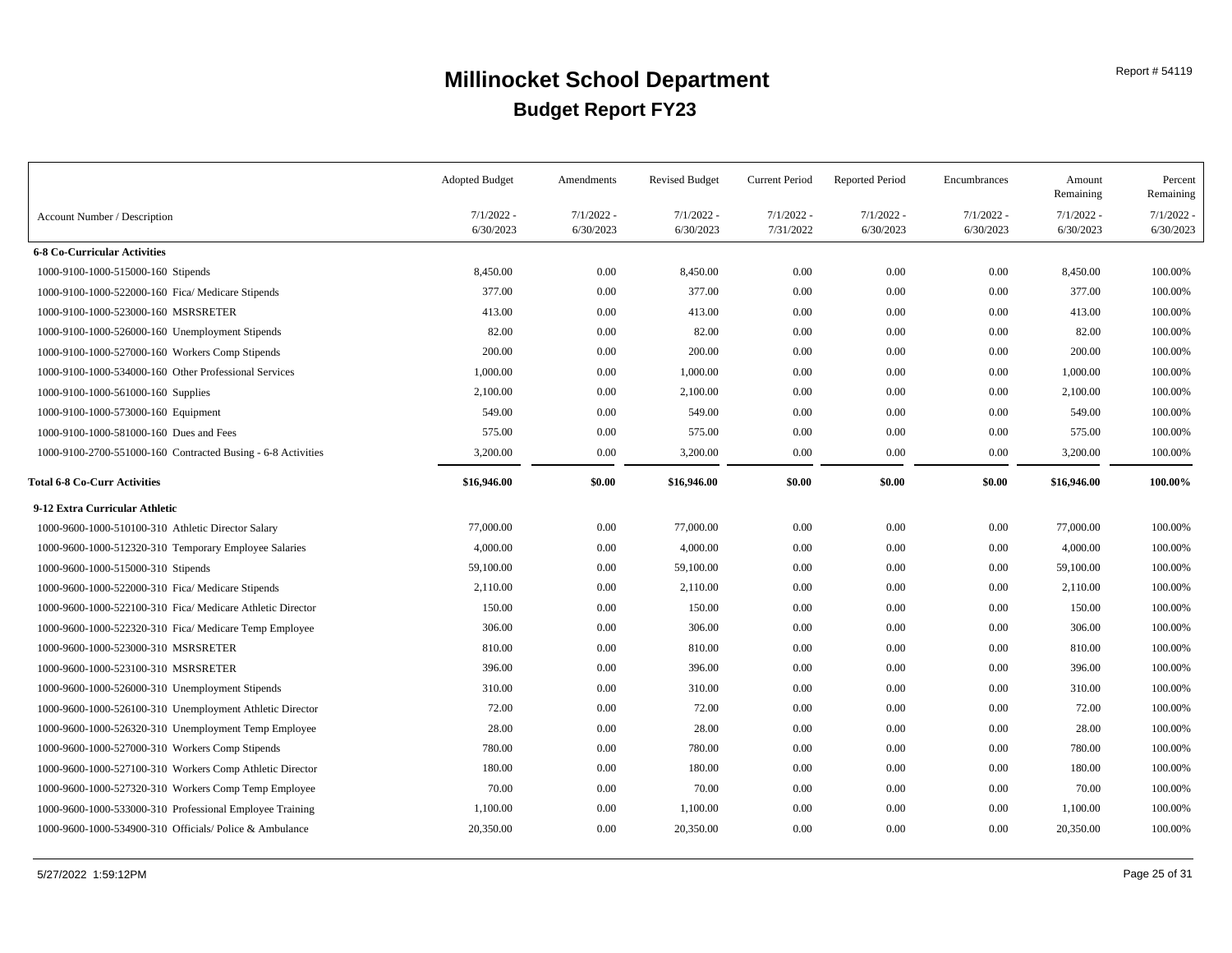# Millinocket School Department

## Budget Report FY23

Report # 54119

| Account Number / Description | Adopted Budget 7/1/2022 - 6/30/2023 | Amendments 7/1/2022 - 6/30/2023 | Revised Budget 7/1/2022 - 6/30/2023 | Current Period 7/1/2022 - 7/31/2022 | Reported Period 7/1/2022 - 6/30/2023 | Encumbrances 7/1/2022 - 6/30/2023 | Amount Remaining 7/1/2022 - 6/30/2023 | Percent Remaining 7/1/2022 - 6/30/2023 |
|---|---|---|---|---|---|---|---|---|
| **6-8 Co-Curricular Activities** | | | | | | | | |
| 1000-9100-1000-515000-160 Stipends | 8,450.00 | 0.00 | 8,450.00 | 0.00 | 0.00 | 0.00 | 8,450.00 | 100.00% |
| 1000-9100-1000-522000-160 Fica/ Medicare Stipends | 377.00 | 0.00 | 377.00 | 0.00 | 0.00 | 0.00 | 377.00 | 100.00% |
| 1000-9100-1000-523000-160 MSRSRETER | 413.00 | 0.00 | 413.00 | 0.00 | 0.00 | 0.00 | 413.00 | 100.00% |
| 1000-9100-1000-526000-160 Unemployment Stipends | 82.00 | 0.00 | 82.00 | 0.00 | 0.00 | 0.00 | 82.00 | 100.00% |
| 1000-9100-1000-527000-160 Workers Comp Stipends | 200.00 | 0.00 | 200.00 | 0.00 | 0.00 | 0.00 | 200.00 | 100.00% |
| 1000-9100-1000-534000-160 Other Professional Services | 1,000.00 | 0.00 | 1,000.00 | 0.00 | 0.00 | 0.00 | 1,000.00 | 100.00% |
| 1000-9100-1000-561000-160 Supplies | 2,100.00 | 0.00 | 2,100.00 | 0.00 | 0.00 | 0.00 | 2,100.00 | 100.00% |
| 1000-9100-1000-573000-160 Equipment | 549.00 | 0.00 | 549.00 | 0.00 | 0.00 | 0.00 | 549.00 | 100.00% |
| 1000-9100-1000-581000-160 Dues and Fees | 575.00 | 0.00 | 575.00 | 0.00 | 0.00 | 0.00 | 575.00 | 100.00% |
| 1000-9100-2700-551000-160 Contracted Busing - 6-8 Activities | 3,200.00 | 0.00 | 3,200.00 | 0.00 | 0.00 | 0.00 | 3,200.00 | 100.00% |
| **Total 6-8 Co-Curr Activities** | **$16,946.00** | **$0.00** | **$16,946.00** | **$0.00** | **$0.00** | **$0.00** | **$16,946.00** | **100.00%** |
| **9-12 Extra Curricular Athletic** | | | | | | | | |
| 1000-9600-1000-510100-310 Athletic Director Salary | 77,000.00 | 0.00 | 77,000.00 | 0.00 | 0.00 | 0.00 | 77,000.00 | 100.00% |
| 1000-9600-1000-512320-310 Temporary Employee Salaries | 4,000.00 | 0.00 | 4,000.00 | 0.00 | 0.00 | 0.00 | 4,000.00 | 100.00% |
| 1000-9600-1000-515000-310 Stipends | 59,100.00 | 0.00 | 59,100.00 | 0.00 | 0.00 | 0.00 | 59,100.00 | 100.00% |
| 1000-9600-1000-522000-310 Fica/ Medicare Stipends | 2,110.00 | 0.00 | 2,110.00 | 0.00 | 0.00 | 0.00 | 2,110.00 | 100.00% |
| 1000-9600-1000-522100-310 Fica/ Medicare Athletic Director | 150.00 | 0.00 | 150.00 | 0.00 | 0.00 | 0.00 | 150.00 | 100.00% |
| 1000-9600-1000-522320-310 Fica/ Medicare Temp Employee | 306.00 | 0.00 | 306.00 | 0.00 | 0.00 | 0.00 | 306.00 | 100.00% |
| 1000-9600-1000-523000-310 MSRSRETER | 810.00 | 0.00 | 810.00 | 0.00 | 0.00 | 0.00 | 810.00 | 100.00% |
| 1000-9600-1000-523100-310 MSRSRETER | 396.00 | 0.00 | 396.00 | 0.00 | 0.00 | 0.00 | 396.00 | 100.00% |
| 1000-9600-1000-526000-310 Unemployment Stipends | 310.00 | 0.00 | 310.00 | 0.00 | 0.00 | 0.00 | 310.00 | 100.00% |
| 1000-9600-1000-526100-310 Unemployment Athletic Director | 72.00 | 0.00 | 72.00 | 0.00 | 0.00 | 0.00 | 72.00 | 100.00% |
| 1000-9600-1000-526320-310 Unemployment Temp Employee | 28.00 | 0.00 | 28.00 | 0.00 | 0.00 | 0.00 | 28.00 | 100.00% |
| 1000-9600-1000-527000-310 Workers Comp Stipends | 780.00 | 0.00 | 780.00 | 0.00 | 0.00 | 0.00 | 780.00 | 100.00% |
| 1000-9600-1000-527100-310 Workers Comp Athletic Director | 180.00 | 0.00 | 180.00 | 0.00 | 0.00 | 0.00 | 180.00 | 100.00% |
| 1000-9600-1000-527320-310 Workers Comp Temp Employee | 70.00 | 0.00 | 70.00 | 0.00 | 0.00 | 0.00 | 70.00 | 100.00% |
| 1000-9600-1000-533000-310 Professional Employee Training | 1,100.00 | 0.00 | 1,100.00 | 0.00 | 0.00 | 0.00 | 1,100.00 | 100.00% |
| 1000-9600-1000-534900-310 Officials/ Police & Ambulance | 20,350.00 | 0.00 | 20,350.00 | 0.00 | 0.00 | 0.00 | 20,350.00 | 100.00% |

5/27/2022 1:59:12PM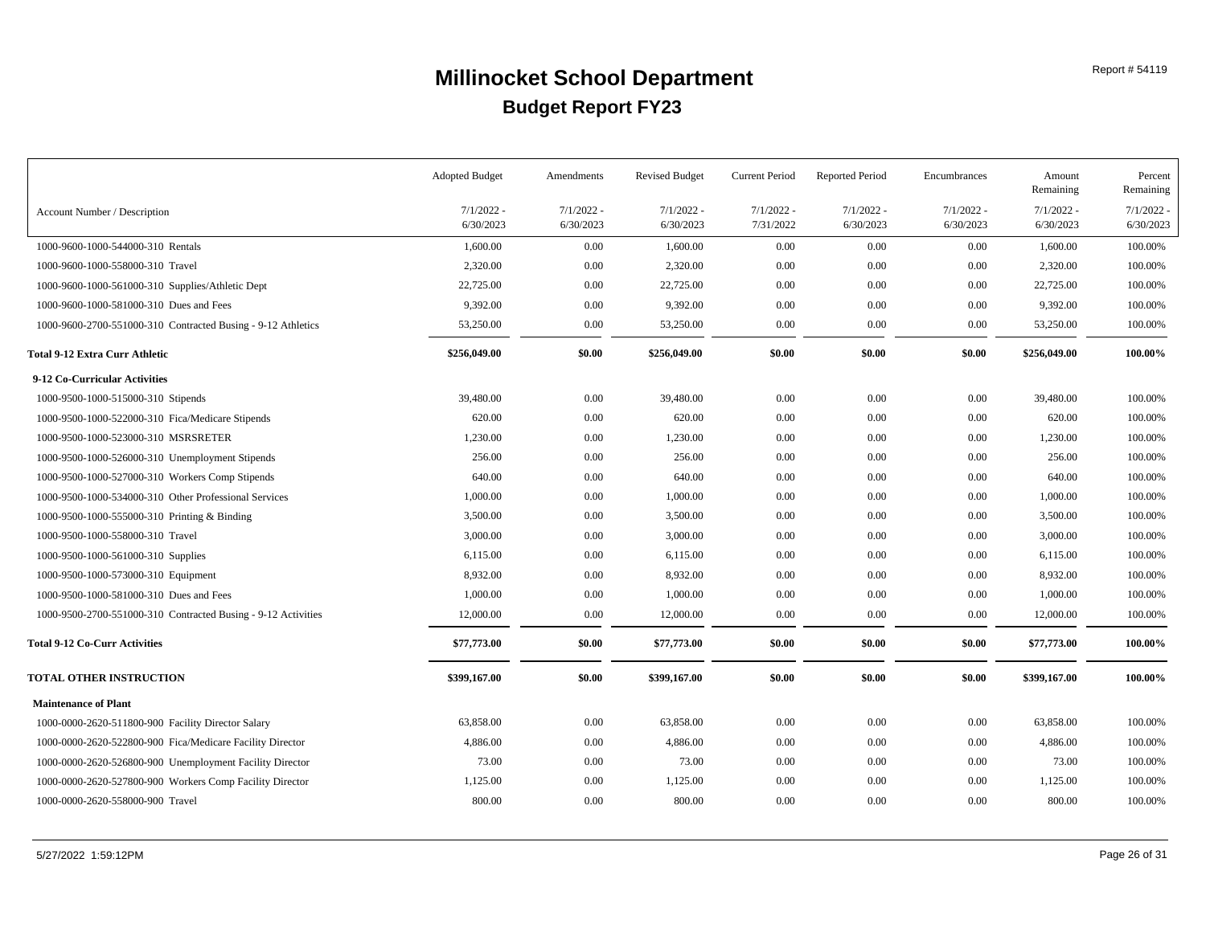# Millinocket School Department

## Budget Report FY23

Report # 54119

| Account Number / Description | Adopted Budget 7/1/2022 - 6/30/2023 | Amendments 7/1/2022 - 6/30/2023 | Revised Budget 7/1/2022 - 6/30/2023 | Current Period 7/1/2022 - 7/31/2022 | Reported Period 7/1/2022 - 6/30/2023 | Encumbrances 7/1/2022 - 6/30/2023 | Amount Remaining 7/1/2022 - 6/30/2023 | Percent Remaining 7/1/2022 - 6/30/2023 |
|---|---|---|---|---|---|---|---|---|
| 1000-9600-1000-544000-310 Rentals | 1,600.00 | 0.00 | 1,600.00 | 0.00 | 0.00 | 0.00 | 1,600.00 | 100.00% |
| 1000-9600-1000-558000-310 Travel | 2,320.00 | 0.00 | 2,320.00 | 0.00 | 0.00 | 0.00 | 2,320.00 | 100.00% |
| 1000-9600-1000-561000-310 Supplies/Athletic Dept | 22,725.00 | 0.00 | 22,725.00 | 0.00 | 0.00 | 0.00 | 22,725.00 | 100.00% |
| 1000-9600-1000-581000-310 Dues and Fees | 9,392.00 | 0.00 | 9,392.00 | 0.00 | 0.00 | 0.00 | 9,392.00 | 100.00% |
| 1000-9600-2700-551000-310 Contracted Busing - 9-12 Athletics | 53,250.00 | 0.00 | 53,250.00 | 0.00 | 0.00 | 0.00 | 53,250.00 | 100.00% |
| **Total 9-12 Extra Curr Athletic** | **$256,049.00** | **$0.00** | **$256,049.00** | **$0.00** | **$0.00** | **$0.00** | **$256,049.00** | **100.00%** |
| **9-12 Co-Curricular Activities** | | | | | | | | |
| 1000-9500-1000-515000-310 Stipends | 39,480.00 | 0.00 | 39,480.00 | 0.00 | 0.00 | 0.00 | 39,480.00 | 100.00% |
| 1000-9500-1000-522000-310 Fica/Medicare Stipends | 620.00 | 0.00 | 620.00 | 0.00 | 0.00 | 0.00 | 620.00 | 100.00% |
| 1000-9500-1000-523000-310 MSRSRETER | 1,230.00 | 0.00 | 1,230.00 | 0.00 | 0.00 | 0.00 | 1,230.00 | 100.00% |
| 1000-9500-1000-526000-310 Unemployment Stipends | 256.00 | 0.00 | 256.00 | 0.00 | 0.00 | 0.00 | 256.00 | 100.00% |
| 1000-9500-1000-527000-310 Workers Comp Stipends | 640.00 | 0.00 | 640.00 | 0.00 | 0.00 | 0.00 | 640.00 | 100.00% |
| 1000-9500-1000-534000-310 Other Professional Services | 1,000.00 | 0.00 | 1,000.00 | 0.00 | 0.00 | 0.00 | 1,000.00 | 100.00% |
| 1000-9500-1000-555000-310 Printing & Binding | 3,500.00 | 0.00 | 3,500.00 | 0.00 | 0.00 | 0.00 | 3,500.00 | 100.00% |
| 1000-9500-1000-558000-310 Travel | 3,000.00 | 0.00 | 3,000.00 | 0.00 | 0.00 | 0.00 | 3,000.00 | 100.00% |
| 1000-9500-1000-561000-310 Supplies | 6,115.00 | 0.00 | 6,115.00 | 0.00 | 0.00 | 0.00 | 6,115.00 | 100.00% |
| 1000-9500-1000-573000-310 Equipment | 8,932.00 | 0.00 | 8,932.00 | 0.00 | 0.00 | 0.00 | 8,932.00 | 100.00% |
| 1000-9500-1000-581000-310 Dues and Fees | 1,000.00 | 0.00 | 1,000.00 | 0.00 | 0.00 | 0.00 | 1,000.00 | 100.00% |
| 1000-9500-2700-551000-310 Contracted Busing - 9-12 Activities | 12,000.00 | 0.00 | 12,000.00 | 0.00 | 0.00 | 0.00 | 12,000.00 | 100.00% |
| **Total 9-12 Co-Curr Activities** | **$77,773.00** | **$0.00** | **$77,773.00** | **$0.00** | **$0.00** | **$0.00** | **$77,773.00** | **100.00%** |
| **TOTAL OTHER INSTRUCTION** | **$399,167.00** | **$0.00** | **$399,167.00** | **$0.00** | **$0.00** | **$0.00** | **$399,167.00** | **100.00%** |
| **Maintenance of Plant** | | | | | | | | |
| 1000-0000-2620-511800-900 Facility Director Salary | 63,858.00 | 0.00 | 63,858.00 | 0.00 | 0.00 | 0.00 | 63,858.00 | 100.00% |
| 1000-0000-2620-522800-900 Fica/Medicare Facility Director | 4,886.00 | 0.00 | 4,886.00 | 0.00 | 0.00 | 0.00 | 4,886.00 | 100.00% |
| 1000-0000-2620-526800-900 Unemployment Facility Director | 73.00 | 0.00 | 73.00 | 0.00 | 0.00 | 0.00 | 73.00 | 100.00% |
| 1000-0000-2620-527800-900 Workers Comp Facility Director | 1,125.00 | 0.00 | 1,125.00 | 0.00 | 0.00 | 0.00 | 1,125.00 | 100.00% |
| 1000-0000-2620-558000-900 Travel | 800.00 | 0.00 | 800.00 | 0.00 | 0.00 | 0.00 | 800.00 | 100.00% |

5/27/2022 1:59:12PM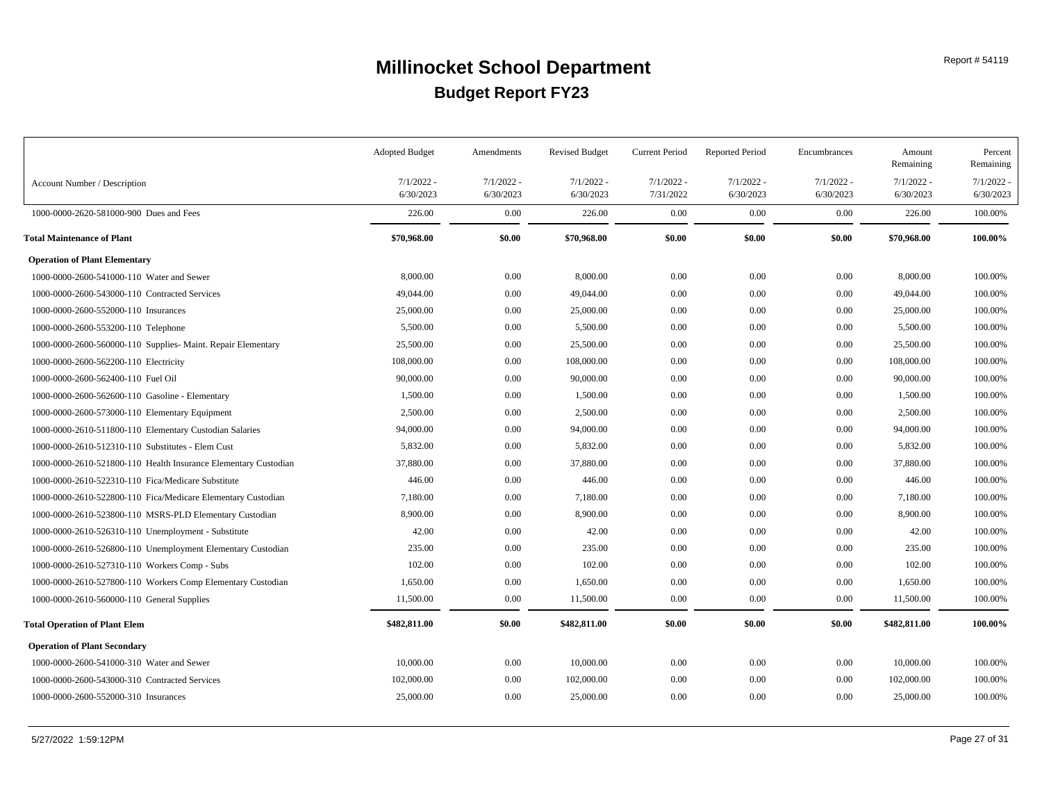# Millinocket School Department

## Budget Report FY23

Report # 54119

| Account Number / Description | Adopted Budget 7/1/2022 - 6/30/2023 | Amendments 7/1/2022 - 6/30/2023 | Revised Budget 7/1/2022 - 6/30/2023 | Current Period 7/1/2022 - 7/31/2022 | Reported Period 7/1/2022 - 6/30/2023 | Encumbrances 7/1/2022 - 6/30/2023 | Amount Remaining 7/1/2022 - 6/30/2023 | Percent Remaining 7/1/2022 - 6/30/2023 |
|---|---|---|---|---|---|---|---|---|
| 1000-0000-2620-581000-900 Dues and Fees | 226.00 | 0.00 | 226.00 | 0.00 | 0.00 | 0.00 | 226.00 | 100.00% |
| **Total Maintenance of Plant** | **$70,968.00** | **$0.00** | **$70,968.00** | **$0.00** | **$0.00** | **$0.00** | **$70,968.00** | **100.00%** |
| **Operation of Plant Elementary** | | | | | | | | |
| 1000-0000-2600-541000-110 Water and Sewer | 8,000.00 | 0.00 | 8,000.00 | 0.00 | 0.00 | 0.00 | 8,000.00 | 100.00% |
| 1000-0000-2600-543000-110 Contracted Services | 49,044.00 | 0.00 | 49,044.00 | 0.00 | 0.00 | 0.00 | 49,044.00 | 100.00% |
| 1000-0000-2600-552000-110 Insurances | 25,000.00 | 0.00 | 25,000.00 | 0.00 | 0.00 | 0.00 | 25,000.00 | 100.00% |
| 1000-0000-2600-553200-110 Telephone | 5,500.00 | 0.00 | 5,500.00 | 0.00 | 0.00 | 0.00 | 5,500.00 | 100.00% |
| 1000-0000-2600-560000-110 Supplies- Maint. Repair Elementary | 25,500.00 | 0.00 | 25,500.00 | 0.00 | 0.00 | 0.00 | 25,500.00 | 100.00% |
| 1000-0000-2600-562200-110 Electricity | 108,000.00 | 0.00 | 108,000.00 | 0.00 | 0.00 | 0.00 | 108,000.00 | 100.00% |
| 1000-0000-2600-562400-110 Fuel Oil | 90,000.00 | 0.00 | 90,000.00 | 0.00 | 0.00 | 0.00 | 90,000.00 | 100.00% |
| 1000-0000-2600-562600-110 Gasoline - Elementary | 1,500.00 | 0.00 | 1,500.00 | 0.00 | 0.00 | 0.00 | 1,500.00 | 100.00% |
| 1000-0000-2600-573000-110 Elementary Equipment | 2,500.00 | 0.00 | 2,500.00 | 0.00 | 0.00 | 0.00 | 2,500.00 | 100.00% |
| 1000-0000-2610-511800-110 Elementary Custodian Salaries | 94,000.00 | 0.00 | 94,000.00 | 0.00 | 0.00 | 0.00 | 94,000.00 | 100.00% |
| 1000-0000-2610-512310-110 Substitutes - Elem Cust | 5,832.00 | 0.00 | 5,832.00 | 0.00 | 0.00 | 0.00 | 5,832.00 | 100.00% |
| 1000-0000-2610-521800-110 Health Insurance Elementary Custodian | 37,880.00 | 0.00 | 37,880.00 | 0.00 | 0.00 | 0.00 | 37,880.00 | 100.00% |
| 1000-0000-2610-522310-110 Fica/Medicare Substitute | 446.00 | 0.00 | 446.00 | 0.00 | 0.00 | 0.00 | 446.00 | 100.00% |
| 1000-0000-2610-522800-110 Fica/Medicare Elementary Custodian | 7,180.00 | 0.00 | 7,180.00 | 0.00 | 0.00 | 0.00 | 7,180.00 | 100.00% |
| 1000-0000-2610-523800-110 MSRS-PLD Elementary Custodian | 8,900.00 | 0.00 | 8,900.00 | 0.00 | 0.00 | 0.00 | 8,900.00 | 100.00% |
| 1000-0000-2610-526310-110 Unemployment - Substitute | 42.00 | 0.00 | 42.00 | 0.00 | 0.00 | 0.00 | 42.00 | 100.00% |
| 1000-0000-2610-526800-110 Unemployment Elementary Custodian | 235.00 | 0.00 | 235.00 | 0.00 | 0.00 | 0.00 | 235.00 | 100.00% |
| 1000-0000-2610-527310-110 Workers Comp - Subs | 102.00 | 0.00 | 102.00 | 0.00 | 0.00 | 0.00 | 102.00 | 100.00% |
| 1000-0000-2610-527800-110 Workers Comp Elementary Custodian | 1,650.00 | 0.00 | 1,650.00 | 0.00 | 0.00 | 0.00 | 1,650.00 | 100.00% |
| 1000-0000-2610-560000-110 General Supplies | 11,500.00 | 0.00 | 11,500.00 | 0.00 | 0.00 | 0.00 | 11,500.00 | 100.00% |
| **Total Operation of Plant Elem** | **$482,811.00** | **$0.00** | **$482,811.00** | **$0.00** | **$0.00** | **$0.00** | **$482,811.00** | **100.00%** |
| **Operation of Plant Secondary** | | | | | | | | |
| 1000-0000-2600-541000-310 Water and Sewer | 10,000.00 | 0.00 | 10,000.00 | 0.00 | 0.00 | 0.00 | 10,000.00 | 100.00% |
| 1000-0000-2600-543000-310 Contracted Services | 102,000.00 | 0.00 | 102,000.00 | 0.00 | 0.00 | 0.00 | 102,000.00 | 100.00% |
| 1000-0000-2600-552000-310 Insurances | 25,000.00 | 0.00 | 25,000.00 | 0.00 | 0.00 | 0.00 | 25,000.00 | 100.00% |

5/27/2022 1:59:12PM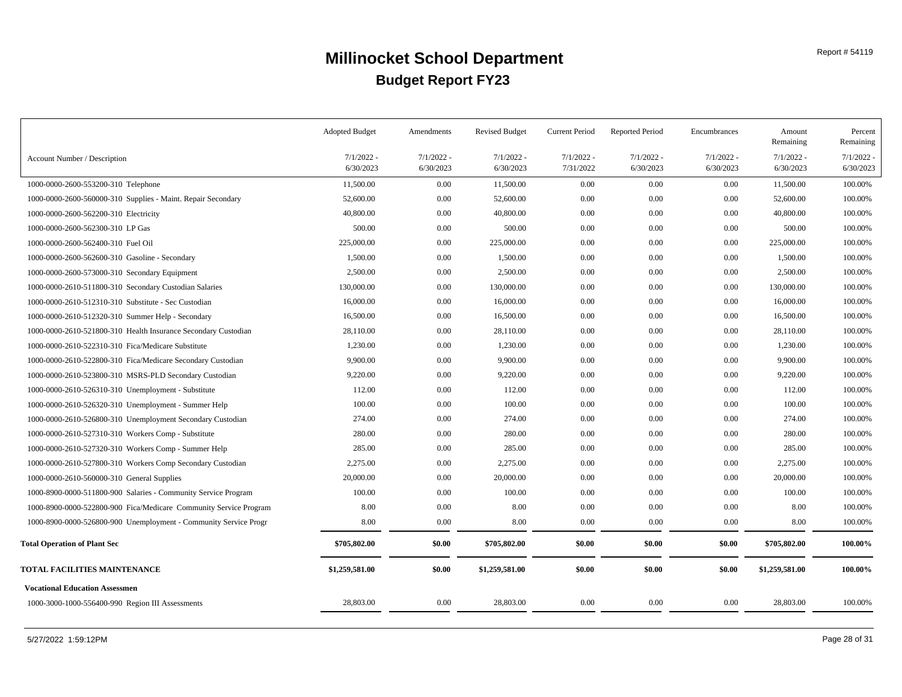# Millinocket School Department

## Budget Report FY23

Report # 54119

| Account Number / Description | Adopted Budget 7/1/2022 - 6/30/2023 | Amendments 7/1/2022 - 6/30/2023 | Revised Budget 7/1/2022 - 6/30/2023 | Current Period 7/1/2022 - 7/31/2022 | Reported Period 7/1/2022 - 6/30/2023 | Encumbrances 7/1/2022 - 6/30/2023 | Amount Remaining 7/1/2022 - 6/30/2023 | Percent Remaining 7/1/2022 - 6/30/2023 |
|---|---|---|---|---|---|---|---|---|
| 1000-0000-2600-553200-310 Telephone | 11,500.00 | 0.00 | 11,500.00 | 0.00 | 0.00 | 0.00 | 11,500.00 | 100.00% |
| 1000-0000-2600-560000-310 Supplies - Maint. Repair Secondary | 52,600.00 | 0.00 | 52,600.00 | 0.00 | 0.00 | 0.00 | 52,600.00 | 100.00% |
| 1000-0000-2600-562200-310 Electricity | 40,800.00 | 0.00 | 40,800.00 | 0.00 | 0.00 | 0.00 | 40,800.00 | 100.00% |
| 1000-0000-2600-562300-310 LP Gas | 500.00 | 0.00 | 500.00 | 0.00 | 0.00 | 0.00 | 500.00 | 100.00% |
| 1000-0000-2600-562400-310 Fuel Oil | 225,000.00 | 0.00 | 225,000.00 | 0.00 | 0.00 | 0.00 | 225,000.00 | 100.00% |
| 1000-0000-2600-562600-310 Gasoline - Secondary | 1,500.00 | 0.00 | 1,500.00 | 0.00 | 0.00 | 0.00 | 1,500.00 | 100.00% |
| 1000-0000-2600-573000-310 Secondary Equipment | 2,500.00 | 0.00 | 2,500.00 | 0.00 | 0.00 | 0.00 | 2,500.00 | 100.00% |
| 1000-0000-2610-511800-310 Secondary Custodian Salaries | 130,000.00 | 0.00 | 130,000.00 | 0.00 | 0.00 | 0.00 | 130,000.00 | 100.00% |
| 1000-0000-2610-512310-310 Substitute - Sec Custodian | 16,000.00 | 0.00 | 16,000.00 | 0.00 | 0.00 | 0.00 | 16,000.00 | 100.00% |
| 1000-0000-2610-512320-310 Summer Help - Secondary | 16,500.00 | 0.00 | 16,500.00 | 0.00 | 0.00 | 0.00 | 16,500.00 | 100.00% |
| 1000-0000-2610-521800-310 Health Insurance Secondary Custodian | 28,110.00 | 0.00 | 28,110.00 | 0.00 | 0.00 | 0.00 | 28,110.00 | 100.00% |
| 1000-0000-2610-522310-310 Fica/Medicare Substitute | 1,230.00 | 0.00 | 1,230.00 | 0.00 | 0.00 | 0.00 | 1,230.00 | 100.00% |
| 1000-0000-2610-522800-310 Fica/Medicare Secondary Custodian | 9,900.00 | 0.00 | 9,900.00 | 0.00 | 0.00 | 0.00 | 9,900.00 | 100.00% |
| 1000-0000-2610-523800-310 MSRS-PLD Secondary Custodian | 9,220.00 | 0.00 | 9,220.00 | 0.00 | 0.00 | 0.00 | 9,220.00 | 100.00% |
| 1000-0000-2610-526310-310 Unemployment - Substitute | 112.00 | 0.00 | 112.00 | 0.00 | 0.00 | 0.00 | 112.00 | 100.00% |
| 1000-0000-2610-526320-310 Unemployment - Summer Help | 100.00 | 0.00 | 100.00 | 0.00 | 0.00 | 0.00 | 100.00 | 100.00% |
| 1000-0000-2610-526800-310 Unemployment Secondary Custodian | 274.00 | 0.00 | 274.00 | 0.00 | 0.00 | 0.00 | 274.00 | 100.00% |
| 1000-0000-2610-527310-310 Workers Comp - Substitute | 280.00 | 0.00 | 280.00 | 0.00 | 0.00 | 0.00 | 280.00 | 100.00% |
| 1000-0000-2610-527320-310 Workers Comp - Summer Help | 285.00 | 0.00 | 285.00 | 0.00 | 0.00 | 0.00 | 285.00 | 100.00% |
| 1000-0000-2610-527800-310 Workers Comp Secondary Custodian | 2,275.00 | 0.00 | 2,275.00 | 0.00 | 0.00 | 0.00 | 2,275.00 | 100.00% |
| 1000-0000-2610-560000-310 General Supplies | 20,000.00 | 0.00 | 20,000.00 | 0.00 | 0.00 | 0.00 | 20,000.00 | 100.00% |
| 1000-8900-0000-511800-900 Salaries - Community Service Program | 100.00 | 0.00 | 100.00 | 0.00 | 0.00 | 0.00 | 100.00 | 100.00% |
| 1000-8900-0000-522800-900 Fica/Medicare Community Service Program | 8.00 | 0.00 | 8.00 | 0.00 | 0.00 | 0.00 | 8.00 | 100.00% |
| 1000-8900-0000-526800-900 Unemployment - Community Service Progr | 8.00 | 0.00 | 8.00 | 0.00 | 0.00 | 0.00 | 8.00 | 100.00% |
| **Total Operation of Plant Sec** | **$705,802.00** | **$0.00** | **$705,802.00** | **$0.00** | **$0.00** | **$0.00** | **$705,802.00** | **100.00%** |
| **TOTAL FACILITIES MAINTENANCE** | **$1,259,581.00** | **$0.00** | **$1,259,581.00** | **$0.00** | **$0.00** | **$0.00** | **$1,259,581.00** | **100.00%** |
| **Vocational Education Assessmen** | | | | | | | | |
| 1000-3000-1000-556400-990 Region III Assessments | 28,803.00 | 0.00 | 28,803.00 | 0.00 | 0.00 | 0.00 | 28,803.00 | 100.00% |

5/27/2022 1:59:12PM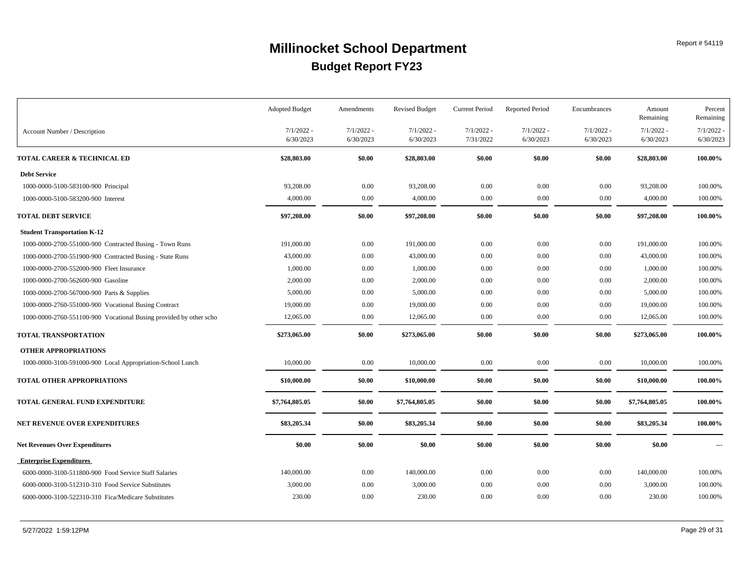# Millinocket School Department

## Budget Report FY23

Report # 54119

| Account Number / Description | Adopted Budget 7/1/2022 - 6/30/2023 | Amendments 7/1/2022 - 6/30/2023 | Revised Budget 7/1/2022 - 6/30/2023 | Current Period 7/1/2022 - 7/31/2022 | Reported Period 7/1/2022 - 6/30/2023 | Encumbrances 7/1/2022 - 6/30/2023 | Amount Remaining 7/1/2022 - 6/30/2023 | Percent Remaining 7/1/2022 - 6/30/2023 |
|---|---|---|---|---|---|---|---|---|
| **TOTAL CAREER & TECHNICAL ED** | **$28,803.00** | **$0.00** | **$28,803.00** | **$0.00** | **$0.00** | **$0.00** | **$28,803.00** | **100.00%** |
| **Debt Service** | | | | | | | | |
| 1000-0000-5100-583100-900 Principal | 93,208.00 | 0.00 | 93,208.00 | 0.00 | 0.00 | 0.00 | 93,208.00 | 100.00% |
| 1000-0000-5100-583200-900 Interest | 4,000.00 | 0.00 | 4,000.00 | 0.00 | 0.00 | 0.00 | 4,000.00 | 100.00% |
| **TOTAL DEBT SERVICE** | **$97,208.00** | **$0.00** | **$97,208.00** | **$0.00** | **$0.00** | **$0.00** | **$97,208.00** | **100.00%** |
| **Student Transportation K-12** | | | | | | | | |
| 1000-0000-2700-551000-900 Contracted Busing - Town Runs | 191,000.00 | 0.00 | 191,000.00 | 0.00 | 0.00 | 0.00 | 191,000.00 | 100.00% |
| 1000-0000-2700-551900-900 Contracted Busing - State Runs | 43,000.00 | 0.00 | 43,000.00 | 0.00 | 0.00 | 0.00 | 43,000.00 | 100.00% |
| 1000-0000-2700-552000-900 Fleet Insurance | 1,000.00 | 0.00 | 1,000.00 | 0.00 | 0.00 | 0.00 | 1,000.00 | 100.00% |
| 1000-0000-2700-562600-900 Gasoline | 2,000.00 | 0.00 | 2,000.00 | 0.00 | 0.00 | 0.00 | 2,000.00 | 100.00% |
| 1000-0000-2700-567000-900 Parts & Supplies | 5,000.00 | 0.00 | 5,000.00 | 0.00 | 0.00 | 0.00 | 5,000.00 | 100.00% |
| 1000-0000-2760-551000-900 Vocational Busing Contract | 19,000.00 | 0.00 | 19,000.00 | 0.00 | 0.00 | 0.00 | 19,000.00 | 100.00% |
| 1000-0000-2760-551100-900 Vocational Busing provided by other scho | 12,065.00 | 0.00 | 12,065.00 | 0.00 | 0.00 | 0.00 | 12,065.00 | 100.00% |
| **TOTAL TRANSPORTATION** | **$273,065.00** | **$0.00** | **$273,065.00** | **$0.00** | **$0.00** | **$0.00** | **$273,065.00** | **100.00%** |
| **OTHER APPROPRIATIONS** | | | | | | | | |
| 1000-0000-3100-591000-900 Local Appropriation-School Lunch | 10,000.00 | 0.00 | 10,000.00 | 0.00 | 0.00 | 0.00 | 10,000.00 | 100.00% |
| **TOTAL OTHER APPROPRIATIONS** | **$10,000.00** | **$0.00** | **$10,000.00** | **$0.00** | **$0.00** | **$0.00** | **$10,000.00** | **100.00%** |
| **TOTAL GENERAL FUND EXPENDITURE** | **$7,764,805.05** | **$0.00** | **$7,764,805.05** | **$0.00** | **$0.00** | **$0.00** | **$7,764,805.05** | **100.00%** |
| **NET REVENUE OVER EXPENDITURES** | **$83,205.34** | **$0.00** | **$83,205.34** | **$0.00** | **$0.00** | **$0.00** | **$83,205.34** | **100.00%** |
| **Net Revenues Over Expenditures** | **$0.00** | **$0.00** | **$0.00** | **$0.00** | **$0.00** | **$0.00** | **$0.00** | --- |
| **Enterprise Expenditures** | | | | | | | | |
| 6000-0000-3100-511800-900 Food Service Staff Salaries | 140,000.00 | 0.00 | 140,000.00 | 0.00 | 0.00 | 0.00 | 140,000.00 | 100.00% |
| 6000-0000-3100-512310-310 Food Service Substitutes | 3,000.00 | 0.00 | 3,000.00 | 0.00 | 0.00 | 0.00 | 3,000.00 | 100.00% |
| 6000-0000-3100-522310-310 Fica/Medicare Substitutes | 230.00 | 0.00 | 230.00 | 0.00 | 0.00 | 0.00 | 230.00 | 100.00% |

5/27/2022 1:59:12PM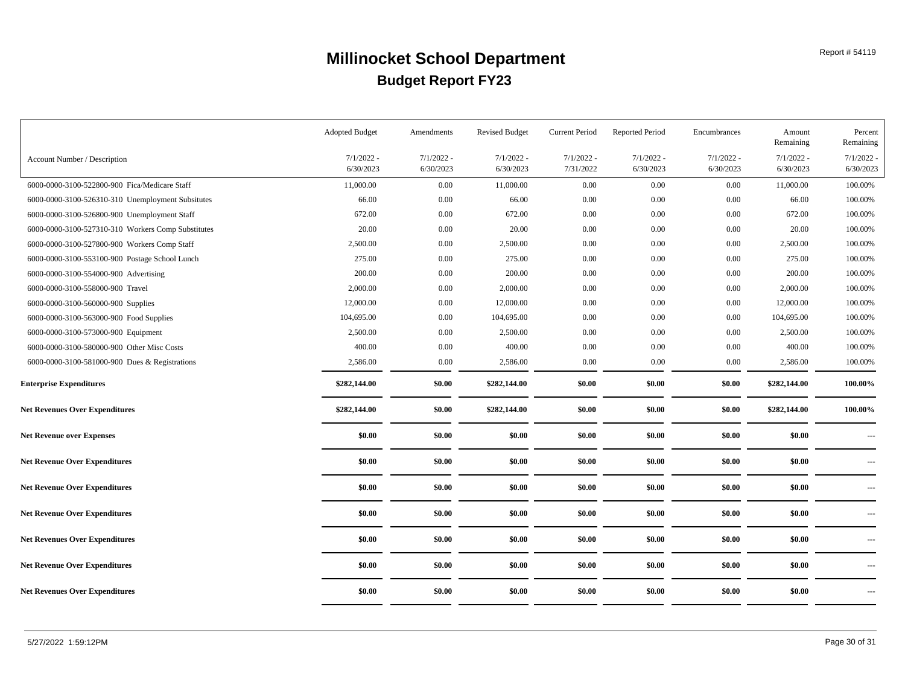# Millinocket School Department

## Budget Report FY23

Report # 54119

| Account Number / Description | Adopted Budget 7/1/2022 - 6/30/2023 | Amendments 7/1/2022 - 6/30/2023 | Revised Budget 7/1/2022 - 6/30/2023 | Current Period 7/1/2022 - 7/31/2022 | Reported Period 7/1/2022 - 6/30/2023 | Encumbrances 7/1/2022 - 6/30/2023 | Amount Remaining 7/1/2022 - 6/30/2023 | Percent Remaining 7/1/2022 - 6/30/2023 |
|---|---|---|---|---|---|---|---|---|
| 6000-0000-3100-522800-900 Fica/Medicare Staff | 11,000.00 | 0.00 | 11,000.00 | 0.00 | 0.00 | 0.00 | 11,000.00 | 100.00% |
| 6000-0000-3100-526310-310 Unemployment Subsitutes | 66.00 | 0.00 | 66.00 | 0.00 | 0.00 | 0.00 | 66.00 | 100.00% |
| 6000-0000-3100-526800-900 Unemployment Staff | 672.00 | 0.00 | 672.00 | 0.00 | 0.00 | 0.00 | 672.00 | 100.00% |
| 6000-0000-3100-527310-310 Workers Comp Substitutes | 20.00 | 0.00 | 20.00 | 0.00 | 0.00 | 0.00 | 20.00 | 100.00% |
| 6000-0000-3100-527800-900 Workers Comp Staff | 2,500.00 | 0.00 | 2,500.00 | 0.00 | 0.00 | 0.00 | 2,500.00 | 100.00% |
| 6000-0000-3100-553100-900 Postage School Lunch | 275.00 | 0.00 | 275.00 | 0.00 | 0.00 | 0.00 | 275.00 | 100.00% |
| 6000-0000-3100-554000-900 Advertising | 200.00 | 0.00 | 200.00 | 0.00 | 0.00 | 0.00 | 200.00 | 100.00% |
| 6000-0000-3100-558000-900 Travel | 2,000.00 | 0.00 | 2,000.00 | 0.00 | 0.00 | 0.00 | 2,000.00 | 100.00% |
| 6000-0000-3100-560000-900 Supplies | 12,000.00 | 0.00 | 12,000.00 | 0.00 | 0.00 | 0.00 | 12,000.00 | 100.00% |
| 6000-0000-3100-563000-900 Food Supplies | 104,695.00 | 0.00 | 104,695.00 | 0.00 | 0.00 | 0.00 | 104,695.00 | 100.00% |
| 6000-0000-3100-573000-900 Equipment | 2,500.00 | 0.00 | 2,500.00 | 0.00 | 0.00 | 0.00 | 2,500.00 | 100.00% |
| 6000-0000-3100-580000-900 Other Misc Costs | 400.00 | 0.00 | 400.00 | 0.00 | 0.00 | 0.00 | 400.00 | 100.00% |
| 6000-0000-3100-581000-900 Dues & Registrations | 2,586.00 | 0.00 | 2,586.00 | 0.00 | 0.00 | 0.00 | 2,586.00 | 100.00% |
| **Enterprise Expenditures** | **$282,144.00** | **$0.00** | **$282,144.00** | **$0.00** | **$0.00** | **$0.00** | **$282,144.00** | **100.00%** |
| **Net Revenues Over Expenditures** | **$282,144.00** | **$0.00** | **$282,144.00** | **$0.00** | **$0.00** | **$0.00** | **$282,144.00** | **100.00%** |
| **Net Revenue over Expenses** | **$0.00** | **$0.00** | **$0.00** | **$0.00** | **$0.00** | **$0.00** | **$0.00** | --- |
| **Net Revenue Over Expenditures** | **$0.00** | **$0.00** | **$0.00** | **$0.00** | **$0.00** | **$0.00** | **$0.00** | --- |
| **Net Revenue Over Expenditures** | **$0.00** | **$0.00** | **$0.00** | **$0.00** | **$0.00** | **$0.00** | **$0.00** | --- |
| **Net Revenue Over Expenditures** | **$0.00** | **$0.00** | **$0.00** | **$0.00** | **$0.00** | **$0.00** | **$0.00** | --- |
| **Net Revenues Over Expenditures** | **$0.00** | **$0.00** | **$0.00** | **$0.00** | **$0.00** | **$0.00** | **$0.00** | --- |
| **Net Revenue Over Expenditures** | **$0.00** | **$0.00** | **$0.00** | **$0.00** | **$0.00** | **$0.00** | **$0.00** | --- |
| **Net Revenues Over Expenditures** | **$0.00** | **$0.00** | **$0.00** | **$0.00** | **$0.00** | **$0.00** | **$0.00** | --- |

5/27/2022 1:59:12PM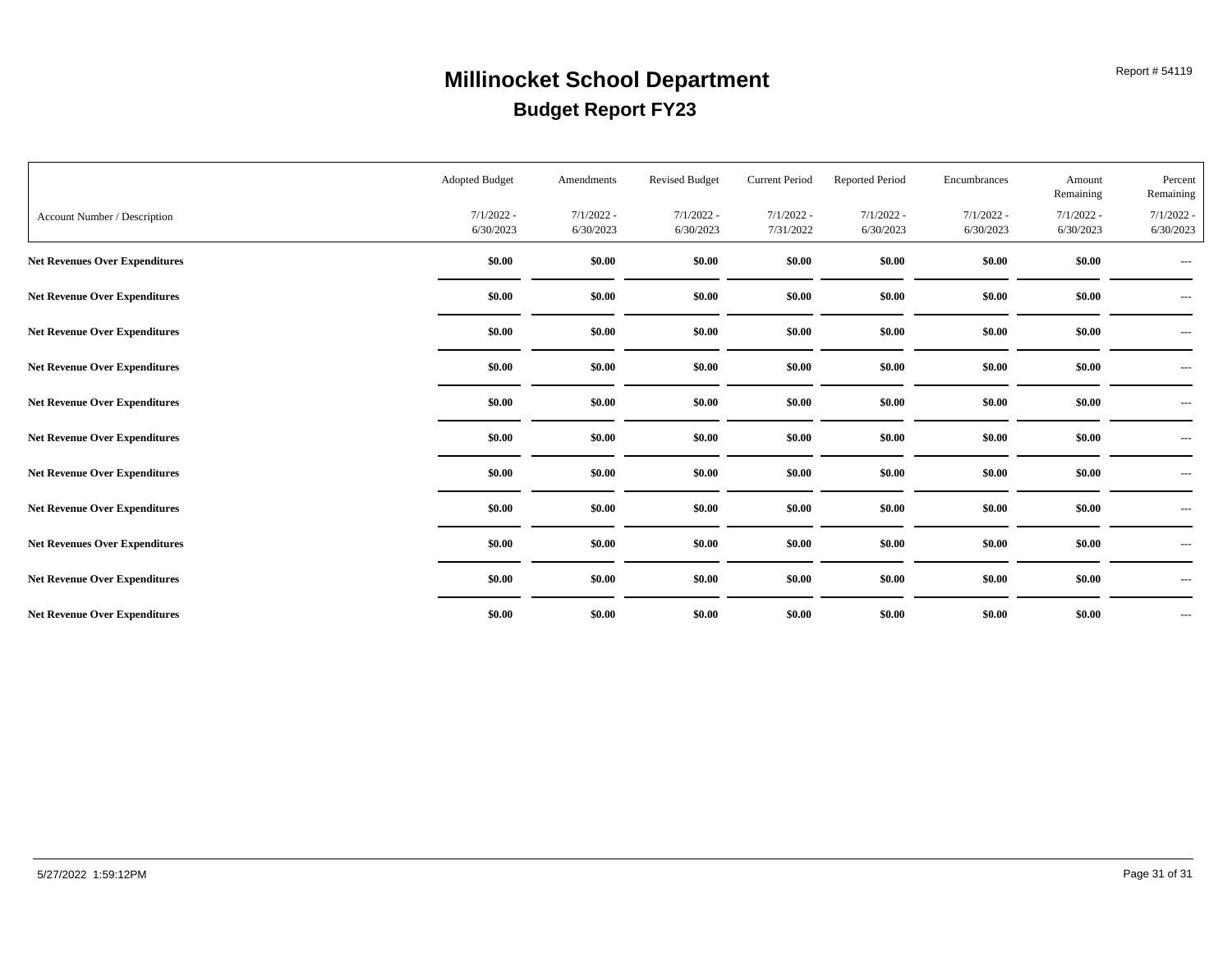# Millinocket School Department

## Budget Report FY23

Report # 54119

| Account Number / Description | Adopted Budget 7/1/2022 - 6/30/2023 | Amendments 7/1/2022 - 6/30/2023 | Revised Budget 7/1/2022 - 6/30/2023 | Current Period 7/1/2022 - 7/31/2022 | Reported Period 7/1/2022 - 6/30/2023 | Encumbrances 7/1/2022 - 6/30/2023 | Amount Remaining 7/1/2022 - 6/30/2023 | Percent Remaining 7/1/2022 - 6/30/2023 |
|---|---|---|---|---|---|---|---|---|
| **Net Revenues Over Expenditures** | **$0.00** | **$0.00** | **$0.00** | **$0.00** | **$0.00** | **$0.00** | **$0.00** | --- |
| **Net Revenue Over Expenditures** | **$0.00** | **$0.00** | **$0.00** | **$0.00** | **$0.00** | **$0.00** | **$0.00** | --- |
| **Net Revenue Over Expenditures** | **$0.00** | **$0.00** | **$0.00** | **$0.00** | **$0.00** | **$0.00** | **$0.00** | --- |
| **Net Revenue Over Expenditures** | **$0.00** | **$0.00** | **$0.00** | **$0.00** | **$0.00** | **$0.00** | **$0.00** | --- |
| **Net Revenue Over Expenditures** | **$0.00** | **$0.00** | **$0.00** | **$0.00** | **$0.00** | **$0.00** | **$0.00** | --- |
| **Net Revenue Over Expenditures** | **$0.00** | **$0.00** | **$0.00** | **$0.00** | **$0.00** | **$0.00** | **$0.00** | --- |
| **Net Revenue Over Expenditures** | **$0.00** | **$0.00** | **$0.00** | **$0.00** | **$0.00** | **$0.00** | **$0.00** | --- |
| **Net Revenue Over Expenditures** | **$0.00** | **$0.00** | **$0.00** | **$0.00** | **$0.00** | **$0.00** | **$0.00** | --- |
| **Net Revenues Over Expenditures** | **$0.00** | **$0.00** | **$0.00** | **$0.00** | **$0.00** | **$0.00** | **$0.00** | --- |
| **Net Revenue Over Expenditures** | **$0.00** | **$0.00** | **$0.00** | **$0.00** | **$0.00** | **$0.00** | **$0.00** | --- |
| **Net Revenue Over Expenditures** | **$0.00** | **$0.00** | **$0.00** | **$0.00** | **$0.00** | **$0.00** | **$0.00** | --- |

5/27/2022 1:59:12PM